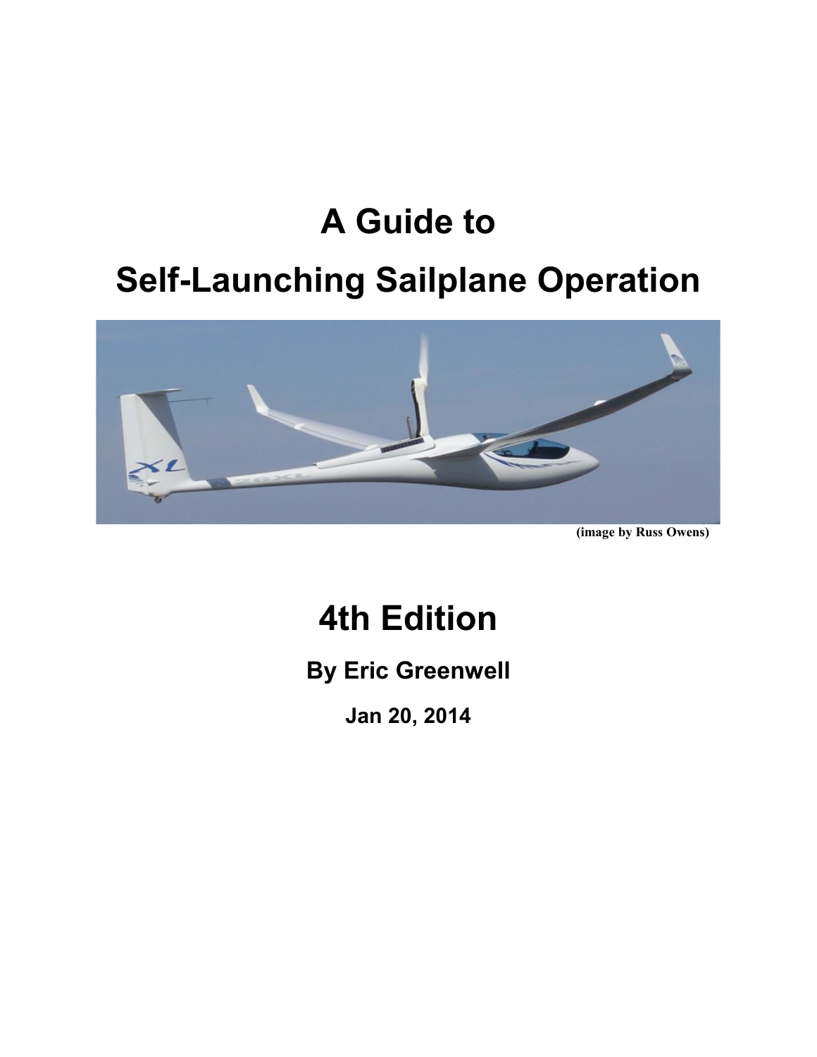# A Guide to

# Self-Launching Sailplane Operation

(image by Russ Owens)

# 4th Edition

**By Eric Greenwell**

**Jan 20, 2014**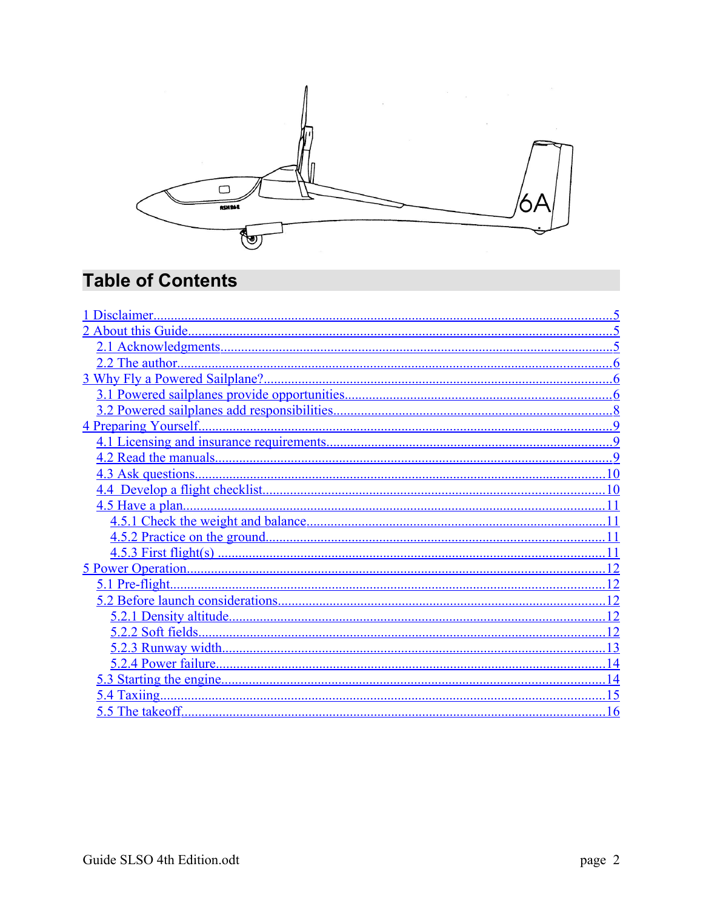# Table of Contents

- 1 Disclaimer.....5
- 2 About this Guide.....5
  - 2.1 Acknowledgments.....5
  - 2.2 The author.....6
- 3 Why Fly a Powered Sailplane?.....6
  - 3.1 Powered sailplanes provide opportunities.....6
  - 3.2 Powered sailplanes add responsibilities.....8
- 4 Preparing Yourself.....9
  - 4.1 Licensing and insurance requirements.....9
  - 4.2 Read the manuals.....9
  - 4.3 Ask questions.....10
  - 4.4 Develop a flight checklist.....10
  - 4.5 Have a plan.....11
    - 4.5.1 Check the weight and balance.....11
    - 4.5.2 Practice on the ground.....11
    - 4.5.3 First flight(s).....11
- 5 Power Operation.....12
  - 5.1 Pre-flight.....12
  - 5.2 Before launch considerations.....12
    - 5.2.1 Density altitude.....12
    - 5.2.2 Soft fields.....12
    - 5.2.3 Runway width.....13
    - 5.2.4 Power failure.....14
  - 5.3 Starting the engine.....14
  - 5.4 Taxiing.....15
  - 5.5 The takeoff.....16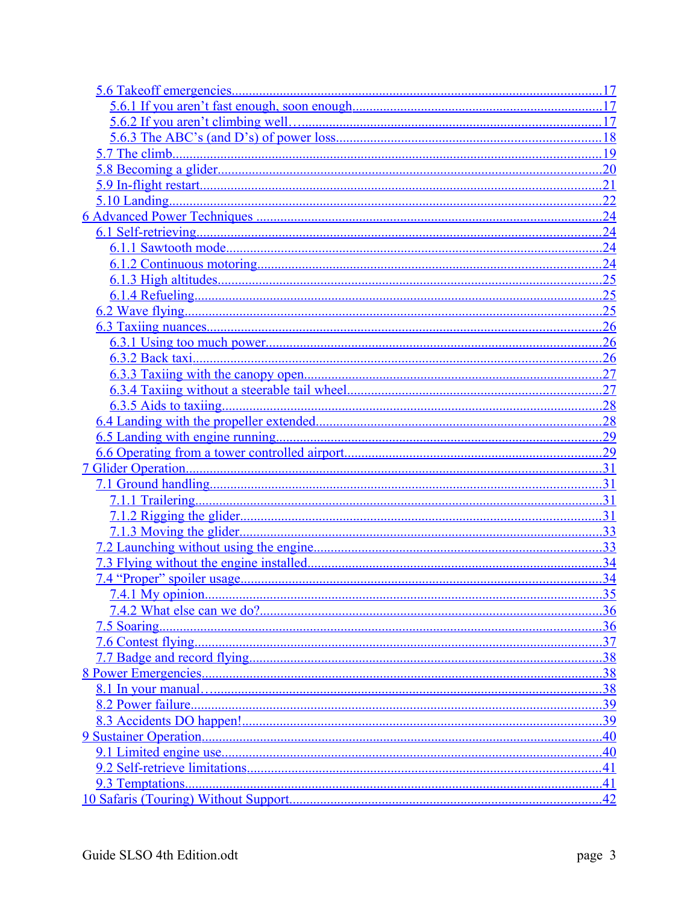- 5.6 Takeoff emergencies ... 17
  - 5.6.1 If you aren’t fast enough, soon enough ... 17
  - 5.6.2 If you aren’t climbing well… ... 17
  - 5.6.3 The ABC’s (and D’s) of power loss ... 18
- 5.7 The climb ... 19
- 5.8 Becoming a glider ... 20
- 5.9 In-flight restart ... 21
- 5.10 Landing ... 22

6 Advanced Power Techniques ... 24

- 6.1 Self-retrieving ... 24
  - 6.1.1 Sawtooth mode ... 24
  - 6.1.2 Continuous motoring ... 24
  - 6.1.3 High altitudes ... 25
  - 6.1.4 Refueling ... 25
- 6.2 Wave flying ... 25
- 6.3 Taxiing nuances ... 26
  - 6.3.1 Using too much power ... 26
  - 6.3.2 Back taxi ... 26
  - 6.3.3 Taxiing with the canopy open ... 27
  - 6.3.4 Taxiing without a steerable tail wheel ... 27
  - 6.3.5 Aids to taxiing ... 28
- 6.4 Landing with the propeller extended ... 28
- 6.5 Landing with engine running ... 29
- 6.6 Operating from a tower controlled airport ... 29

7 Glider Operation ... 31

- 7.1 Ground handling ... 31
  - 7.1.1 Trailering ... 31
  - 7.1.2 Rigging the glider ... 31
  - 7.1.3 Moving the glider ... 33
- 7.2 Launching without using the engine ... 33
- 7.3 Flying without the engine installed ... 34
- 7.4 “Proper” spoiler usage ... 34
  - 7.4.1 My opinion ... 35
  - 7.4.2 What else can we do? ... 36
- 7.5 Soaring ... 36
- 7.6 Contest flying ... 37
- 7.7 Badge and record flying ... 38

8 Power Emergencies ... 38

- 8.1 In your manual… ... 38
- 8.2 Power failure ... 39
- 8.3 Accidents DO happen! ... 39

9 Sustainer Operation ... 40

- 9.1 Limited engine use ... 40
- 9.2 Self-retrieve limitations ... 41
- 9.3 Temptations ... 41

10 Safaris (Touring) Without Support ... 42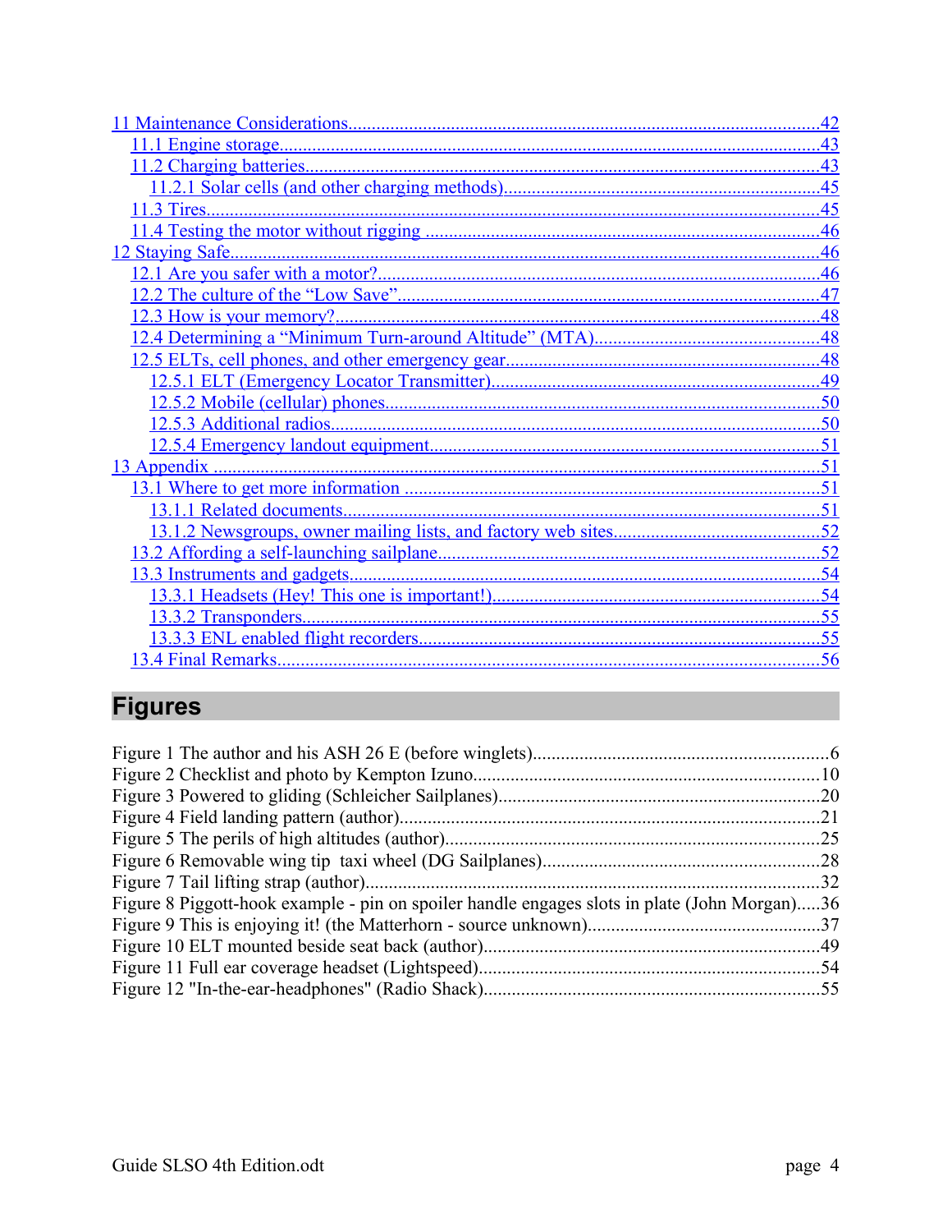[11 Maintenance Considerations....................................................................................................42](#)
  [11.1 Engine storage...................................................................................................................43](#)
  [11.2 Charging batteries...............................................................................................................43](#)
    [11.2.1 Solar cells (and other charging methods)...................................................................45](#)
  [11.3 Tires.....................................................................................................................................45](#)
  [11.4 Testing the motor without rigging ....................................................................................46](#)
[12 Staying Safe.............................................................................................................................46](#)
  [12.1 Are you safer with a motor?..............................................................................................46](#)
  [12.2 The culture of the "Low Save"..........................................................................................47](#)
  [12.3 How is your memory?.......................................................................................................48](#)
  [12.4 Determining a "Minimum Turn-around Altitude" (MTA)................................................48](#)
  [12.5 ELTs, cell phones, and other emergency gear..................................................................48](#)
    [12.5.1 ELT (Emergency Locator Transmitter).....................................................................49](#)
    [12.5.2 Mobile (cellular) phones............................................................................................50](#)
    [12.5.3 Additional radios........................................................................................................50](#)
    [12.5.4 Emergency landout equipment...................................................................................51](#)
[13 Appendix .................................................................................................................................51](#)
  [13.1 Where to get more information ........................................................................................51](#)
    [13.1.1 Related documents.....................................................................................................51](#)
    [13.1.2 Newsgroups, owner mailing lists, and factory web sites............................................52](#)
  [13.2 Affording a self-launching sailplane.................................................................................52](#)
  [13.3 Instruments and gadgets....................................................................................................54](#)
    [13.3.1 Headsets (Hey! This one is important!).....................................................................54](#)
    [13.3.2 Transponders..............................................................................................................55](#)
    [13.3.3 ENL enabled flight recorders.....................................................................................55](#)
  [13.4 Final Remarks....................................................................................................................56](#)

# Figures

Figure 1 The author and his ASH 26 E (before winglets)...............................................................6
Figure 2 Checklist and photo by Kempton Izuno..........................................................................10
Figure 3 Powered to gliding (Schleicher Sailplanes).....................................................................20
Figure 4 Field landing pattern (author)..........................................................................................21
Figure 5 The perils of high altitudes (author)................................................................................25
Figure 6 Removable wing tip taxi wheel (DG Sailplanes)............................................................28
Figure 7 Tail lifting strap (author).................................................................................................32
Figure 8 Piggott-hook example - pin on spoiler handle engages slots in plate (John Morgan).....36
Figure 9 This is enjoying it! (the Matterhorn - source unknown).................................................37
Figure 10 ELT mounted beside seat back (author)........................................................................49
Figure 11 Full ear coverage headset (Lightspeed).........................................................................54
Figure 12 "In-the-ear-headphones" (Radio Shack)........................................................................55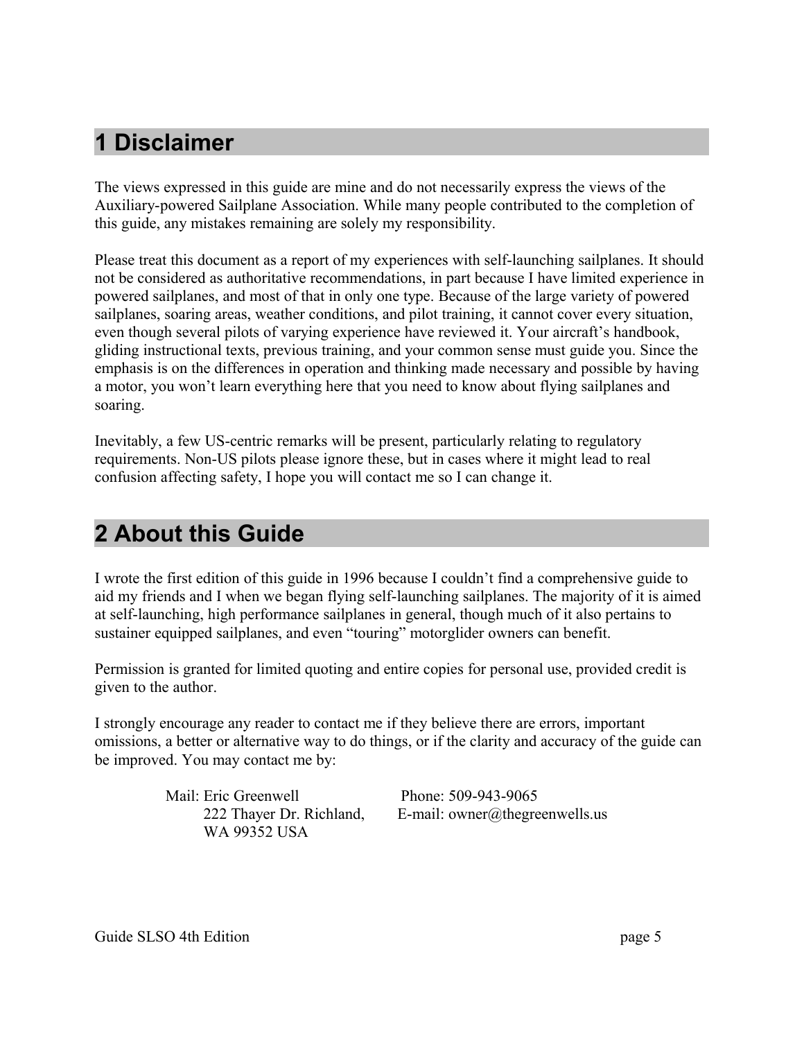# 1 Disclaimer

The views expressed in this guide are mine and do not necessarily express the views of the Auxiliary-powered Sailplane Association. While many people contributed to the completion of this guide, any mistakes remaining are solely my responsibility.

Please treat this document as a report of my experiences with self-launching sailplanes. It should not be considered as authoritative recommendations, in part because I have limited experience in powered sailplanes, and most of that in only one type. Because of the large variety of powered sailplanes, soaring areas, weather conditions, and pilot training, it cannot cover every situation, even though several pilots of varying experience have reviewed it. Your aircraft's handbook, gliding instructional texts, previous training, and your common sense must guide you. Since the emphasis is on the differences in operation and thinking made necessary and possible by having a motor, you won't learn everything here that you need to know about flying sailplanes and soaring.

Inevitably, a few US-centric remarks will be present, particularly relating to regulatory requirements. Non-US pilots please ignore these, but in cases where it might lead to real confusion affecting safety, I hope you will contact me so I can change it.

# 2 About this Guide

I wrote the first edition of this guide in 1996 because I couldn't find a comprehensive guide to aid my friends and I when we began flying self-launching sailplanes. The majority of it is aimed at self-launching, high performance sailplanes in general, though much of it also pertains to sustainer equipped sailplanes, and even "touring" motorglider owners can benefit.

Permission is granted for limited quoting and entire copies for personal use, provided credit is given to the author.

I strongly encourage any reader to contact me if they believe there are errors, important omissions, a better or alternative way to do things, or if the clarity and accuracy of the guide can be improved. You may contact me by:

Mail: Eric Greenwell
222 Thayer Dr. Richland,
WA 99352 USA

Phone: 509-943-9065
E-mail: owner@thegreenwells.us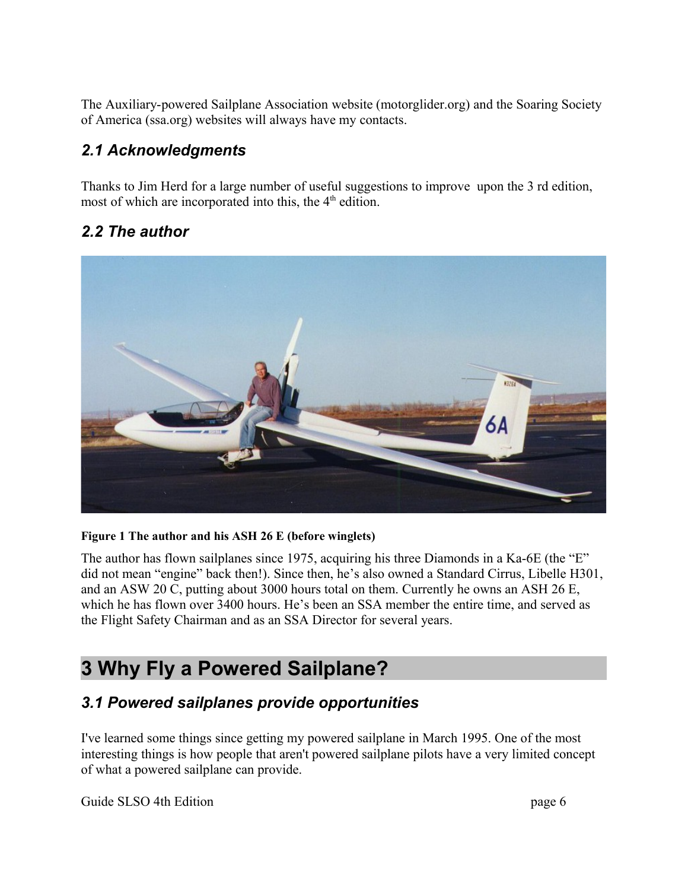The Auxiliary-powered Sailplane Association website (motorglider.org) and the Soaring Society of America (ssa.org) websites will always have my contacts.

### *2.1 Acknowledgments*

Thanks to Jim Herd for a large number of useful suggestions to improve upon the 3 rd edition, most of which are incorporated into this, the 4th edition.

### *2.2 The author*

**Figure 1 The author and his ASH 26 E (before winglets)**

The author has flown sailplanes since 1975, acquiring his three Diamonds in a Ka-6E (the "E" did not mean "engine" back then!). Since then, he's also owned a Standard Cirrus, Libelle H301, and an ASW 20 C, putting about 3000 hours total on them. Currently he owns an ASH 26 E, which he has flown over 3400 hours. He's been an SSA member the entire time, and served as the Flight Safety Chairman and as an SSA Director for several years.

## 3 Why Fly a Powered Sailplane?

### *3.1 Powered sailplanes provide opportunities*

I've learned some things since getting my powered sailplane in March 1995. One of the most interesting things is how people that aren't powered sailplane pilots have a very limited concept of what a powered sailplane can provide.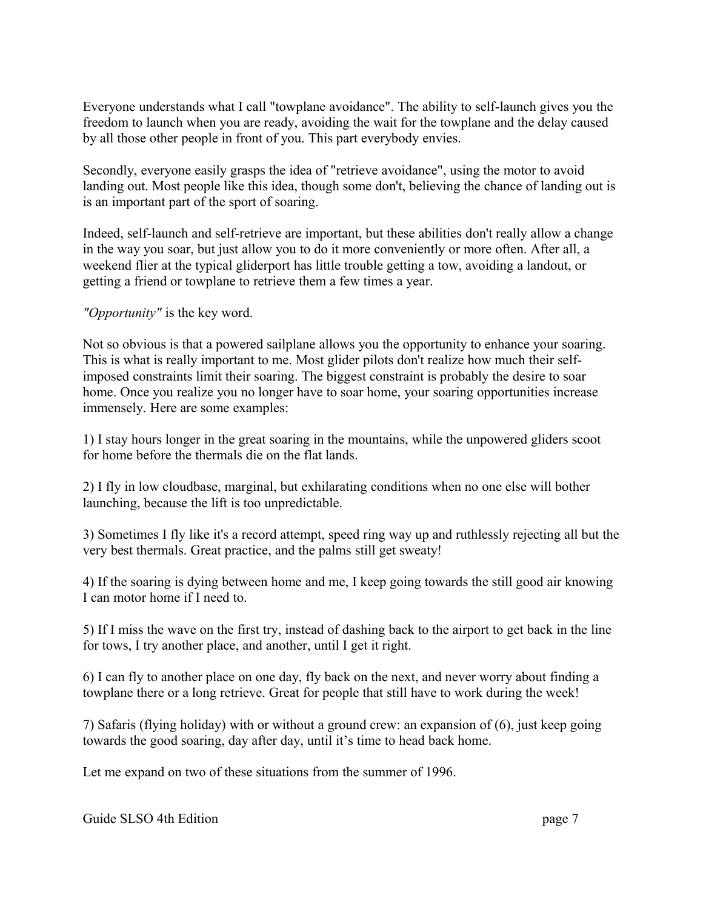Everyone understands what I call "towplane avoidance". The ability to self-launch gives you the freedom to launch when you are ready, avoiding the wait for the towplane and the delay caused by all those other people in front of you. This part everybody envies.

Secondly, everyone easily grasps the idea of "retrieve avoidance", using the motor to avoid landing out. Most people like this idea, though some don't, believing the chance of landing out is is an important part of the sport of soaring.

Indeed, self-launch and self-retrieve are important, but these abilities don't really allow a change in the way you soar, but just allow you to do it more conveniently or more often. After all, a weekend flier at the typical gliderport has little trouble getting a tow, avoiding a landout, or getting a friend or towplane to retrieve them a few times a year.

*"Opportunity"* is the key word.

Not so obvious is that a powered sailplane allows you the opportunity to enhance your soaring. This is what is really important to me. Most glider pilots don't realize how much their self-imposed constraints limit their soaring. The biggest constraint is probably the desire to soar home. Once you realize you no longer have to soar home, your soaring opportunities increase immensely. Here are some examples:

1) I stay hours longer in the great soaring in the mountains, while the unpowered gliders scoot for home before the thermals die on the flat lands.

2) I fly in low cloudbase, marginal, but exhilarating conditions when no one else will bother launching, because the lift is too unpredictable.

3) Sometimes I fly like it's a record attempt, speed ring way up and ruthlessly rejecting all but the very best thermals. Great practice, and the palms still get sweaty!

4) If the soaring is dying between home and me, I keep going towards the still good air knowing I can motor home if I need to.

5) If I miss the wave on the first try, instead of dashing back to the airport to get back in the line for tows, I try another place, and another, until I get it right.

6) I can fly to another place on one day, fly back on the next, and never worry about finding a towplane there or a long retrieve. Great for people that still have to work during the week!

7) Safaris (flying holiday) with or without a ground crew: an expansion of (6), just keep going towards the good soaring, day after day, until it's time to head back home.

Let me expand on two of these situations from the summer of 1996.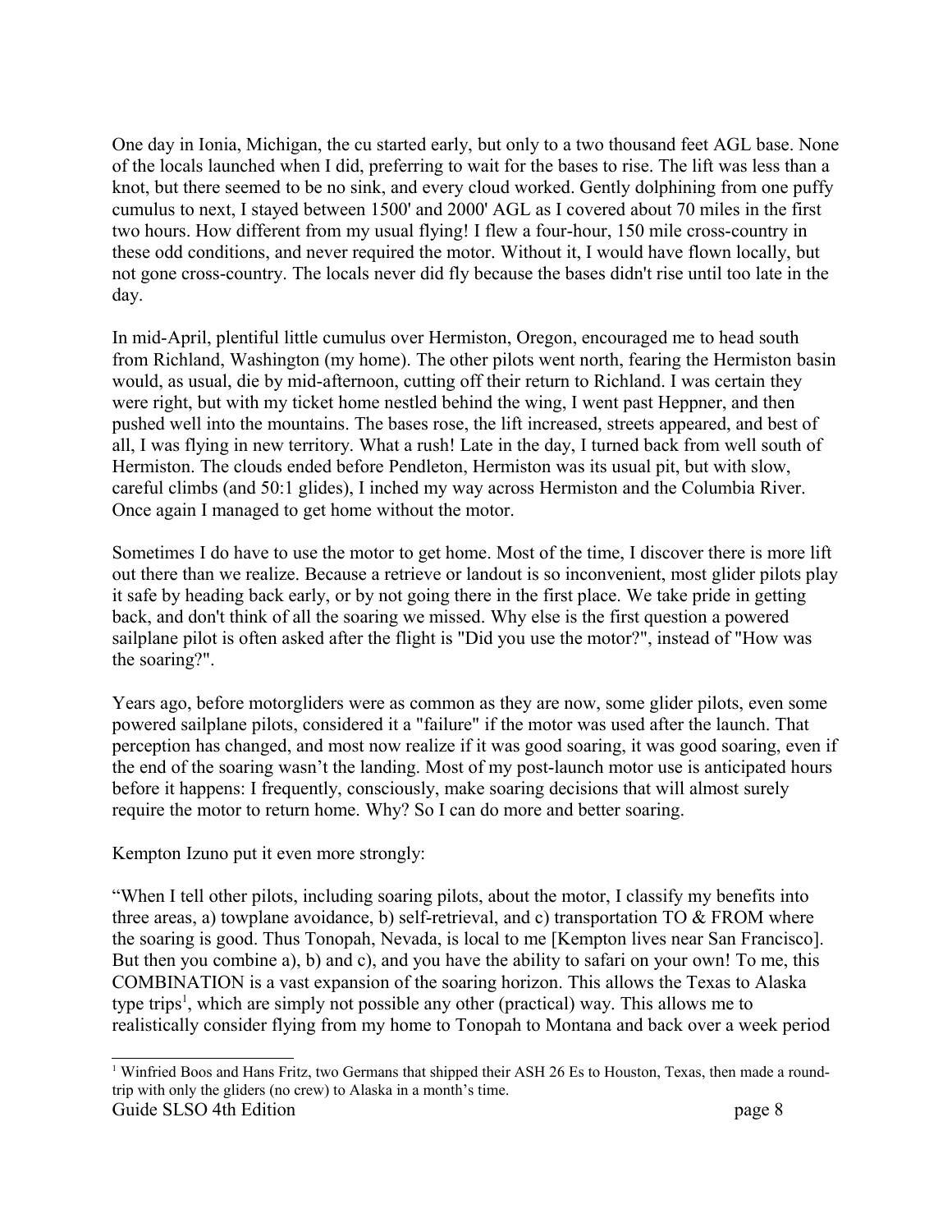One day in Ionia, Michigan, the cu started early, but only to a two thousand feet AGL base. None of the locals launched when I did, preferring to wait for the bases to rise. The lift was less than a knot, but there seemed to be no sink, and every cloud worked. Gently dolphining from one puffy cumulus to next, I stayed between 1500' and 2000' AGL as I covered about 70 miles in the first two hours. How different from my usual flying! I flew a four-hour, 150 mile cross-country in these odd conditions, and never required the motor. Without it, I would have flown locally, but not gone cross-country. The locals never did fly because the bases didn't rise until too late in the day.

In mid-April, plentiful little cumulus over Hermiston, Oregon, encouraged me to head south from Richland, Washington (my home). The other pilots went north, fearing the Hermiston basin would, as usual, die by mid-afternoon, cutting off their return to Richland. I was certain they were right, but with my ticket home nestled behind the wing, I went past Heppner, and then pushed well into the mountains. The bases rose, the lift increased, streets appeared, and best of all, I was flying in new territory. What a rush! Late in the day, I turned back from well south of Hermiston. The clouds ended before Pendleton, Hermiston was its usual pit, but with slow, careful climbs (and 50:1 glides), I inched my way across Hermiston and the Columbia River. Once again I managed to get home without the motor.

Sometimes I do have to use the motor to get home. Most of the time, I discover there is more lift out there than we realize. Because a retrieve or landout is so inconvenient, most glider pilots play it safe by heading back early, or by not going there in the first place. We take pride in getting back, and don't think of all the soaring we missed. Why else is the first question a powered sailplane pilot is often asked after the flight is "Did you use the motor?", instead of "How was the soaring?".

Years ago, before motorgliders were as common as they are now, some glider pilots, even some powered sailplane pilots, considered it a "failure" if the motor was used after the launch. That perception has changed, and most now realize if it was good soaring, it was good soaring, even if the end of the soaring wasn't the landing. Most of my post-launch motor use is anticipated hours before it happens: I frequently, consciously, make soaring decisions that will almost surely require the motor to return home. Why? So I can do more and better soaring.

Kempton Izuno put it even more strongly:

"When I tell other pilots, including soaring pilots, about the motor, I classify my benefits into three areas, a) towplane avoidance, b) self-retrieval, and c) transportation TO & FROM where the soaring is good. Thus Tonopah, Nevada, is local to me [Kempton lives near San Francisco]. But then you combine a), b) and c), and you have the ability to safari on your own! To me, this COMBINATION is a vast expansion of the soaring horizon. This allows the Texas to Alaska type trips[1], which are simply not possible any other (practical) way. This allows me to realistically consider flying from my home to Tonopah to Montana and back over a week period

[1] Winfried Boos and Hans Fritz, two Germans that shipped their ASH 26 Es to Houston, Texas, then made a round-trip with only the gliders (no crew) to Alaska in a month's time.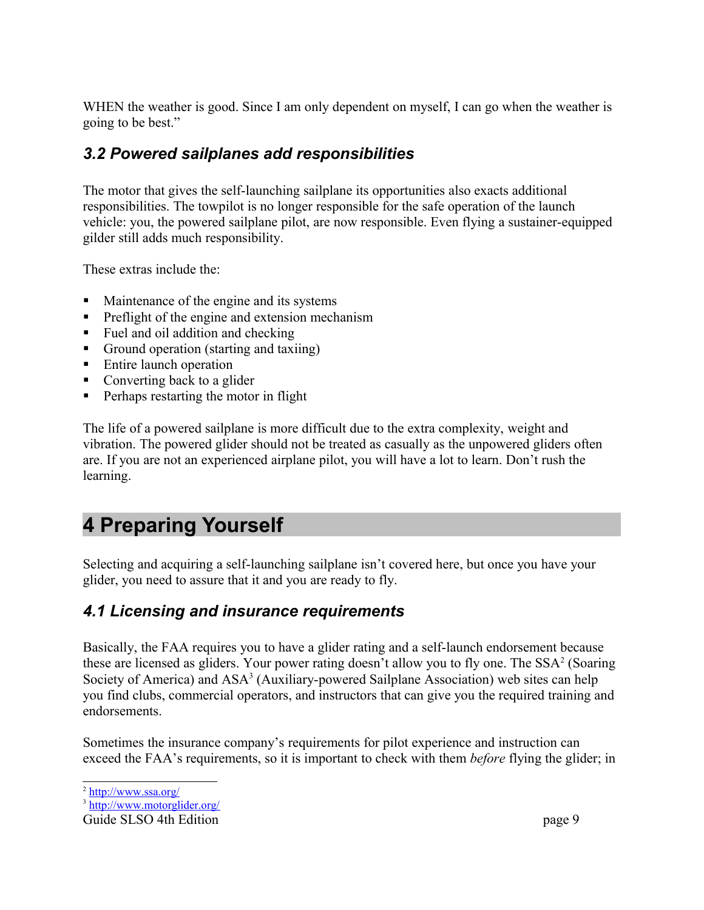WHEN the weather is good. Since I am only dependent on myself, I can go when the weather is going to be best."

### *3.2 Powered sailplanes add responsibilities*

The motor that gives the self-launching sailplane its opportunities also exacts additional responsibilities. The towpilot is no longer responsible for the safe operation of the launch vehicle: you, the powered sailplane pilot, are now responsible. Even flying a sustainer-equipped gilder still adds much responsibility.

These extras include the:

- Maintenance of the engine and its systems
- Preflight of the engine and extension mechanism
- Fuel and oil addition and checking
- Ground operation (starting and taxiing)
- Entire launch operation
- Converting back to a glider
- Perhaps restarting the motor in flight

The life of a powered sailplane is more difficult due to the extra complexity, weight and vibration. The powered glider should not be treated as casually as the unpowered gliders often are. If you are not an experienced airplane pilot, you will have a lot to learn. Don't rush the learning.

## 4 Preparing Yourself

Selecting and acquiring a self-launching sailplane isn't covered here, but once you have your glider, you need to assure that it and you are ready to fly.

### *4.1 Licensing and insurance requirements*

Basically, the FAA requires you to have a glider rating and a self-launch endorsement because these are licensed as gliders. Your power rating doesn't allow you to fly one. The SSA[2] (Soaring Society of America) and ASA[3] (Auxiliary-powered Sailplane Association) web sites can help you find clubs, commercial operators, and instructors that can give you the required training and endorsements.

Sometimes the insurance company's requirements for pilot experience and instruction can exceed the FAA's requirements, so it is important to check with them *before* flying the glider; in

[2] http://www.ssa.org/

[3] http://www.motorglider.org/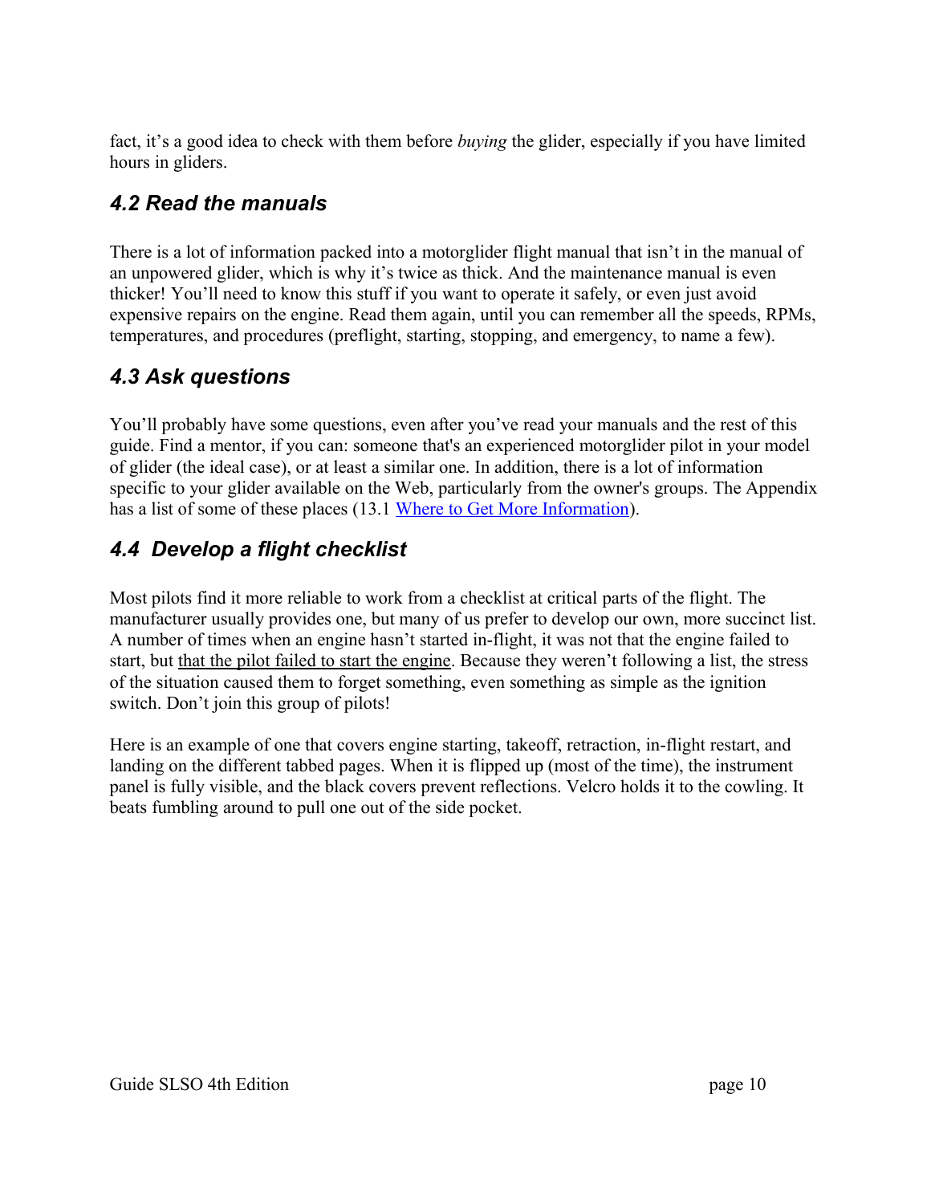fact, it's a good idea to check with them before *buying* the glider, especially if you have limited hours in gliders.

### *4.2 Read the manuals*

There is a lot of information packed into a motorglider flight manual that isn't in the manual of an unpowered glider, which is why it's twice as thick. And the maintenance manual is even thicker! You'll need to know this stuff if you want to operate it safely, or even just avoid expensive repairs on the engine. Read them again, until you can remember all the speeds, RPMs, temperatures, and procedures (preflight, starting, stopping, and emergency, to name a few).

### *4.3 Ask questions*

You'll probably have some questions, even after you've read your manuals and the rest of this guide. Find a mentor, if you can: someone that's an experienced motorglider pilot in your model of glider (the ideal case), or at least a similar one. In addition, there is a lot of information specific to your glider available on the Web, particularly from the owner's groups. The Appendix has a list of some of these places (13.1 Where to Get More Information).

### *4.4 Develop a flight checklist*

Most pilots find it more reliable to work from a checklist at critical parts of the flight. The manufacturer usually provides one, but many of us prefer to develop our own, more succinct list. A number of times when an engine hasn't started in-flight, it was not that the engine failed to start, but that the pilot failed to start the engine. Because they weren't following a list, the stress of the situation caused them to forget something, even something as simple as the ignition switch. Don't join this group of pilots!

Here is an example of one that covers engine starting, takeoff, retraction, in-flight restart, and landing on the different tabbed pages. When it is flipped up (most of the time), the instrument panel is fully visible, and the black covers prevent reflections. Velcro holds it to the cowling. It beats fumbling around to pull one out of the side pocket.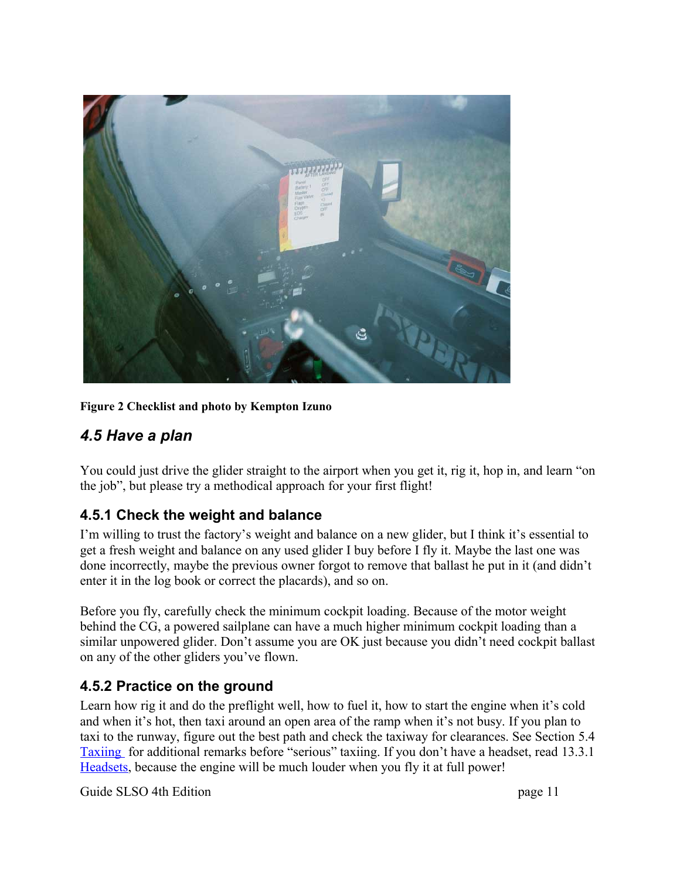**Figure 2 Checklist and photo by Kempton Izuno**

## *4.5 Have a plan*

You could just drive the glider straight to the airport when you get it, rig it, hop in, and learn "on the job", but please try a methodical approach for your first flight!

### 4.5.1 Check the weight and balance

I'm willing to trust the factory's weight and balance on a new glider, but I think it's essential to get a fresh weight and balance on any used glider I buy before I fly it. Maybe the last one was done incorrectly, maybe the previous owner forgot to remove that ballast he put in it (and didn't enter it in the log book or correct the placards), and so on.

Before you fly, carefully check the minimum cockpit loading. Because of the motor weight behind the CG, a powered sailplane can have a much higher minimum cockpit loading than a similar unpowered glider. Don't assume you are OK just because you didn't need cockpit ballast on any of the other gliders you've flown.

### 4.5.2 Practice on the ground

Learn how rig it and do the preflight well, how to fuel it, how to start the engine when it's cold and when it's hot, then taxi around an open area of the ramp when it's not busy. If you plan to taxi to the runway, figure out the best path and check the taxiway for clearances. See Section 5.4 Taxiing for additional remarks before "serious" taxiing. If you don't have a headset, read 13.3.1 Headsets, because the engine will be much louder when you fly it at full power!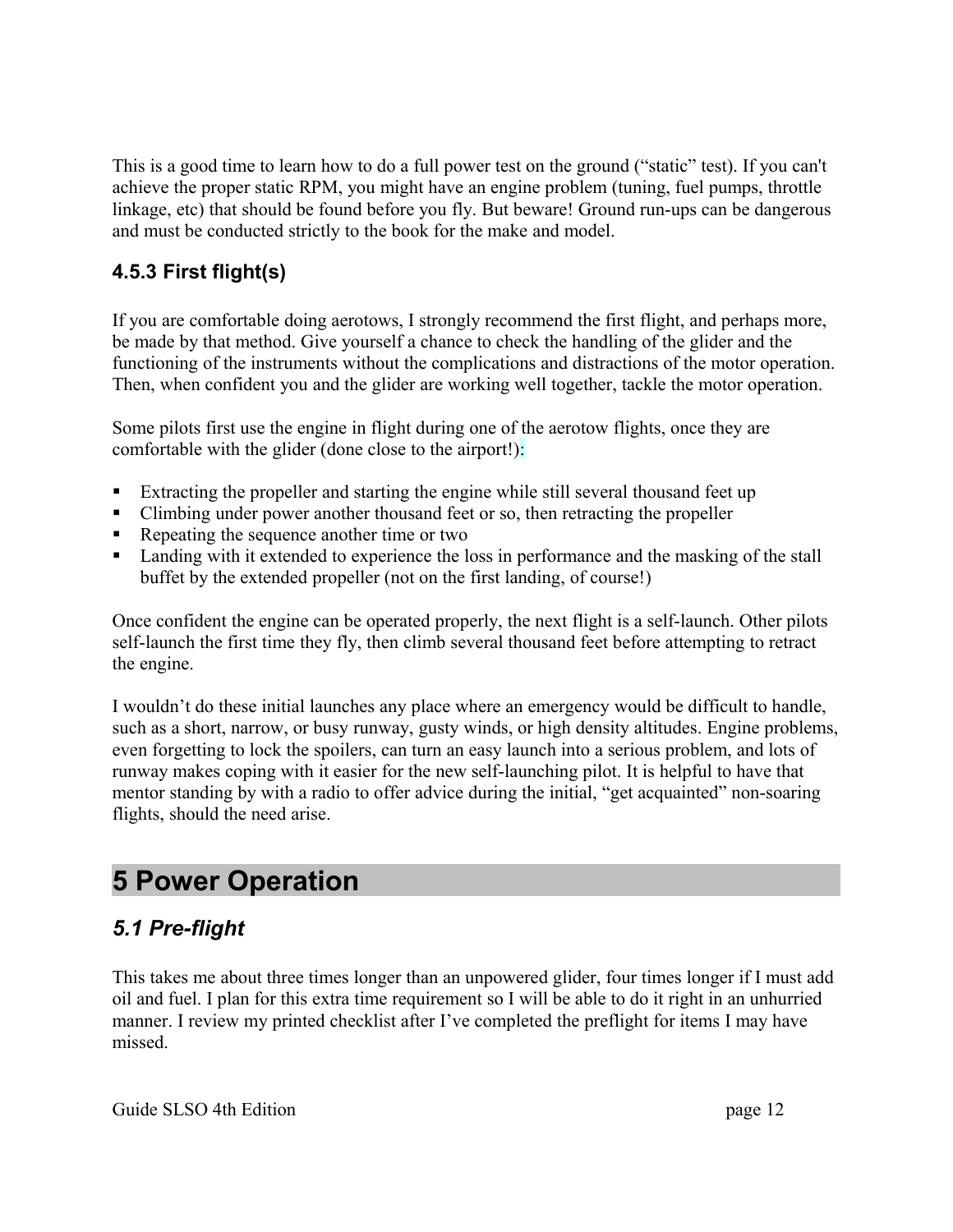This is a good time to learn how to do a full power test on the ground ("static" test). If you can't achieve the proper static RPM, you might have an engine problem (tuning, fuel pumps, throttle linkage, etc) that should be found before you fly. But beware! Ground run-ups can be dangerous and must be conducted strictly to the book for the make and model.

### 4.5.3 First flight(s)

If you are comfortable doing aerotows, I strongly recommend the first flight, and perhaps more, be made by that method. Give yourself a chance to check the handling of the glider and the functioning of the instruments without the complications and distractions of the motor operation. Then, when confident you and the glider are working well together, tackle the motor operation.

Some pilots first use the engine in flight during one of the aerotow flights, once they are comfortable with the glider (done close to the airport!):

- Extracting the propeller and starting the engine while still several thousand feet up
- Climbing under power another thousand feet or so, then retracting the propeller
- Repeating the sequence another time or two
- Landing with it extended to experience the loss in performance and the masking of the stall buffet by the extended propeller (not on the first landing, of course!)

Once confident the engine can be operated properly, the next flight is a self-launch. Other pilots self-launch the first time they fly, then climb several thousand feet before attempting to retract the engine.

I wouldn't do these initial launches any place where an emergency would be difficult to handle, such as a short, narrow, or busy runway, gusty winds, or high density altitudes. Engine problems, even forgetting to lock the spoilers, can turn an easy launch into a serious problem, and lots of runway makes coping with it easier for the new self-launching pilot. It is helpful to have that mentor standing by with a radio to offer advice during the initial, "get acquainted" non-soaring flights, should the need arise.

# 5 Power Operation

## *5.1 Pre-flight*

This takes me about three times longer than an unpowered glider, four times longer if I must add oil and fuel. I plan for this extra time requirement so I will be able to do it right in an unhurried manner. I review my printed checklist after I've completed the preflight for items I may have missed.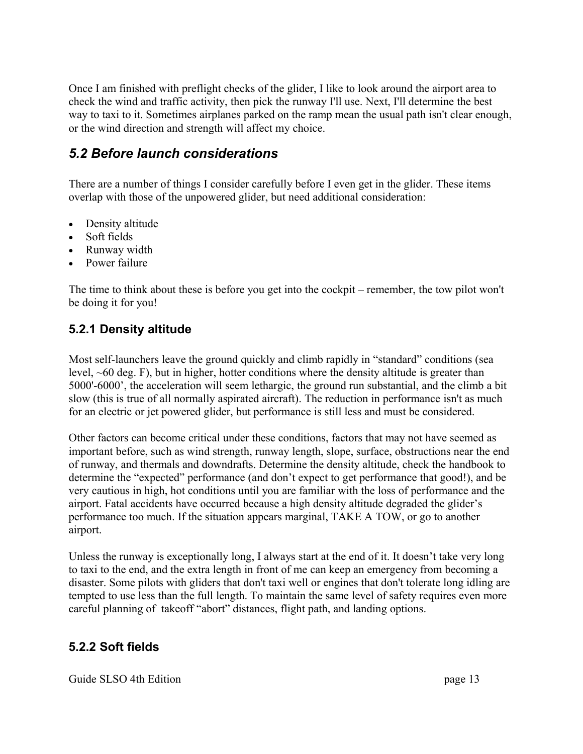Once I am finished with preflight checks of the glider, I like to look around the airport area to check the wind and traffic activity, then pick the runway I'll use. Next, I'll determine the best way to taxi to it. Sometimes airplanes parked on the ramp mean the usual path isn't clear enough, or the wind direction and strength will affect my choice.

## *5.2 Before launch considerations*

There are a number of things I consider carefully before I even get in the glider. These items overlap with those of the unpowered glider, but need additional consideration:

- Density altitude
- Soft fields
- Runway width
- Power failure

The time to think about these is before you get into the cockpit – remember, the tow pilot won't be doing it for you!

### 5.2.1 Density altitude

Most self-launchers leave the ground quickly and climb rapidly in "standard" conditions (sea level, ~60 deg. F), but in higher, hotter conditions where the density altitude is greater than 5000'-6000', the acceleration will seem lethargic, the ground run substantial, and the climb a bit slow (this is true of all normally aspirated aircraft). The reduction in performance isn't as much for an electric or jet powered glider, but performance is still less and must be considered.

Other factors can become critical under these conditions, factors that may not have seemed as important before, such as wind strength, runway length, slope, surface, obstructions near the end of runway, and thermals and downdrafts. Determine the density altitude, check the handbook to determine the "expected" performance (and don't expect to get performance that good!), and be very cautious in high, hot conditions until you are familiar with the loss of performance and the airport. Fatal accidents have occurred because a high density altitude degraded the glider's performance too much. If the situation appears marginal, TAKE A TOW, or go to another airport.

Unless the runway is exceptionally long, I always start at the end of it. It doesn't take very long to taxi to the end, and the extra length in front of me can keep an emergency from becoming a disaster. Some pilots with gliders that don't taxi well or engines that don't tolerate long idling are tempted to use less than the full length. To maintain the same level of safety requires even more careful planning of takeoff "abort" distances, flight path, and landing options.

### 5.2.2 Soft fields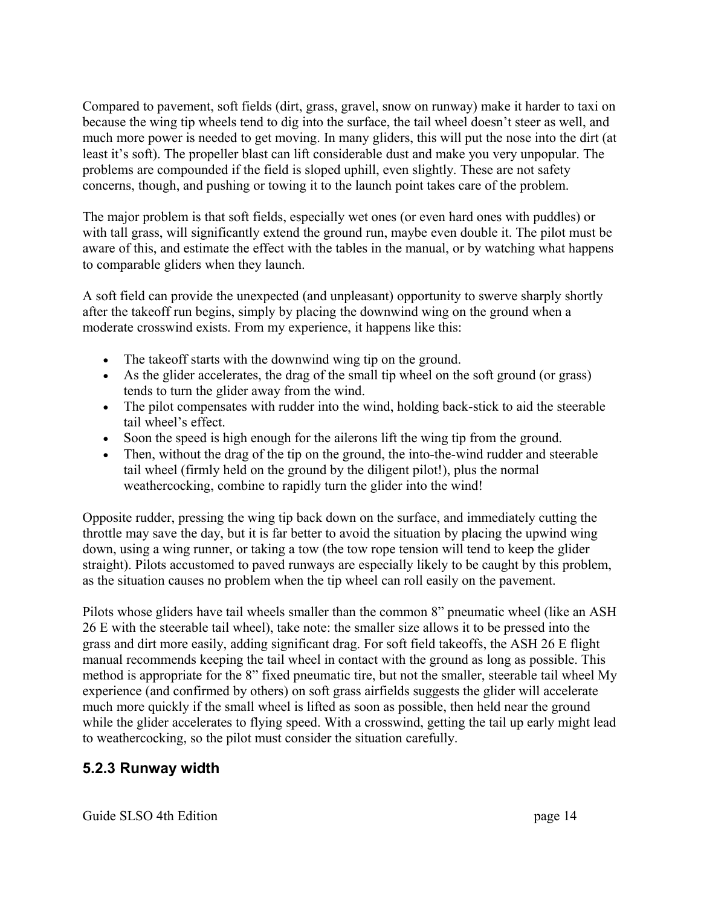Compared to pavement, soft fields (dirt, grass, gravel, snow on runway) make it harder to taxi on because the wing tip wheels tend to dig into the surface, the tail wheel doesn't steer as well, and much more power is needed to get moving. In many gliders, this will put the nose into the dirt (at least it's soft). The propeller blast can lift considerable dust and make you very unpopular. The problems are compounded if the field is sloped uphill, even slightly. These are not safety concerns, though, and pushing or towing it to the launch point takes care of the problem.

The major problem is that soft fields, especially wet ones (or even hard ones with puddles) or with tall grass, will significantly extend the ground run, maybe even double it. The pilot must be aware of this, and estimate the effect with the tables in the manual, or by watching what happens to comparable gliders when they launch.

A soft field can provide the unexpected (and unpleasant) opportunity to swerve sharply shortly after the takeoff run begins, simply by placing the downwind wing on the ground when a moderate crosswind exists. From my experience, it happens like this:

- The takeoff starts with the downwind wing tip on the ground.
- As the glider accelerates, the drag of the small tip wheel on the soft ground (or grass) tends to turn the glider away from the wind.
- The pilot compensates with rudder into the wind, holding back-stick to aid the steerable tail wheel's effect.
- Soon the speed is high enough for the ailerons lift the wing tip from the ground.
- Then, without the drag of the tip on the ground, the into-the-wind rudder and steerable tail wheel (firmly held on the ground by the diligent pilot!), plus the normal weathercocking, combine to rapidly turn the glider into the wind!

Opposite rudder, pressing the wing tip back down on the surface, and immediately cutting the throttle may save the day, but it is far better to avoid the situation by placing the upwind wing down, using a wing runner, or taking a tow (the tow rope tension will tend to keep the glider straight). Pilots accustomed to paved runways are especially likely to be caught by this problem, as the situation causes no problem when the tip wheel can roll easily on the pavement.

Pilots whose gliders have tail wheels smaller than the common 8" pneumatic wheel (like an ASH 26 E with the steerable tail wheel), take note: the smaller size allows it to be pressed into the grass and dirt more easily, adding significant drag. For soft field takeoffs, the ASH 26 E flight manual recommends keeping the tail wheel in contact with the ground as long as possible. This method is appropriate for the 8" fixed pneumatic tire, but not the smaller, steerable tail wheel My experience (and confirmed by others) on soft grass airfields suggests the glider will accelerate much more quickly if the small wheel is lifted as soon as possible, then held near the ground while the glider accelerates to flying speed. With a crosswind, getting the tail up early might lead to weathercocking, so the pilot must consider the situation carefully.

### 5.2.3 Runway width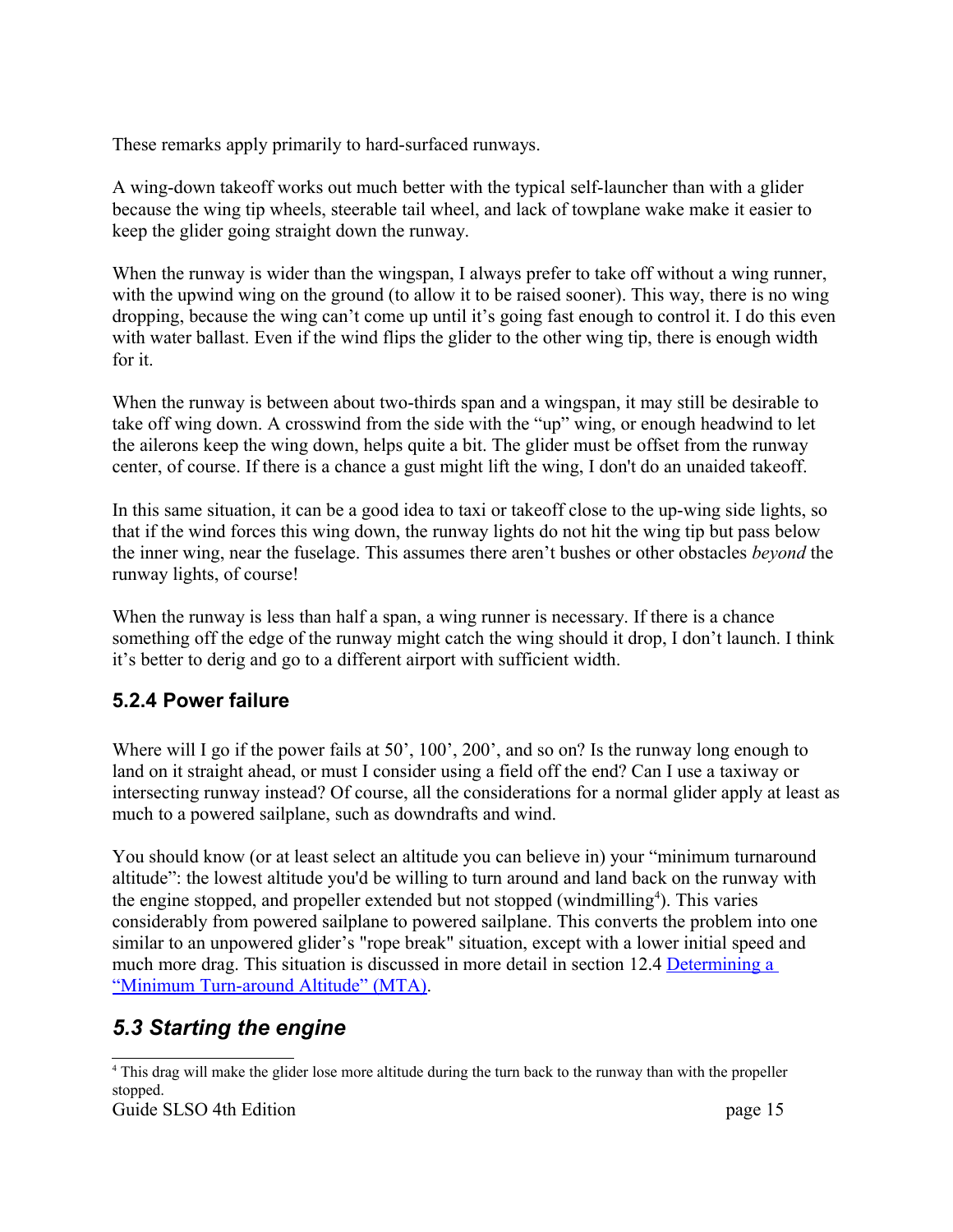These remarks apply primarily to hard-surfaced runways.

A wing-down takeoff works out much better with the typical self-launcher than with a glider because the wing tip wheels, steerable tail wheel, and lack of towplane wake make it easier to keep the glider going straight down the runway.

When the runway is wider than the wingspan, I always prefer to take off without a wing runner, with the upwind wing on the ground (to allow it to be raised sooner). This way, there is no wing dropping, because the wing can't come up until it's going fast enough to control it. I do this even with water ballast. Even if the wind flips the glider to the other wing tip, there is enough width for it.

When the runway is between about two-thirds span and a wingspan, it may still be desirable to take off wing down. A crosswind from the side with the "up" wing, or enough headwind to let the ailerons keep the wing down, helps quite a bit. The glider must be offset from the runway center, of course. If there is a chance a gust might lift the wing, I don't do an unaided takeoff.

In this same situation, it can be a good idea to taxi or takeoff close to the up-wing side lights, so that if the wind forces this wing down, the runway lights do not hit the wing tip but pass below the inner wing, near the fuselage. This assumes there aren't bushes or other obstacles *beyond* the runway lights, of course!

When the runway is less than half a span, a wing runner is necessary. If there is a chance something off the edge of the runway might catch the wing should it drop, I don't launch. I think it's better to derig and go to a different airport with sufficient width.

### 5.2.4 Power failure

Where will I go if the power fails at 50', 100', 200', and so on? Is the runway long enough to land on it straight ahead, or must I consider using a field off the end? Can I use a taxiway or intersecting runway instead? Of course, all the considerations for a normal glider apply at least as much to a powered sailplane, such as downdrafts and wind.

You should know (or at least select an altitude you can believe in) your "minimum turnaround altitude": the lowest altitude you'd be willing to turn around and land back on the runway with the engine stopped, and propeller extended but not stopped (windmilling[4]). This varies considerably from powered sailplane to powered sailplane. This converts the problem into one similar to an unpowered glider's "rope break" situation, except with a lower initial speed and much more drag. This situation is discussed in more detail in section 12.4 Determining a "Minimum Turn-around Altitude" (MTA).

## *5.3 Starting the engine*

[4] This drag will make the glider lose more altitude during the turn back to the runway than with the propeller stopped.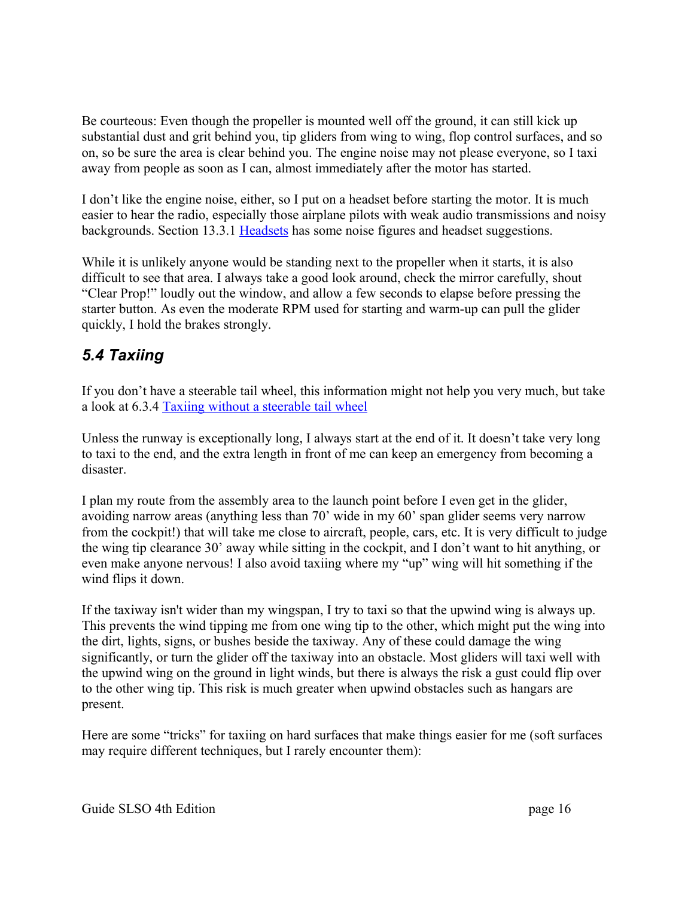Be courteous: Even though the propeller is mounted well off the ground, it can still kick up substantial dust and grit behind you, tip gliders from wing to wing, flop control surfaces, and so on, so be sure the area is clear behind you. The engine noise may not please everyone, so I taxi away from people as soon as I can, almost immediately after the motor has started.

I don't like the engine noise, either, so I put on a headset before starting the motor. It is much easier to hear the radio, especially those airplane pilots with weak audio transmissions and noisy backgrounds. Section 13.3.1 Headsets has some noise figures and headset suggestions.

While it is unlikely anyone would be standing next to the propeller when it starts, it is also difficult to see that area. I always take a good look around, check the mirror carefully, shout "Clear Prop!" loudly out the window, and allow a few seconds to elapse before pressing the starter button. As even the moderate RPM used for starting and warm-up can pull the glider quickly, I hold the brakes strongly.

## *5.4 Taxiing*

If you don't have a steerable tail wheel, this information might not help you very much, but take a look at 6.3.4 Taxiing without a steerable tail wheel

Unless the runway is exceptionally long, I always start at the end of it. It doesn't take very long to taxi to the end, and the extra length in front of me can keep an emergency from becoming a disaster.

I plan my route from the assembly area to the launch point before I even get in the glider, avoiding narrow areas (anything less than 70' wide in my 60' span glider seems very narrow from the cockpit!) that will take me close to aircraft, people, cars, etc. It is very difficult to judge the wing tip clearance 30' away while sitting in the cockpit, and I don't want to hit anything, or even make anyone nervous! I also avoid taxiing where my "up" wing will hit something if the wind flips it down.

If the taxiway isn't wider than my wingspan, I try to taxi so that the upwind wing is always up. This prevents the wind tipping me from one wing tip to the other, which might put the wing into the dirt, lights, signs, or bushes beside the taxiway. Any of these could damage the wing significantly, or turn the glider off the taxiway into an obstacle. Most gliders will taxi well with the upwind wing on the ground in light winds, but there is always the risk a gust could flip over to the other wing tip. This risk is much greater when upwind obstacles such as hangars are present.

Here are some "tricks" for taxiing on hard surfaces that make things easier for me (soft surfaces may require different techniques, but I rarely encounter them):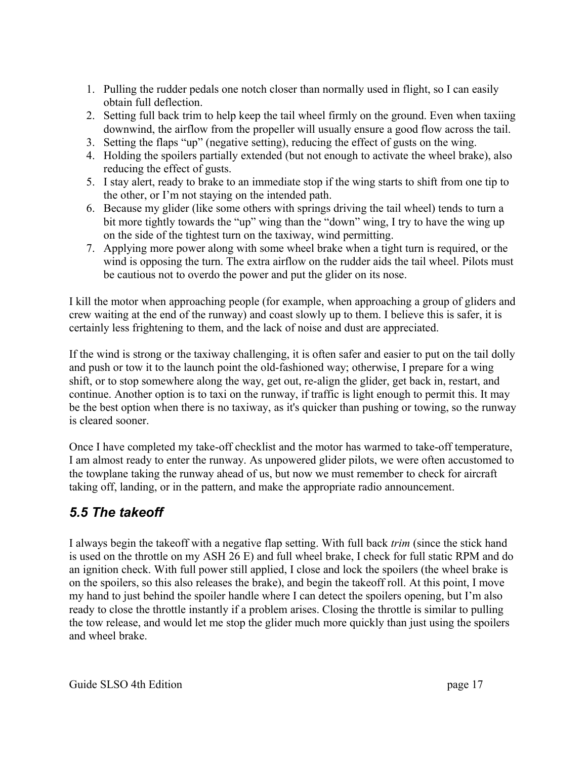1. Pulling the rudder pedals one notch closer than normally used in flight, so I can easily obtain full deflection.
2. Setting full back trim to help keep the tail wheel firmly on the ground. Even when taxiing downwind, the airflow from the propeller will usually ensure a good flow across the tail.
3. Setting the flaps "up" (negative setting), reducing the effect of gusts on the wing.
4. Holding the spoilers partially extended (but not enough to activate the wheel brake), also reducing the effect of gusts.
5. I stay alert, ready to brake to an immediate stop if the wing starts to shift from one tip to the other, or I'm not staying on the intended path.
6. Because my glider (like some others with springs driving the tail wheel) tends to turn a bit more tightly towards the "up" wing than the "down" wing, I try to have the wing up on the side of the tightest turn on the taxiway, wind permitting.
7. Applying more power along with some wheel brake when a tight turn is required, or the wind is opposing the turn. The extra airflow on the rudder aids the tail wheel. Pilots must be cautious not to overdo the power and put the glider on its nose.

I kill the motor when approaching people (for example, when approaching a group of gliders and crew waiting at the end of the runway) and coast slowly up to them. I believe this is safer, it is certainly less frightening to them, and the lack of noise and dust are appreciated.

If the wind is strong or the taxiway challenging, it is often safer and easier to put on the tail dolly and push or tow it to the launch point the old-fashioned way; otherwise, I prepare for a wing shift, or to stop somewhere along the way, get out, re-align the glider, get back in, restart, and continue. Another option is to taxi on the runway, if traffic is light enough to permit this. It may be the best option when there is no taxiway, as it's quicker than pushing or towing, so the runway is cleared sooner.

Once I have completed my take-off checklist and the motor has warmed to take-off temperature, I am almost ready to enter the runway. As unpowered glider pilots, we were often accustomed to the towplane taking the runway ahead of us, but now we must remember to check for aircraft taking off, landing, or in the pattern, and make the appropriate radio announcement.

## *5.5 The takeoff*

I always begin the takeoff with a negative flap setting. With full back *trim* (since the stick hand is used on the throttle on my ASH 26 E) and full wheel brake, I check for full static RPM and do an ignition check. With full power still applied, I close and lock the spoilers (the wheel brake is on the spoilers, so this also releases the brake), and begin the takeoff roll. At this point, I move my hand to just behind the spoiler handle where I can detect the spoilers opening, but I'm also ready to close the throttle instantly if a problem arises. Closing the throttle is similar to pulling the tow release, and would let me stop the glider much more quickly than just using the spoilers and wheel brake.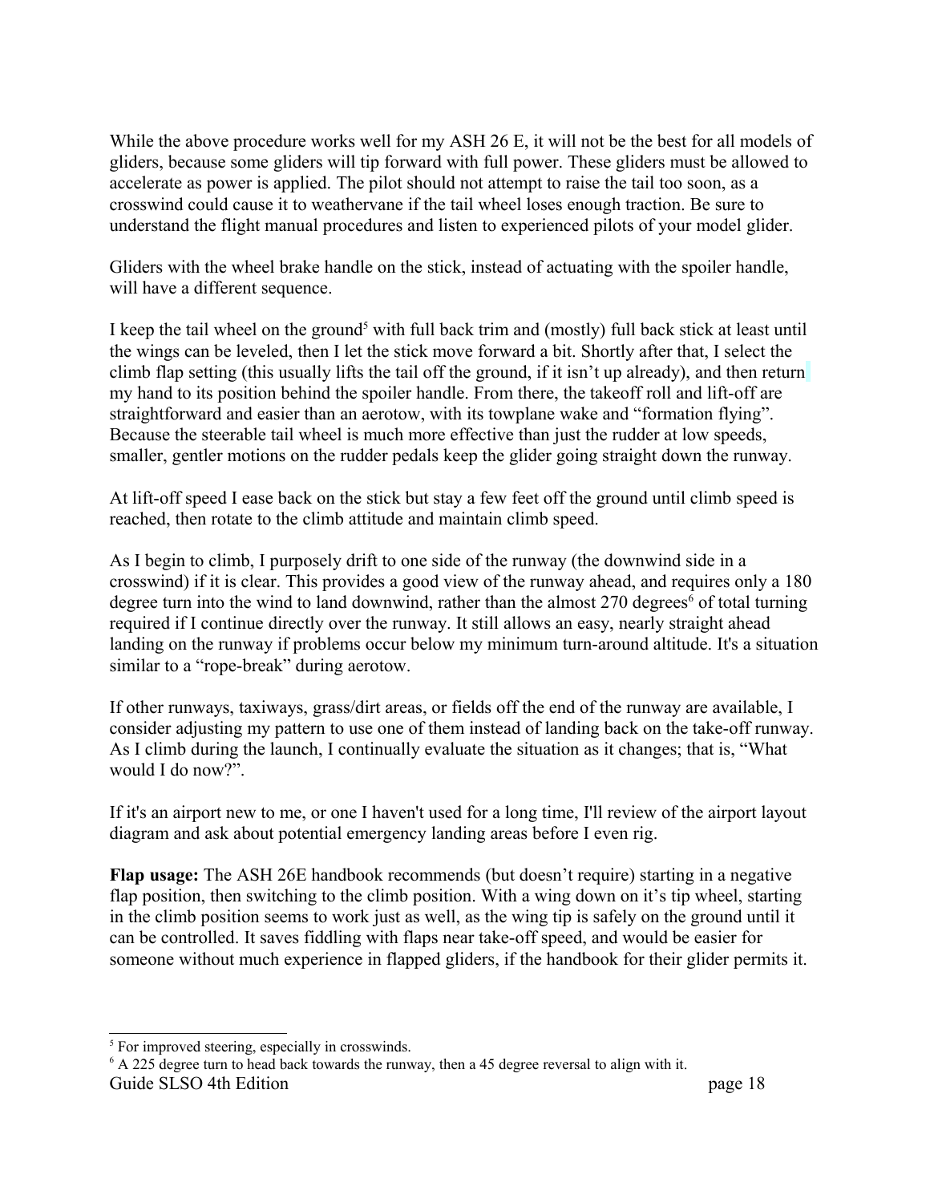While the above procedure works well for my ASH 26 E, it will not be the best for all models of gliders, because some gliders will tip forward with full power. These gliders must be allowed to accelerate as power is applied. The pilot should not attempt to raise the tail too soon, as a crosswind could cause it to weathervane if the tail wheel loses enough traction. Be sure to understand the flight manual procedures and listen to experienced pilots of your model glider.

Gliders with the wheel brake handle on the stick, instead of actuating with the spoiler handle, will have a different sequence.

I keep the tail wheel on the ground[5] with full back trim and (mostly) full back stick at least until the wings can be leveled, then I let the stick move forward a bit. Shortly after that, I select the climb flap setting (this usually lifts the tail off the ground, if it isn't up already), and then return my hand to its position behind the spoiler handle. From there, the takeoff roll and lift-off are straightforward and easier than an aerotow, with its towplane wake and "formation flying". Because the steerable tail wheel is much more effective than just the rudder at low speeds, smaller, gentler motions on the rudder pedals keep the glider going straight down the runway.

At lift-off speed I ease back on the stick but stay a few feet off the ground until climb speed is reached, then rotate to the climb attitude and maintain climb speed.

As I begin to climb, I purposely drift to one side of the runway (the downwind side in a crosswind) if it is clear. This provides a good view of the runway ahead, and requires only a 180 degree turn into the wind to land downwind, rather than the almost 270 degrees[6] of total turning required if I continue directly over the runway. It still allows an easy, nearly straight ahead landing on the runway if problems occur below my minimum turn-around altitude. It's a situation similar to a "rope-break" during aerotow.

If other runways, taxiways, grass/dirt areas, or fields off the end of the runway are available, I consider adjusting my pattern to use one of them instead of landing back on the take-off runway. As I climb during the launch, I continually evaluate the situation as it changes; that is, "What would I do now?".

If it's an airport new to me, or one I haven't used for a long time, I'll review of the airport layout diagram and ask about potential emergency landing areas before I even rig.

**Flap usage:** The ASH 26E handbook recommends (but doesn't require) starting in a negative flap position, then switching to the climb position. With a wing down on it's tip wheel, starting in the climb position seems to work just as well, as the wing tip is safely on the ground until it can be controlled. It saves fiddling with flaps near take-off speed, and would be easier for someone without much experience in flapped gliders, if the handbook for their glider permits it.

---

[5] For improved steering, especially in crosswinds.

[6] A 225 degree turn to head back towards the runway, then a 45 degree reversal to align with it.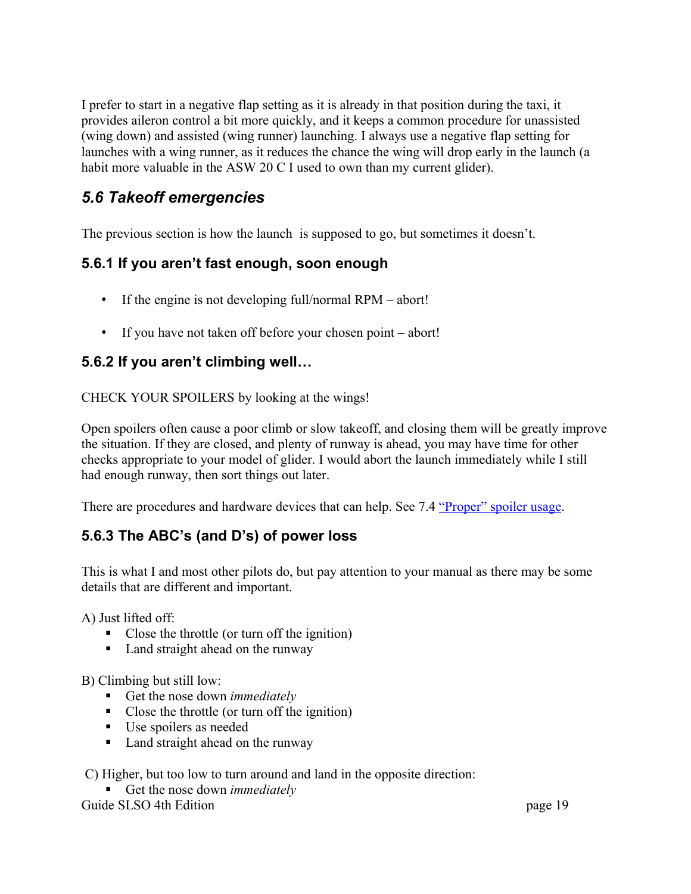I prefer to start in a negative flap setting as it is already in that position during the taxi, it provides aileron control a bit more quickly, and it keeps a common procedure for unassisted (wing down) and assisted (wing runner) launching. I always use a negative flap setting for launches with a wing runner, as it reduces the chance the wing will drop early in the launch (a habit more valuable in the ASW 20 C I used to own than my current glider).

## *5.6 Takeoff emergencies*

The previous section is how the launch  is supposed to go, but sometimes it doesn't.

### 5.6.1 If you aren't fast enough, soon enough

- If the engine is not developing full/normal RPM – abort!
- If you have not taken off before your chosen point – abort!

### 5.6.2 If you aren't climbing well…

CHECK YOUR SPOILERS by looking at the wings!

Open spoilers often cause a poor climb or slow takeoff, and closing them will be greatly improve the situation. If they are closed, and plenty of runway is ahead, you may have time for other checks appropriate to your model of glider. I would abort the launch immediately while I still had enough runway, then sort things out later.

There are procedures and hardware devices that can help. See 7.4 "Proper" spoiler usage.

### 5.6.3 The ABC's (and D's) of power loss

This is what I and most other pilots do, but pay attention to your manual as there may be some details that are different and important.

A) Just lifted off:

- Close the throttle (or turn off the ignition)
- Land straight ahead on the runway

B) Climbing but still low:

- Get the nose down *immediately*
- Close the throttle (or turn off the ignition)
- Use spoilers as needed
- Land straight ahead on the runway

C) Higher, but too low to turn around and land in the opposite direction:

- Get the nose down *immediately*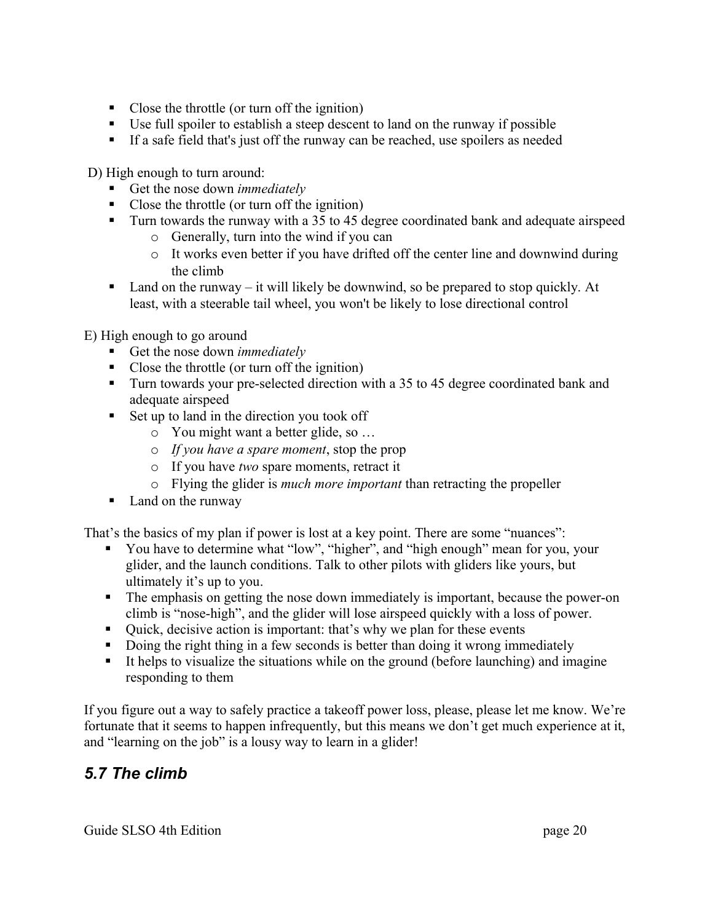- Close the throttle (or turn off the ignition)
- Use full spoiler to establish a steep descent to land on the runway if possible
- If a safe field that's just off the runway can be reached, use spoilers as needed

D) High enough to turn around:

- Get the nose down *immediately*
- Close the throttle (or turn off the ignition)
- Turn towards the runway with a 35 to 45 degree coordinated bank and adequate airspeed
  - Generally, turn into the wind if you can
  - It works even better if you have drifted off the center line and downwind during the climb
- Land on the runway – it will likely be downwind, so be prepared to stop quickly. At least, with a steerable tail wheel, you won't be likely to lose directional control

E) High enough to go around

- Get the nose down *immediately*
- Close the throttle (or turn off the ignition)
- Turn towards your pre-selected direction with a 35 to 45 degree coordinated bank and adequate airspeed
- Set up to land in the direction you took off
  - You might want a better glide, so …
  - *If you have a spare moment*, stop the prop
  - If you have *two* spare moments, retract it
  - Flying the glider is *much more important* than retracting the propeller
- Land on the runway

That's the basics of my plan if power is lost at a key point. There are some "nuances":

- You have to determine what "low", "higher", and "high enough" mean for you, your glider, and the launch conditions. Talk to other pilots with gliders like yours, but ultimately it's up to you.
- The emphasis on getting the nose down immediately is important, because the power-on climb is "nose-high", and the glider will lose airspeed quickly with a loss of power.
- Quick, decisive action is important: that's why we plan for these events
- Doing the right thing in a few seconds is better than doing it wrong immediately
- It helps to visualize the situations while on the ground (before launching) and imagine responding to them

If you figure out a way to safely practice a takeoff power loss, please, please let me know. We're fortunate that it seems to happen infrequently, but this means we don't get much experience at it, and "learning on the job" is a lousy way to learn in a glider!

## *5.7 The climb*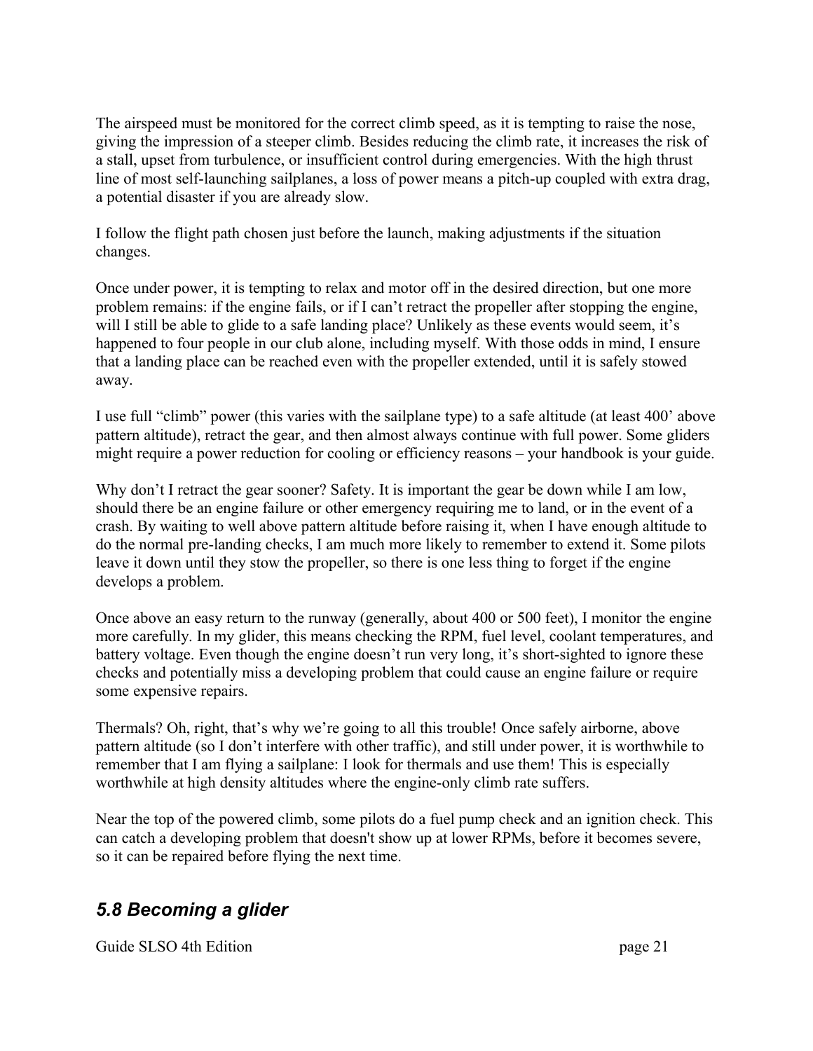The airspeed must be monitored for the correct climb speed, as it is tempting to raise the nose, giving the impression of a steeper climb. Besides reducing the climb rate, it increases the risk of a stall, upset from turbulence, or insufficient control during emergencies. With the high thrust line of most self-launching sailplanes, a loss of power means a pitch-up coupled with extra drag, a potential disaster if you are already slow.

I follow the flight path chosen just before the launch, making adjustments if the situation changes.

Once under power, it is tempting to relax and motor off in the desired direction, but one more problem remains: if the engine fails, or if I can't retract the propeller after stopping the engine, will I still be able to glide to a safe landing place? Unlikely as these events would seem, it's happened to four people in our club alone, including myself. With those odds in mind, I ensure that a landing place can be reached even with the propeller extended, until it is safely stowed away.

I use full "climb" power (this varies with the sailplane type) to a safe altitude (at least 400' above pattern altitude), retract the gear, and then almost always continue with full power. Some gliders might require a power reduction for cooling or efficiency reasons – your handbook is your guide.

Why don't I retract the gear sooner? Safety. It is important the gear be down while I am low, should there be an engine failure or other emergency requiring me to land, or in the event of a crash. By waiting to well above pattern altitude before raising it, when I have enough altitude to do the normal pre-landing checks, I am much more likely to remember to extend it. Some pilots leave it down until they stow the propeller, so there is one less thing to forget if the engine develops a problem.

Once above an easy return to the runway (generally, about 400 or 500 feet), I monitor the engine more carefully. In my glider, this means checking the RPM, fuel level, coolant temperatures, and battery voltage. Even though the engine doesn't run very long, it's short-sighted to ignore these checks and potentially miss a developing problem that could cause an engine failure or require some expensive repairs.

Thermals? Oh, right, that's why we're going to all this trouble! Once safely airborne, above pattern altitude (so I don't interfere with other traffic), and still under power, it is worthwhile to remember that I am flying a sailplane: I look for thermals and use them! This is especially worthwhile at high density altitudes where the engine-only climb rate suffers.

Near the top of the powered climb, some pilots do a fuel pump check and an ignition check. This can catch a developing problem that doesn't show up at lower RPMs, before it becomes severe, so it can be repaired before flying the next time.

## *5.8 Becoming a glider*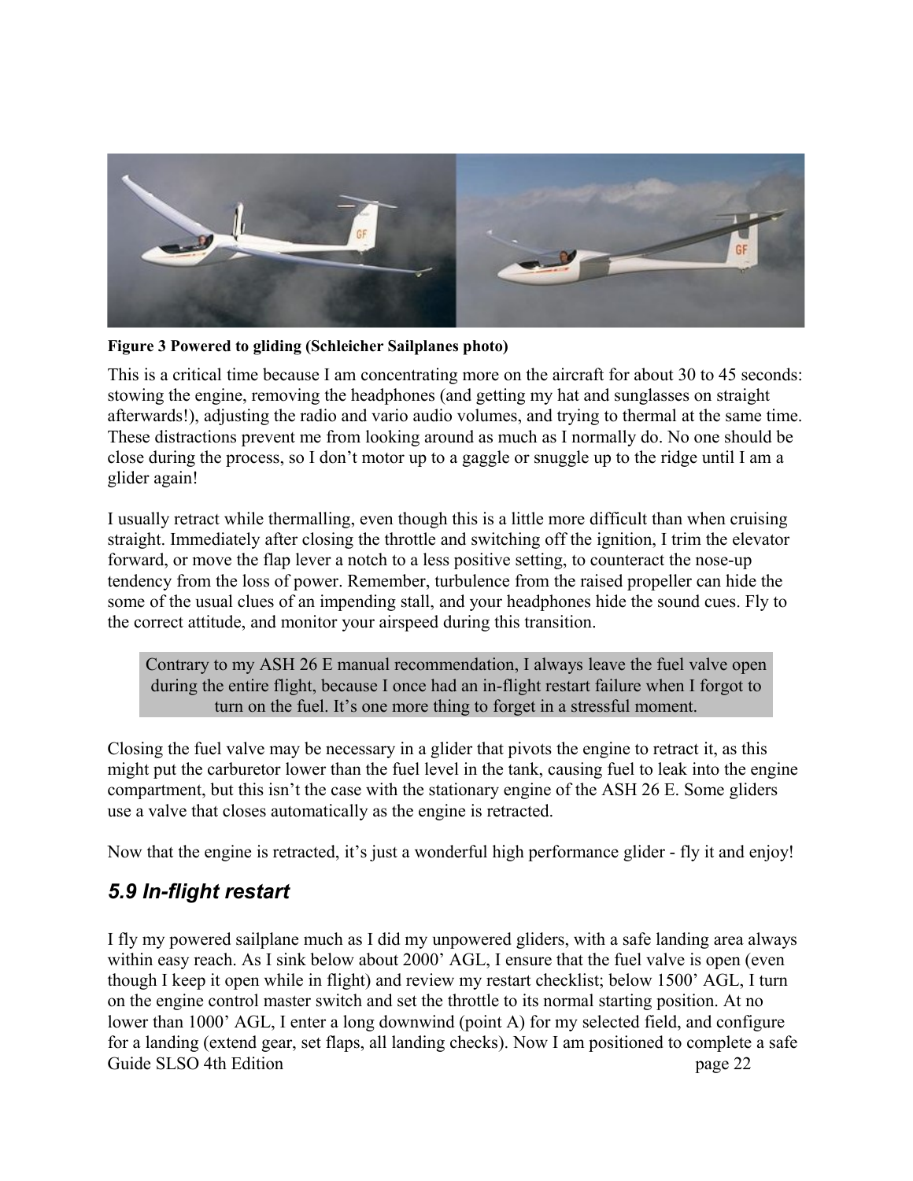**Figure 3 Powered to gliding (Schleicher Sailplanes photo)**

This is a critical time because I am concentrating more on the aircraft for about 30 to 45 seconds: stowing the engine, removing the headphones (and getting my hat and sunglasses on straight afterwards!), adjusting the radio and vario audio volumes, and trying to thermal at the same time. These distractions prevent me from looking around as much as I normally do. No one should be close during the process, so I don't motor up to a gaggle or snuggle up to the ridge until I am a glider again!

I usually retract while thermalling, even though this is a little more difficult than when cruising straight. Immediately after closing the throttle and switching off the ignition, I trim the elevator forward, or move the flap lever a notch to a less positive setting, to counteract the nose-up tendency from the loss of power. Remember, turbulence from the raised propeller can hide the some of the usual clues of an impending stall, and your headphones hide the sound cues. Fly to the correct attitude, and monitor your airspeed during this transition.

> Contrary to my ASH 26 E manual recommendation, I always leave the fuel valve open during the entire flight, because I once had an in-flight restart failure when I forgot to turn on the fuel. It's one more thing to forget in a stressful moment.

Closing the fuel valve may be necessary in a glider that pivots the engine to retract it, as this might put the carburetor lower than the fuel level in the tank, causing fuel to leak into the engine compartment, but this isn't the case with the stationary engine of the ASH 26 E. Some gliders use a valve that closes automatically as the engine is retracted.

Now that the engine is retracted, it's just a wonderful high performance glider - fly it and enjoy!

## *5.9 In-flight restart*

I fly my powered sailplane much as I did my unpowered gliders, with a safe landing area always within easy reach. As I sink below about 2000' AGL, I ensure that the fuel valve is open (even though I keep it open while in flight) and review my restart checklist; below 1500' AGL, I turn on the engine control master switch and set the throttle to its normal starting position. At no lower than 1000' AGL, I enter a long downwind (point A) for my selected field, and configure for a landing (extend gear, set flaps, all landing checks). Now I am positioned to complete a safe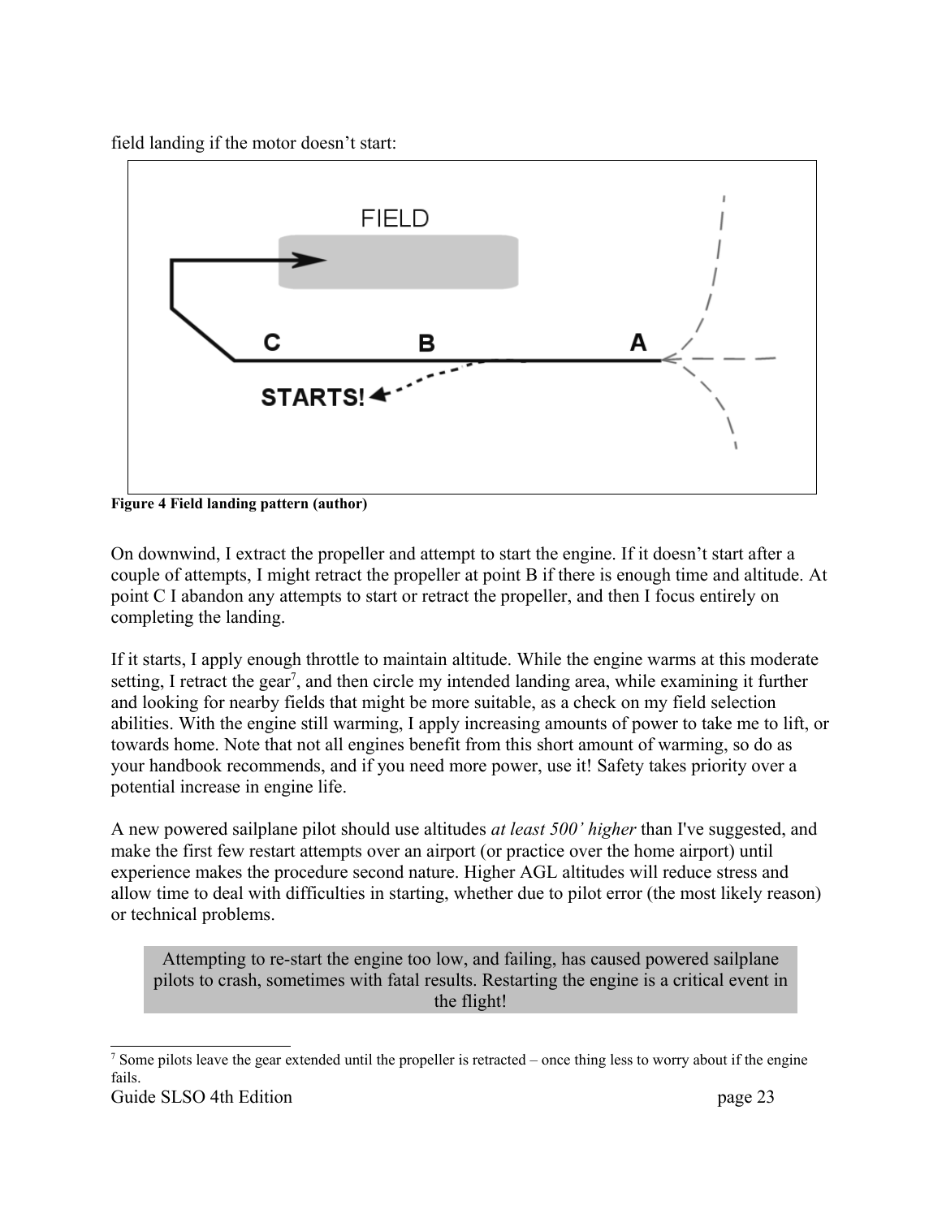field landing if the motor doesn’t start:

Figure 4 Field landing pattern (author)

On downwind, I extract the propeller and attempt to start the engine. If it doesn’t start after a couple of attempts, I might retract the propeller at point B if there is enough time and altitude. At point C I abandon any attempts to start or retract the propeller, and then I focus entirely on completing the landing.

If it starts, I apply enough throttle to maintain altitude. While the engine warms at this moderate setting, I retract the gear[7], and then circle my intended landing area, while examining it further and looking for nearby fields that might be more suitable, as a check on my field selection abilities. With the engine still warming, I apply increasing amounts of power to take me to lift, or towards home. Note that not all engines benefit from this short amount of warming, so do as your handbook recommends, and if you need more power, use it! Safety takes priority over a potential increase in engine life.

A new powered sailplane pilot should use altitudes *at least 500’ higher* than I've suggested, and make the first few restart attempts over an airport (or practice over the home airport) until experience makes the procedure second nature. Higher AGL altitudes will reduce stress and allow time to deal with difficulties in starting, whether due to pilot error (the most likely reason) or technical problems.

> Attempting to re-start the engine too low, and failing, has caused powered sailplane pilots to crash, sometimes with fatal results. Restarting the engine is a critical event in the flight!

[7] Some pilots leave the gear extended until the propeller is retracted – once thing less to worry about if the engine fails.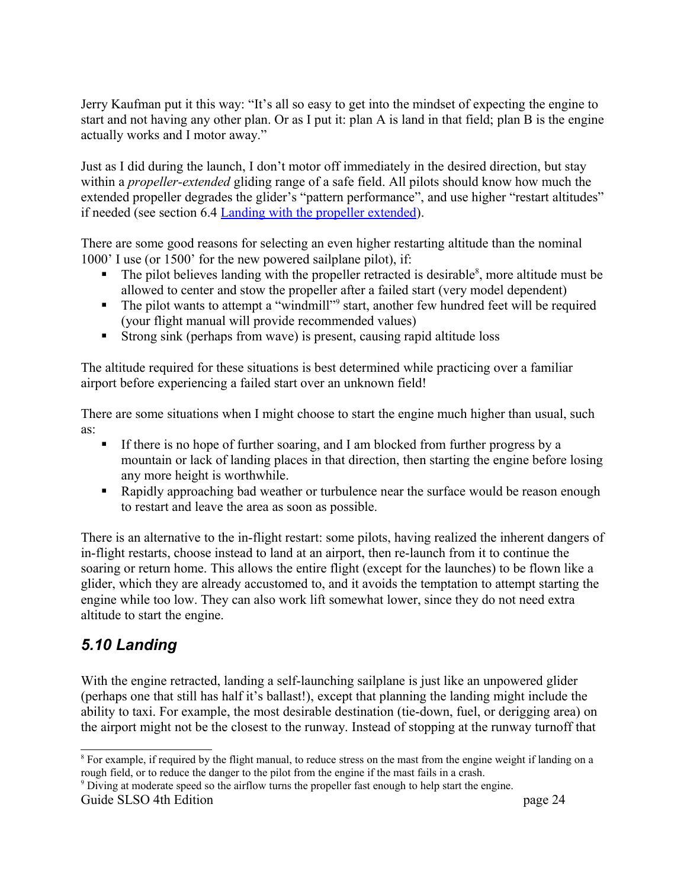Jerry Kaufman put it this way: "It's all so easy to get into the mindset of expecting the engine to start and not having any other plan. Or as I put it: plan A is land in that field; plan B is the engine actually works and I motor away."

Just as I did during the launch, I don't motor off immediately in the desired direction, but stay within a *propeller-extended* gliding range of a safe field. All pilots should know how much the extended propeller degrades the glider's "pattern performance", and use higher "restart altitudes" if needed (see section 6.4 [Landing with the propeller extended]).

There are some good reasons for selecting an even higher restarting altitude than the nominal 1000' I use (or 1500' for the new powered sailplane pilot), if:

- The pilot believes landing with the propeller retracted is desirable[8], more altitude must be allowed to center and stow the propeller after a failed start (very model dependent)
- The pilot wants to attempt a "windmill"[9] start, another few hundred feet will be required (your flight manual will provide recommended values)
- Strong sink (perhaps from wave) is present, causing rapid altitude loss

The altitude required for these situations is best determined while practicing over a familiar airport before experiencing a failed start over an unknown field!

There are some situations when I might choose to start the engine much higher than usual, such as:

- If there is no hope of further soaring, and I am blocked from further progress by a mountain or lack of landing places in that direction, then starting the engine before losing any more height is worthwhile.
- Rapidly approaching bad weather or turbulence near the surface would be reason enough to restart and leave the area as soon as possible.

There is an alternative to the in-flight restart: some pilots, having realized the inherent dangers of in-flight restarts, choose instead to land at an airport, then re-launch from it to continue the soaring or return home. This allows the entire flight (except for the launches) to be flown like a glider, which they are already accustomed to, and it avoids the temptation to attempt starting the engine while too low. They can also work lift somewhat lower, since they do not need extra altitude to start the engine.

## *5.10 Landing*

With the engine retracted, landing a self-launching sailplane is just like an unpowered glider (perhaps one that still has half it's ballast!), except that planning the landing might include the ability to taxi. For example, the most desirable destination (tie-down, fuel, or derigging area) on the airport might not be the closest to the runway. Instead of stopping at the runway turnoff that

---

[8] For example, if required by the flight manual, to reduce stress on the mast from the engine weight if landing on a rough field, or to reduce the danger to the pilot from the engine if the mast fails in a crash.

[9] Diving at moderate speed so the airflow turns the propeller fast enough to help start the engine.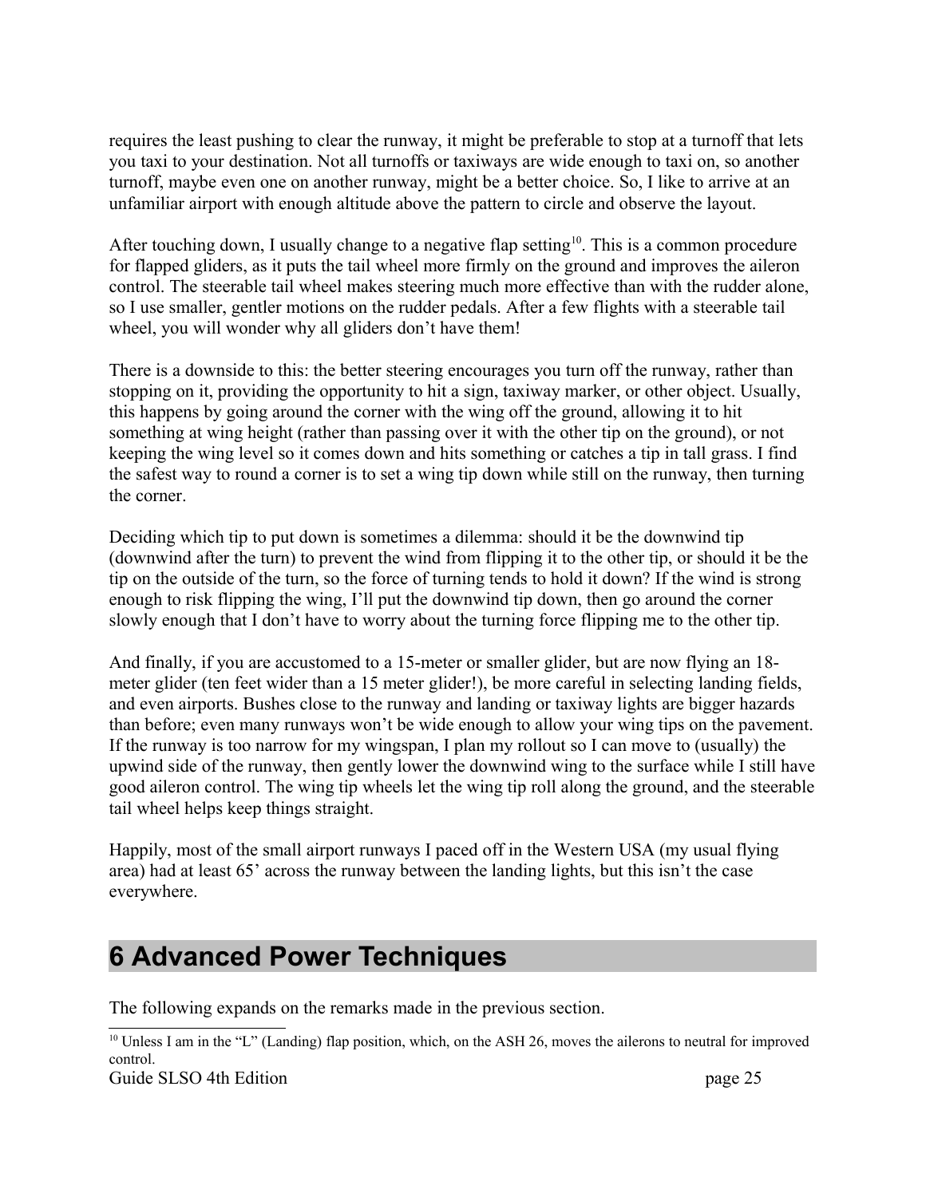requires the least pushing to clear the runway, it might be preferable to stop at a turnoff that lets you taxi to your destination. Not all turnoffs or taxiways are wide enough to taxi on, so another turnoff, maybe even one on another runway, might be a better choice. So, I like to arrive at an unfamiliar airport with enough altitude above the pattern to circle and observe the layout.

After touching down, I usually change to a negative flap setting[10]. This is a common procedure for flapped gliders, as it puts the tail wheel more firmly on the ground and improves the aileron control. The steerable tail wheel makes steering much more effective than with the rudder alone, so I use smaller, gentler motions on the rudder pedals. After a few flights with a steerable tail wheel, you will wonder why all gliders don't have them!

There is a downside to this: the better steering encourages you turn off the runway, rather than stopping on it, providing the opportunity to hit a sign, taxiway marker, or other object. Usually, this happens by going around the corner with the wing off the ground, allowing it to hit something at wing height (rather than passing over it with the other tip on the ground), or not keeping the wing level so it comes down and hits something or catches a tip in tall grass. I find the safest way to round a corner is to set a wing tip down while still on the runway, then turning the corner.

Deciding which tip to put down is sometimes a dilemma: should it be the downwind tip (downwind after the turn) to prevent the wind from flipping it to the other tip, or should it be the tip on the outside of the turn, so the force of turning tends to hold it down? If the wind is strong enough to risk flipping the wing, I'll put the downwind tip down, then go around the corner slowly enough that I don't have to worry about the turning force flipping me to the other tip.

And finally, if you are accustomed to a 15-meter or smaller glider, but are now flying an 18-meter glider (ten feet wider than a 15 meter glider!), be more careful in selecting landing fields, and even airports. Bushes close to the runway and landing or taxiway lights are bigger hazards than before; even many runways won't be wide enough to allow your wing tips on the pavement. If the runway is too narrow for my wingspan, I plan my rollout so I can move to (usually) the upwind side of the runway, then gently lower the downwind wing to the surface while I still have good aileron control. The wing tip wheels let the wing tip roll along the ground, and the steerable tail wheel helps keep things straight.

Happily, most of the small airport runways I paced off in the Western USA (my usual flying area) had at least 65' across the runway between the landing lights, but this isn't the case everywhere.

# 6 Advanced Power Techniques

The following expands on the remarks made in the previous section.

---

[10] Unless I am in the "L" (Landing) flap position, which, on the ASH 26, moves the ailerons to neutral for improved control.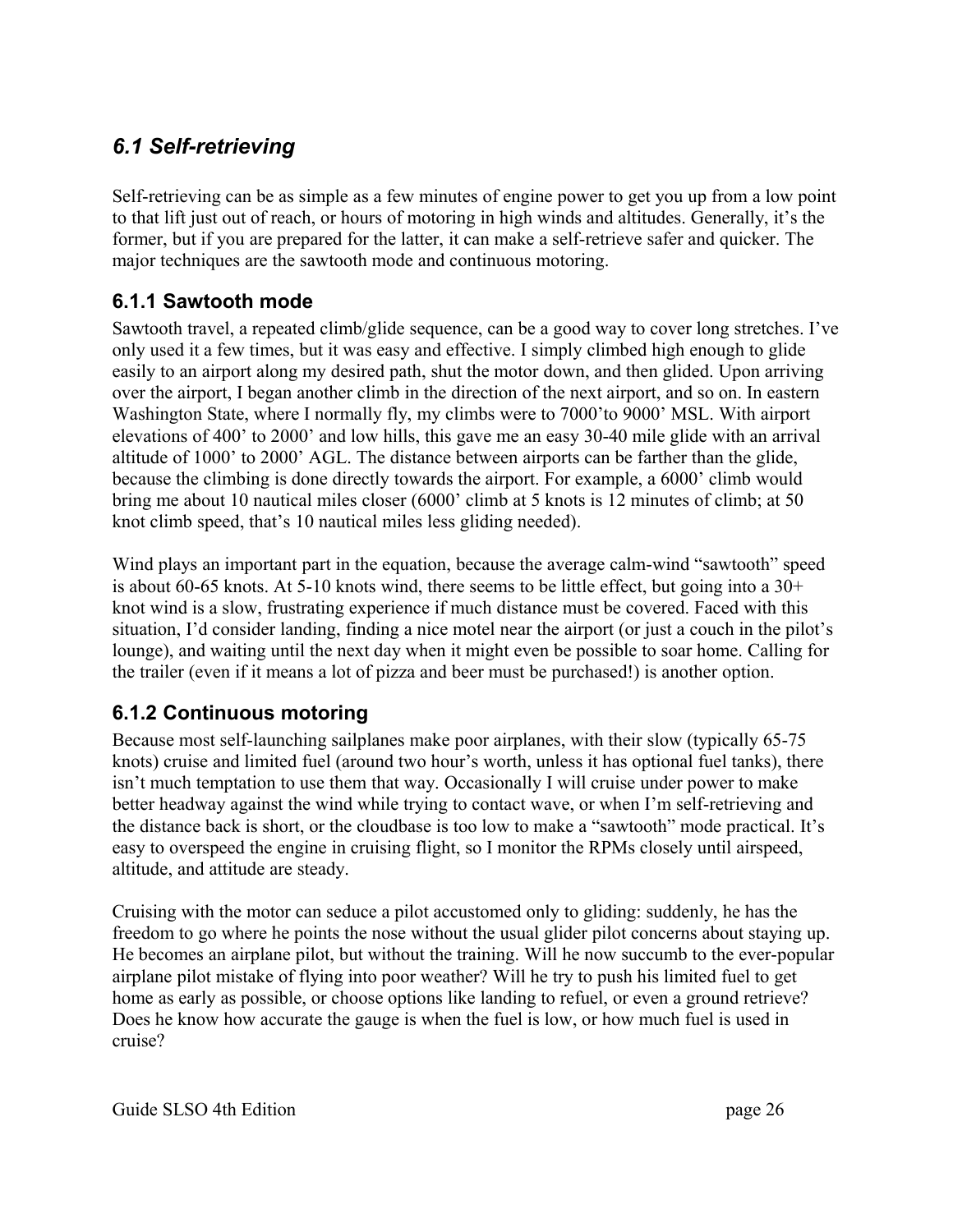## *6.1 Self-retrieving*

Self-retrieving can be as simple as a few minutes of engine power to get you up from a low point to that lift just out of reach, or hours of motoring in high winds and altitudes. Generally, it's the former, but if you are prepared for the latter, it can make a self-retrieve safer and quicker. The major techniques are the sawtooth mode and continuous motoring.

### 6.1.1 Sawtooth mode

Sawtooth travel, a repeated climb/glide sequence, can be a good way to cover long stretches. I've only used it a few times, but it was easy and effective. I simply climbed high enough to glide easily to an airport along my desired path, shut the motor down, and then glided. Upon arriving over the airport, I began another climb in the direction of the next airport, and so on. In eastern Washington State, where I normally fly, my climbs were to 7000'to 9000' MSL. With airport elevations of 400' to 2000' and low hills, this gave me an easy 30-40 mile glide with an arrival altitude of 1000' to 2000' AGL. The distance between airports can be farther than the glide, because the climbing is done directly towards the airport. For example, a 6000' climb would bring me about 10 nautical miles closer (6000' climb at 5 knots is 12 minutes of climb; at 50 knot climb speed, that's 10 nautical miles less gliding needed).

Wind plays an important part in the equation, because the average calm-wind "sawtooth" speed is about 60-65 knots. At 5-10 knots wind, there seems to be little effect, but going into a 30+ knot wind is a slow, frustrating experience if much distance must be covered. Faced with this situation, I'd consider landing, finding a nice motel near the airport (or just a couch in the pilot's lounge), and waiting until the next day when it might even be possible to soar home. Calling for the trailer (even if it means a lot of pizza and beer must be purchased!) is another option.

### 6.1.2 Continuous motoring

Because most self-launching sailplanes make poor airplanes, with their slow (typically 65-75 knots) cruise and limited fuel (around two hour's worth, unless it has optional fuel tanks), there isn't much temptation to use them that way. Occasionally I will cruise under power to make better headway against the wind while trying to contact wave, or when I'm self-retrieving and the distance back is short, or the cloudbase is too low to make a "sawtooth" mode practical. It's easy to overspeed the engine in cruising flight, so I monitor the RPMs closely until airspeed, altitude, and attitude are steady.

Cruising with the motor can seduce a pilot accustomed only to gliding: suddenly, he has the freedom to go where he points the nose without the usual glider pilot concerns about staying up. He becomes an airplane pilot, but without the training. Will he now succumb to the ever-popular airplane pilot mistake of flying into poor weather? Will he try to push his limited fuel to get home as early as possible, or choose options like landing to refuel, or even a ground retrieve? Does he know how accurate the gauge is when the fuel is low, or how much fuel is used in cruise?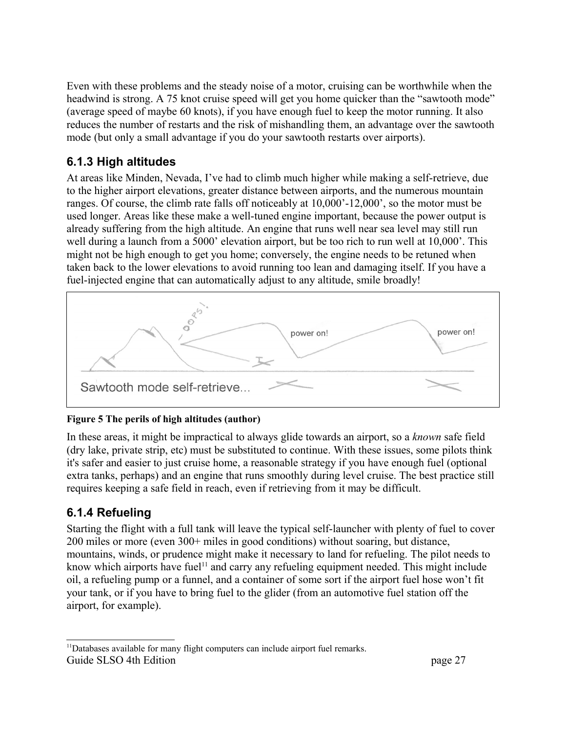Even with these problems and the steady noise of a motor, cruising can be worthwhile when the headwind is strong. A 75 knot cruise speed will get you home quicker than the "sawtooth mode" (average speed of maybe 60 knots), if you have enough fuel to keep the motor running. It also reduces the number of restarts and the risk of mishandling them, an advantage over the sawtooth mode (but only a small advantage if you do your sawtooth restarts over airports).

### 6.1.3 High altitudes

At areas like Minden, Nevada, I've had to climb much higher while making a self-retrieve, due to the higher airport elevations, greater distance between airports, and the numerous mountain ranges. Of course, the climb rate falls off noticeably at 10,000'-12,000', so the motor must be used longer. Areas like these make a well-tuned engine important, because the power output is already suffering from the high altitude. An engine that runs well near sea level may still run well during a launch from a 5000' elevation airport, but be too rich to run well at 10,000'. This might not be high enough to get you home; conversely, the engine needs to be retuned when taken back to the lower elevations to avoid running too lean and damaging itself. If you have a fuel-injected engine that can automatically adjust to any altitude, smile broadly!

**Figure 5 The perils of high altitudes (author)**

In these areas, it might be impractical to always glide towards an airport, so a *known* safe field (dry lake, private strip, etc) must be substituted to continue. With these issues, some pilots think it's safer and easier to just cruise home, a reasonable strategy if you have enough fuel (optional extra tanks, perhaps) and an engine that runs smoothly during level cruise. The best practice still requires keeping a safe field in reach, even if retrieving from it may be difficult.

### 6.1.4 Refueling

Starting the flight with a full tank will leave the typical self-launcher with plenty of fuel to cover 200 miles or more (even 300+ miles in good conditions) without soaring, but distance, mountains, winds, or prudence might make it necessary to land for refueling. The pilot needs to know which airports have fuel[11] and carry any refueling equipment needed. This might include oil, a refueling pump or a funnel, and a container of some sort if the airport fuel hose won't fit your tank, or if you have to bring fuel to the glider (from an automotive fuel station off the airport, for example).

[11] Databases available for many flight computers can include airport fuel remarks.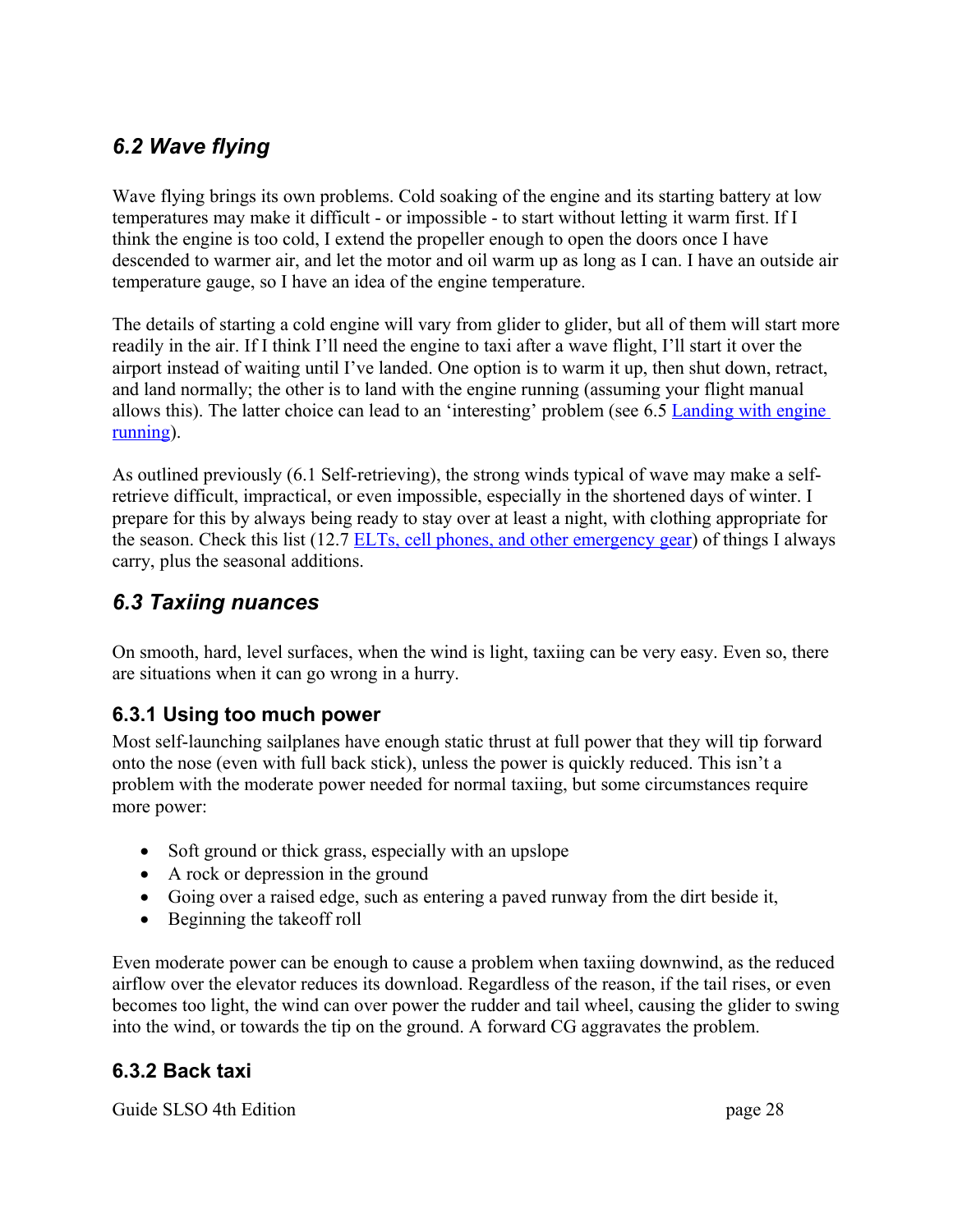## *6.2 Wave flying*

Wave flying brings its own problems. Cold soaking of the engine and its starting battery at low temperatures may make it difficult - or impossible - to start without letting it warm first. If I think the engine is too cold, I extend the propeller enough to open the doors once I have descended to warmer air, and let the motor and oil warm up as long as I can. I have an outside air temperature gauge, so I have an idea of the engine temperature.

The details of starting a cold engine will vary from glider to glider, but all of them will start more readily in the air. If I think I'll need the engine to taxi after a wave flight, I'll start it over the airport instead of waiting until I've landed. One option is to warm it up, then shut down, retract, and land normally; the other is to land with the engine running (assuming your flight manual allows this). The latter choice can lead to an 'interesting' problem (see 6.5 Landing with engine running).

As outlined previously (6.1 Self-retrieving), the strong winds typical of wave may make a self-retrieve difficult, impractical, or even impossible, especially in the shortened days of winter. I prepare for this by always being ready to stay over at least a night, with clothing appropriate for the season. Check this list (12.7 ELTs, cell phones, and other emergency gear) of things I always carry, plus the seasonal additions.

## *6.3 Taxiing nuances*

On smooth, hard, level surfaces, when the wind is light, taxiing can be very easy. Even so, there are situations when it can go wrong in a hurry.

### 6.3.1 Using too much power

Most self-launching sailplanes have enough static thrust at full power that they will tip forward onto the nose (even with full back stick), unless the power is quickly reduced. This isn't a problem with the moderate power needed for normal taxiing, but some circumstances require more power:

- Soft ground or thick grass, especially with an upslope
- A rock or depression in the ground
- Going over a raised edge, such as entering a paved runway from the dirt beside it,
- Beginning the takeoff roll

Even moderate power can be enough to cause a problem when taxiing downwind, as the reduced airflow over the elevator reduces its download. Regardless of the reason, if the tail rises, or even becomes too light, the wind can over power the rudder and tail wheel, causing the glider to swing into the wind, or towards the tip on the ground. A forward CG aggravates the problem.

### 6.3.2 Back taxi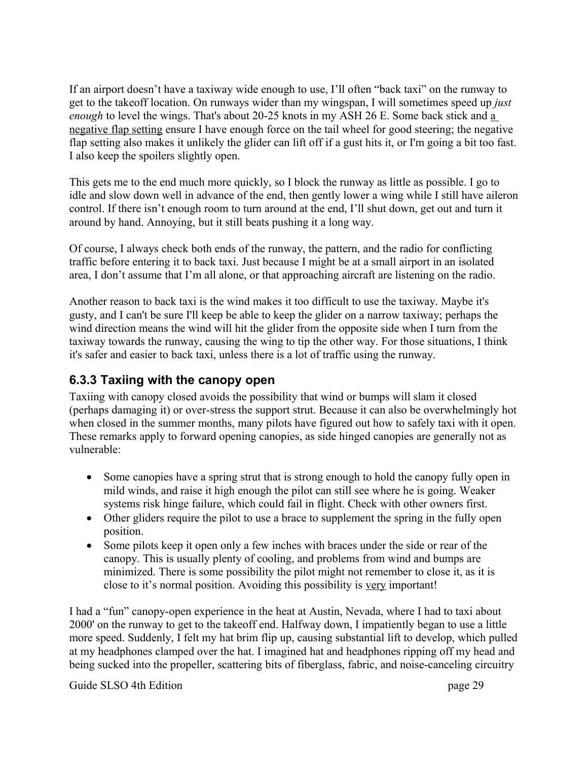If an airport doesn't have a taxiway wide enough to use, I'll often "back taxi" on the runway to get to the takeoff location. On runways wider than my wingspan, I will sometimes speed up *just enough* to level the wings. That's about 20-25 knots in my ASH 26 E. Some back stick and a negative flap setting ensure I have enough force on the tail wheel for good steering; the negative flap setting also makes it unlikely the glider can lift off if a gust hits it, or I'm going a bit too fast. I also keep the spoilers slightly open.

This gets me to the end much more quickly, so I block the runway as little as possible. I go to idle and slow down well in advance of the end, then gently lower a wing while I still have aileron control. If there isn't enough room to turn around at the end, I'll shut down, get out and turn it around by hand. Annoying, but it still beats pushing it a long way.

Of course, I always check both ends of the runway, the pattern, and the radio for conflicting traffic before entering it to back taxi. Just because I might be at a small airport in an isolated area, I don't assume that I'm all alone, or that approaching aircraft are listening on the radio.

Another reason to back taxi is the wind makes it too difficult to use the taxiway. Maybe it's gusty, and I can't be sure I'll keep be able to keep the glider on a narrow taxiway; perhaps the wind direction means the wind will hit the glider from the opposite side when I turn from the taxiway towards the runway, causing the wing to tip the other way. For those situations, I think it's safer and easier to back taxi, unless there is a lot of traffic using the runway.

### 6.3.3 Taxiing with the canopy open

Taxiing with canopy closed avoids the possibility that wind or bumps will slam it closed (perhaps damaging it) or over-stress the support strut. Because it can also be overwhelmingly hot when closed in the summer months, many pilots have figured out how to safely taxi with it open. These remarks apply to forward opening canopies, as side hinged canopies are generally not as vulnerable:

- Some canopies have a spring strut that is strong enough to hold the canopy fully open in mild winds, and raise it high enough the pilot can still see where he is going. Weaker systems risk hinge failure, which could fail in flight. Check with other owners first.
- Other gliders require the pilot to use a brace to supplement the spring in the fully open position.
- Some pilots keep it open only a few inches with braces under the side or rear of the canopy. This is usually plenty of cooling, and problems from wind and bumps are minimized. There is some possibility the pilot might not remember to close it, as it is close to it's normal position. Avoiding this possibility is very important!

I had a "fun" canopy-open experience in the heat at Austin, Nevada, where I had to taxi about 2000' on the runway to get to the takeoff end. Halfway down, I impatiently began to use a little more speed. Suddenly, I felt my hat brim flip up, causing substantial lift to develop, which pulled at my headphones clamped over the hat. I imagined hat and headphones ripping off my head and being sucked into the propeller, scattering bits of fiberglass, fabric, and noise-canceling circuitry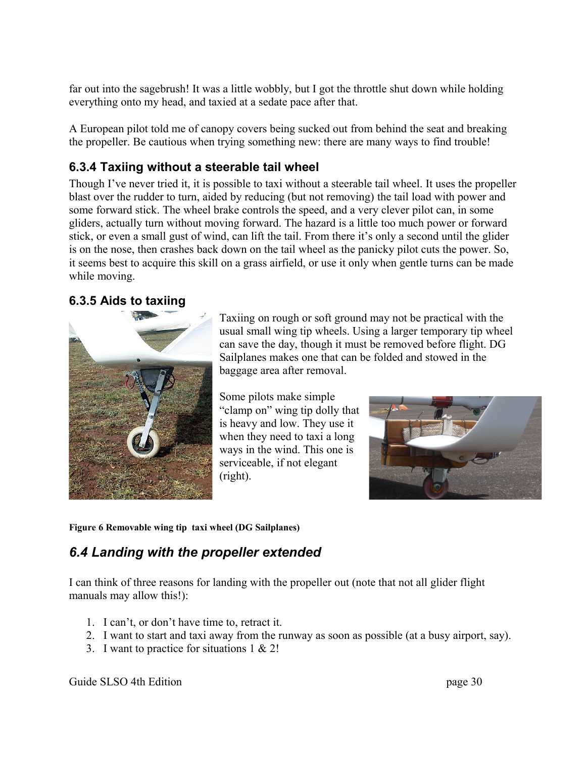far out into the sagebrush! It was a little wobbly, but I got the throttle shut down while holding everything onto my head, and taxied at a sedate pace after that.

A European pilot told me of canopy covers being sucked out from behind the seat and breaking the propeller. Be cautious when trying something new: there are many ways to find trouble!

### 6.3.4 Taxiing without a steerable tail wheel

Though I've never tried it, it is possible to taxi without a steerable tail wheel. It uses the propeller blast over the rudder to turn, aided by reducing (but not removing) the tail load with power and some forward stick. The wheel brake controls the speed, and a very clever pilot can, in some gliders, actually turn without moving forward. The hazard is a little too much power or forward stick, or even a small gust of wind, can lift the tail. From there it's only a second until the glider is on the nose, then crashes back down on the tail wheel as the panicky pilot cuts the power. So, it seems best to acquire this skill on a grass airfield, or use it only when gentle turns can be made while moving.

### 6.3.5 Aids to taxiing

Taxiing on rough or soft ground may not be practical with the usual small wing tip wheels. Using a larger temporary tip wheel can save the day, though it must be removed before flight. DG Sailplanes makes one that can be folded and stowed in the baggage area after removal.

Some pilots make simple "clamp on" wing tip dolly that is heavy and low. They use it when they need to taxi a long ways in the wind. This one is serviceable, if not elegant (right).

**Figure 6 Removable wing tip taxi wheel (DG Sailplanes)**

## *6.4 Landing with the propeller extended*

I can think of three reasons for landing with the propeller out (note that not all glider flight manuals may allow this!):

1. I can't, or don't have time to, retract it.
2. I want to start and taxi away from the runway as soon as possible (at a busy airport, say).
3. I want to practice for situations 1 & 2!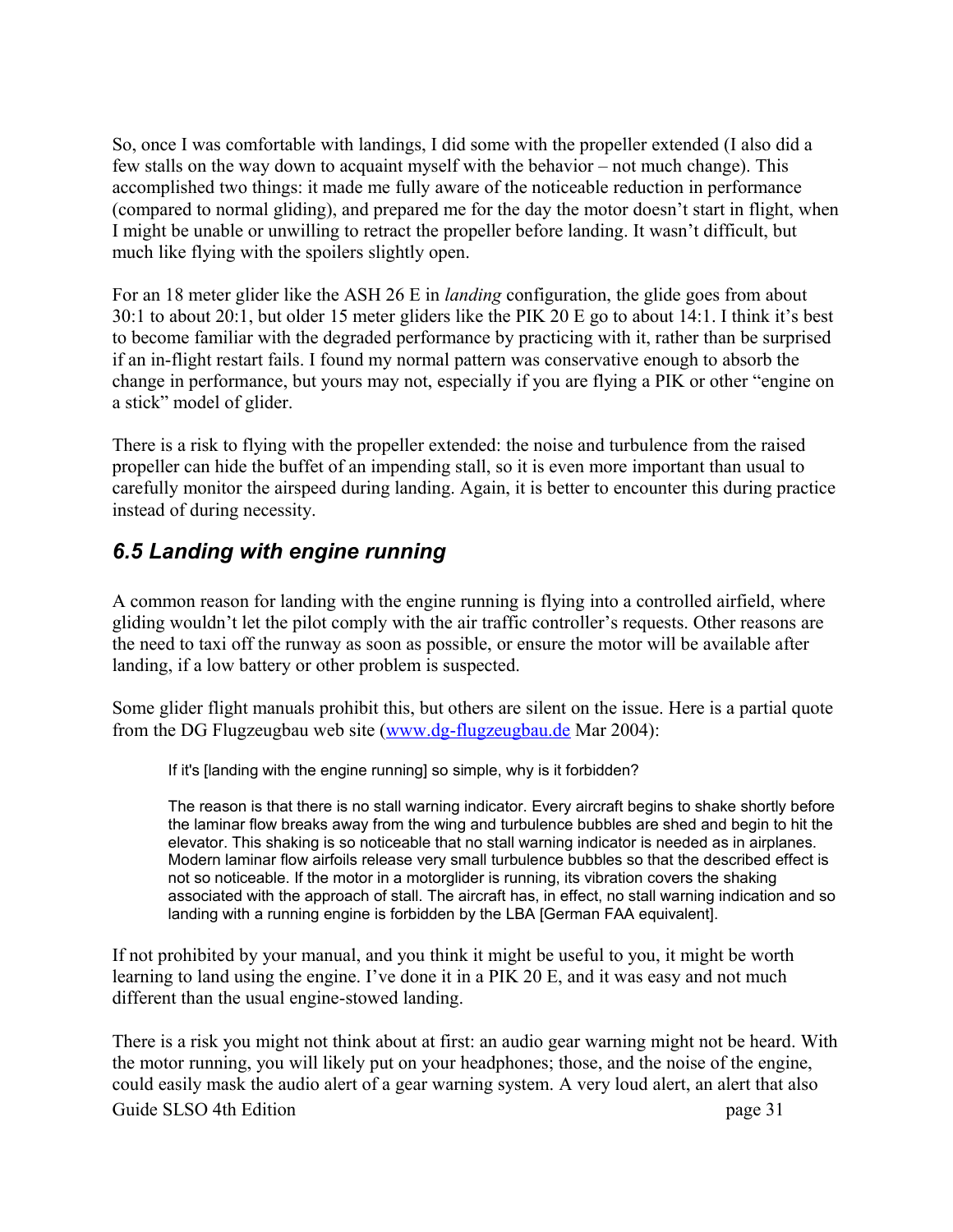So, once I was comfortable with landings, I did some with the propeller extended (I also did a few stalls on the way down to acquaint myself with the behavior – not much change). This accomplished two things: it made me fully aware of the noticeable reduction in performance (compared to normal gliding), and prepared me for the day the motor doesn't start in flight, when I might be unable or unwilling to retract the propeller before landing. It wasn't difficult, but much like flying with the spoilers slightly open.

For an 18 meter glider like the ASH 26 E in *landing* configuration, the glide goes from about 30:1 to about 20:1, but older 15 meter gliders like the PIK 20 E go to about 14:1. I think it's best to become familiar with the degraded performance by practicing with it, rather than be surprised if an in-flight restart fails. I found my normal pattern was conservative enough to absorb the change in performance, but yours may not, especially if you are flying a PIK or other "engine on a stick" model of glider.

There is a risk to flying with the propeller extended: the noise and turbulence from the raised propeller can hide the buffet of an impending stall, so it is even more important than usual to carefully monitor the airspeed during landing. Again, it is better to encounter this during practice instead of during necessity.

## *6.5 Landing with engine running*

A common reason for landing with the engine running is flying into a controlled airfield, where gliding wouldn't let the pilot comply with the air traffic controller's requests. Other reasons are the need to taxi off the runway as soon as possible, or ensure the motor will be available after landing, if a low battery or other problem is suspected.

Some glider flight manuals prohibit this, but others are silent on the issue. Here is a partial quote from the DG Flugzeugbau web site (www.dg-flugzeugbau.de Mar 2004):

> If it's [landing with the engine running] so simple, why is it forbidden?
>
> The reason is that there is no stall warning indicator. Every aircraft begins to shake shortly before the laminar flow breaks away from the wing and turbulence bubbles are shed and begin to hit the elevator. This shaking is so noticeable that no stall warning indicator is needed as in airplanes. Modern laminar flow airfoils release very small turbulence bubbles so that the described effect is not so noticeable. If the motor in a motorglider is running, its vibration covers the shaking associated with the approach of stall. The aircraft has, in effect, no stall warning indication and so landing with a running engine is forbidden by the LBA [German FAA equivalent].

If not prohibited by your manual, and you think it might be useful to you, it might be worth learning to land using the engine. I've done it in a PIK 20 E, and it was easy and not much different than the usual engine-stowed landing.

There is a risk you might not think about at first: an audio gear warning might not be heard. With the motor running, you will likely put on your headphones; those, and the noise of the engine, could easily mask the audio alert of a gear warning system. A very loud alert, an alert that also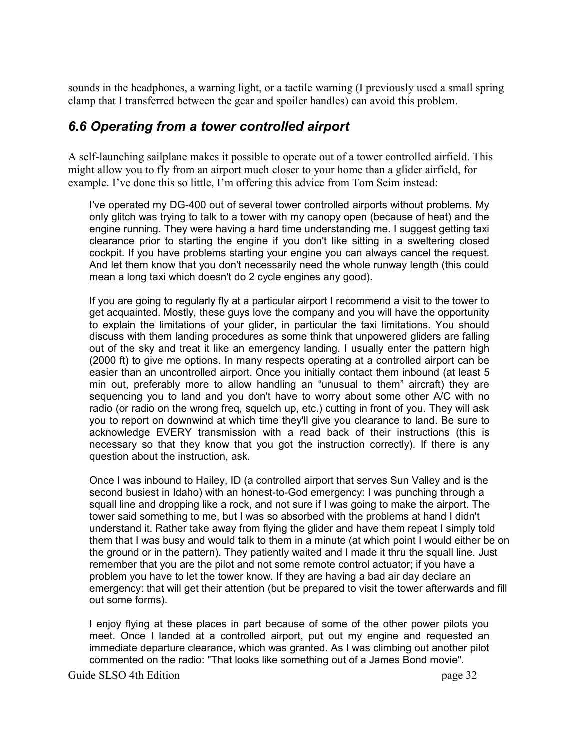sounds in the headphones, a warning light, or a tactile warning (I previously used a small spring clamp that I transferred between the gear and spoiler handles) can avoid this problem.

## *6.6 Operating from a tower controlled airport*

A self-launching sailplane makes it possible to operate out of a tower controlled airfield. This might allow you to fly from an airport much closer to your home than a glider airfield, for example. I've done this so little, I'm offering this advice from Tom Seim instead:

> I've operated my DG-400 out of several tower controlled airports without problems. My only glitch was trying to talk to a tower with my canopy open (because of heat) and the engine running. They were having a hard time understanding me. I suggest getting taxi clearance prior to starting the engine if you don't like sitting in a sweltering closed cockpit. If you have problems starting your engine you can always cancel the request. And let them know that you don't necessarily need the whole runway length (this could mean a long taxi which doesn't do 2 cycle engines any good).
>
> If you are going to regularly fly at a particular airport I recommend a visit to the tower to get acquainted. Mostly, these guys love the company and you will have the opportunity to explain the limitations of your glider, in particular the taxi limitations. You should discuss with them landing procedures as some think that unpowered gliders are falling out of the sky and treat it like an emergency landing. I usually enter the pattern high (2000 ft) to give me options. In many respects operating at a controlled airport can be easier than an uncontrolled airport. Once you initially contact them inbound (at least 5 min out, preferably more to allow handling an "unusual to them" aircraft) they are sequencing you to land and you don't have to worry about some other A/C with no radio (or radio on the wrong freq, squelch up, etc.) cutting in front of you. They will ask you to report on downwind at which time they'll give you clearance to land. Be sure to acknowledge EVERY transmission with a read back of their instructions (this is necessary so that they know that you got the instruction correctly). If there is any question about the instruction, ask.
>
> Once I was inbound to Hailey, ID (a controlled airport that serves Sun Valley and is the second busiest in Idaho) with an honest-to-God emergency: I was punching through a squall line and dropping like a rock, and not sure if I was going to make the airport. The tower said something to me, but I was so absorbed with the problems at hand I didn't understand it. Rather take away from flying the glider and have them repeat I simply told them that I was busy and would talk to them in a minute (at which point I would either be on the ground or in the pattern). They patiently waited and I made it thru the squall line. Just remember that you are the pilot and not some remote control actuator; if you have a problem you have to let the tower know. If they are having a bad air day declare an emergency: that will get their attention (but be prepared to visit the tower afterwards and fill out some forms).
>
> I enjoy flying at these places in part because of some of the other power pilots you meet. Once I landed at a controlled airport, put out my engine and requested an immediate departure clearance, which was granted. As I was climbing out another pilot commented on the radio: "That looks like something out of a James Bond movie".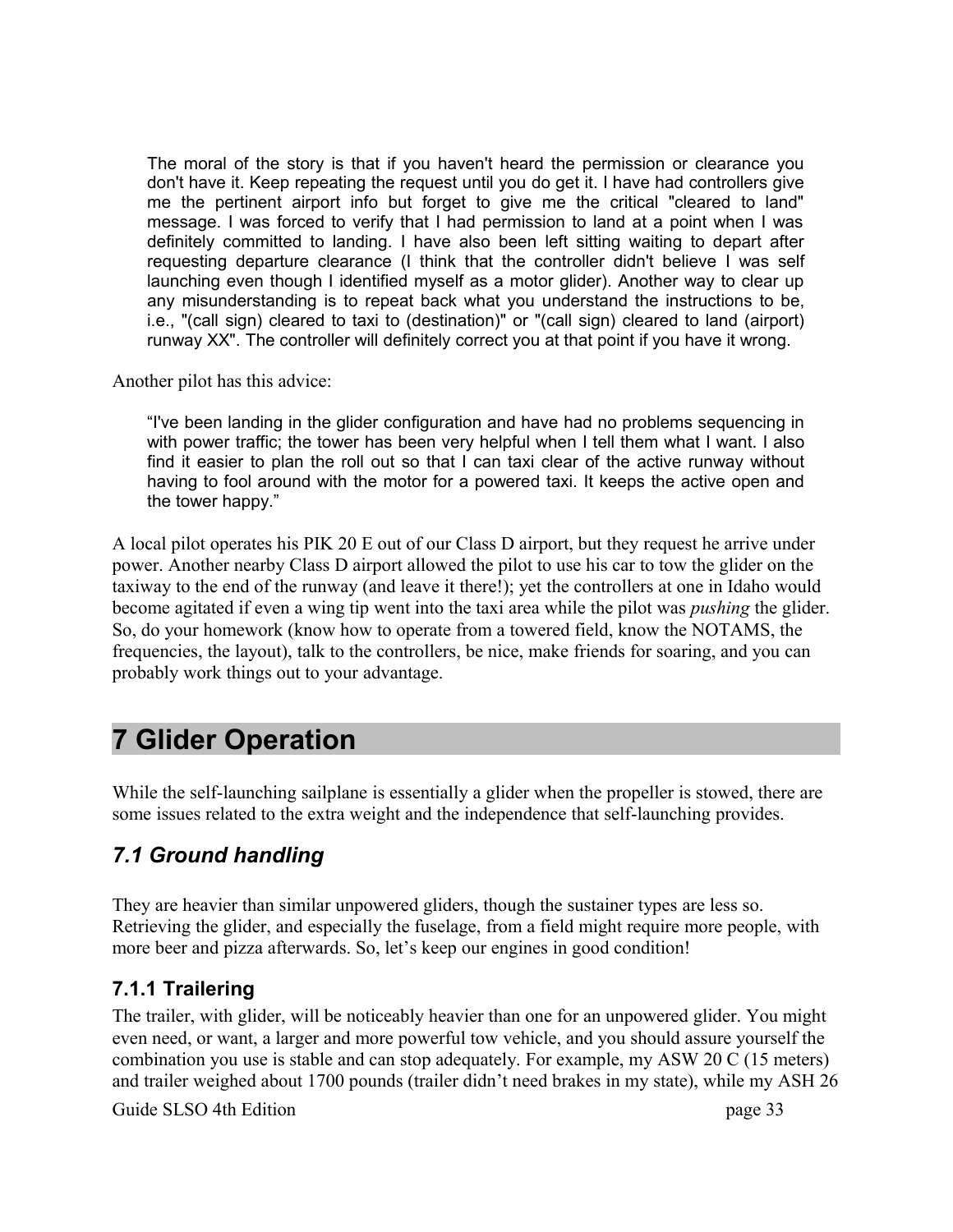> The moral of the story is that if you haven't heard the permission or clearance you don't have it. Keep repeating the request until you do get it. I have had controllers give me the pertinent airport info but forget to give me the critical "cleared to land" message. I was forced to verify that I had permission to land at a point when I was definitely committed to landing. I have also been left sitting waiting to depart after requesting departure clearance (I think that the controller didn't believe I was self launching even though I identified myself as a motor glider). Another way to clear up any misunderstanding is to repeat back what you understand the instructions to be, i.e., "(call sign) cleared to taxi to (destination)" or "(call sign) cleared to land (airport) runway XX". The controller will definitely correct you at that point if you have it wrong.

Another pilot has this advice:

> “I've been landing in the glider configuration and have had no problems sequencing in with power traffic; the tower has been very helpful when I tell them what I want. I also find it easier to plan the roll out so that I can taxi clear of the active runway without having to fool around with the motor for a powered taxi. It keeps the active open and the tower happy.”

A local pilot operates his PIK 20 E out of our Class D airport, but they request he arrive under power. Another nearby Class D airport allowed the pilot to use his car to tow the glider on the taxiway to the end of the runway (and leave it there!); yet the controllers at one in Idaho would become agitated if even a wing tip went into the taxi area while the pilot was *pushing* the glider. So, do your homework (know how to operate from a towered field, know the NOTAMS, the frequencies, the layout), talk to the controllers, be nice, make friends for soaring, and you can probably work things out to your advantage.

# 7 Glider Operation

While the self-launching sailplane is essentially a glider when the propeller is stowed, there are some issues related to the extra weight and the independence that self-launching provides.

## *7.1 Ground handling*

They are heavier than similar unpowered gliders, though the sustainer types are less so. Retrieving the glider, and especially the fuselage, from a field might require more people, with more beer and pizza afterwards. So, let’s keep our engines in good condition!

### 7.1.1 Trailering

The trailer, with glider, will be noticeably heavier than one for an unpowered glider. You might even need, or want, a larger and more powerful tow vehicle, and you should assure yourself the combination you use is stable and can stop adequately. For example, my ASW 20 C (15 meters) and trailer weighed about 1700 pounds (trailer didn’t need brakes in my state), while my ASH 26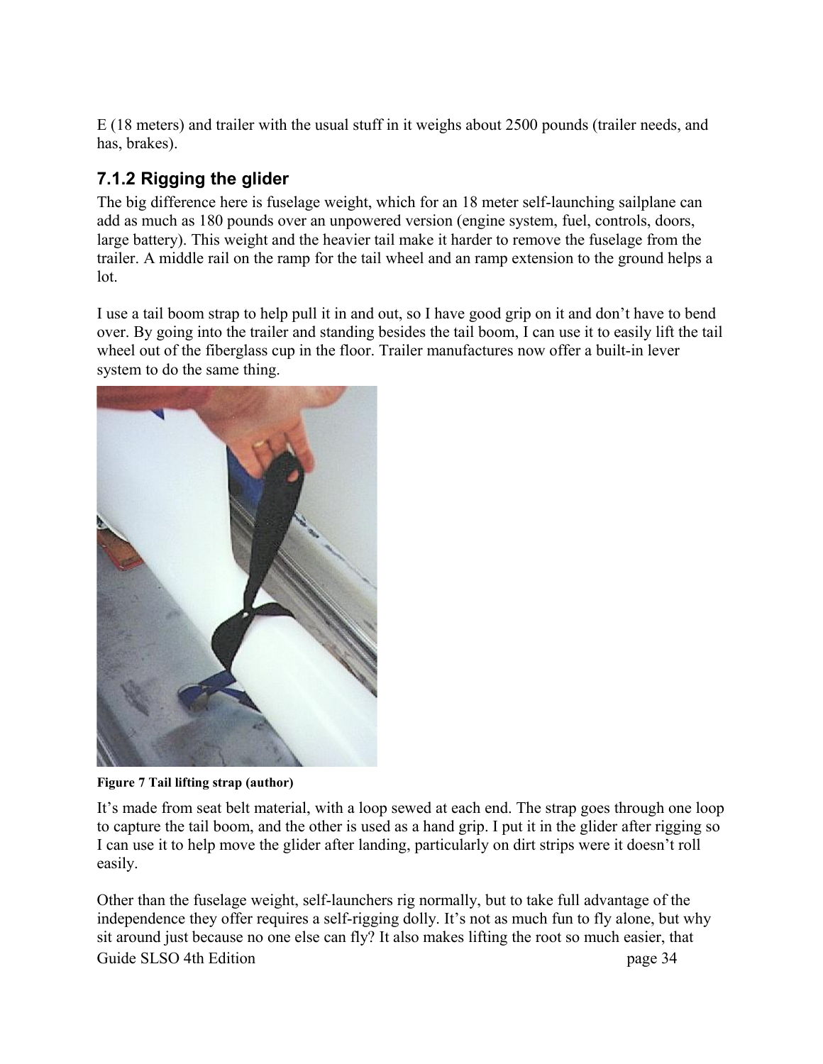E (18 meters) and trailer with the usual stuff in it weighs about 2500 pounds (trailer needs, and has, brakes).

### 7.1.2 Rigging the glider

The big difference here is fuselage weight, which for an 18 meter self-launching sailplane can add as much as 180 pounds over an unpowered version (engine system, fuel, controls, doors, large battery). This weight and the heavier tail make it harder to remove the fuselage from the trailer. A middle rail on the ramp for the tail wheel and an ramp extension to the ground helps a lot.

I use a tail boom strap to help pull it in and out, so I have good grip on it and don't have to bend over. By going into the trailer and standing besides the tail boom, I can use it to easily lift the tail wheel out of the fiberglass cup in the floor. Trailer manufactures now offer a built-in lever system to do the same thing.

**Figure 7 Tail lifting strap (author)**

It's made from seat belt material, with a loop sewed at each end. The strap goes through one loop to capture the tail boom, and the other is used as a hand grip. I put it in the glider after rigging so I can use it to help move the glider after landing, particularly on dirt strips were it doesn't roll easily.

Other than the fuselage weight, self-launchers rig normally, but to take full advantage of the independence they offer requires a self-rigging dolly. It's not as much fun to fly alone, but why sit around just because no one else can fly? It also makes lifting the root so much easier, that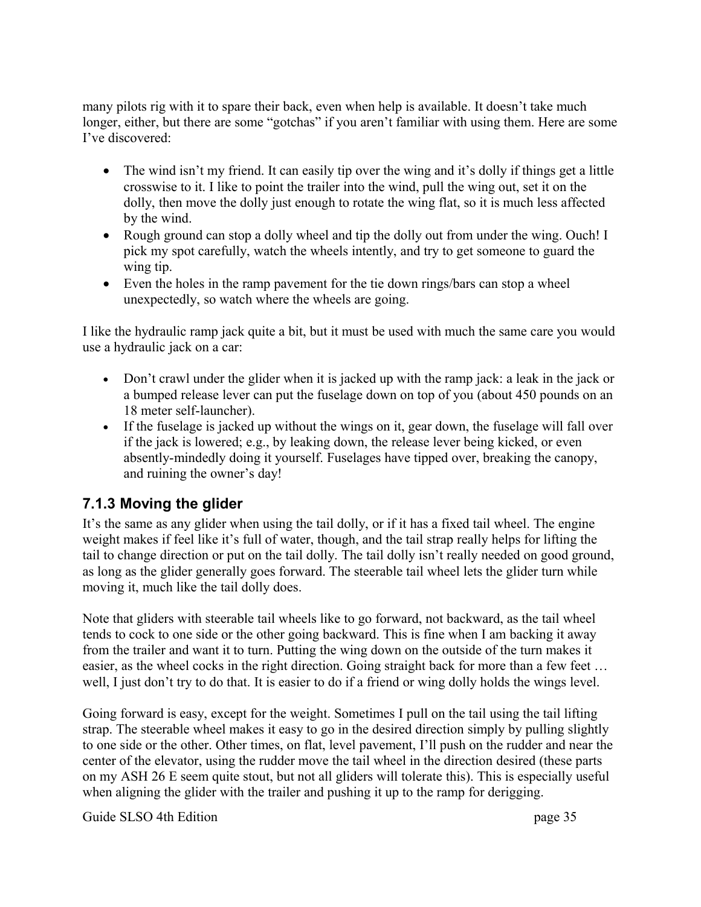many pilots rig with it to spare their back, even when help is available. It doesn't take much longer, either, but there are some "gotchas" if you aren't familiar with using them. Here are some I've discovered:

- The wind isn't my friend. It can easily tip over the wing and it's dolly if things get a little crosswise to it. I like to point the trailer into the wind, pull the wing out, set it on the dolly, then move the dolly just enough to rotate the wing flat, so it is much less affected by the wind.
- Rough ground can stop a dolly wheel and tip the dolly out from under the wing. Ouch! I pick my spot carefully, watch the wheels intently, and try to get someone to guard the wing tip.
- Even the holes in the ramp pavement for the tie down rings/bars can stop a wheel unexpectedly, so watch where the wheels are going.

I like the hydraulic ramp jack quite a bit, but it must be used with much the same care you would use a hydraulic jack on a car:

- Don't crawl under the glider when it is jacked up with the ramp jack: a leak in the jack or a bumped release lever can put the fuselage down on top of you (about 450 pounds on an 18 meter self-launcher).
- If the fuselage is jacked up without the wings on it, gear down, the fuselage will fall over if the jack is lowered; e.g., by leaking down, the release lever being kicked, or even absently-mindedly doing it yourself. Fuselages have tipped over, breaking the canopy, and ruining the owner's day!

### 7.1.3 Moving the glider

It's the same as any glider when using the tail dolly, or if it has a fixed tail wheel. The engine weight makes if feel like it's full of water, though, and the tail strap really helps for lifting the tail to change direction or put on the tail dolly. The tail dolly isn't really needed on good ground, as long as the glider generally goes forward. The steerable tail wheel lets the glider turn while moving it, much like the tail dolly does.

Note that gliders with steerable tail wheels like to go forward, not backward, as the tail wheel tends to cock to one side or the other going backward. This is fine when I am backing it away from the trailer and want it to turn. Putting the wing down on the outside of the turn makes it easier, as the wheel cocks in the right direction. Going straight back for more than a few feet … well, I just don't try to do that. It is easier to do if a friend or wing dolly holds the wings level.

Going forward is easy, except for the weight. Sometimes I pull on the tail using the tail lifting strap. The steerable wheel makes it easy to go in the desired direction simply by pulling slightly to one side or the other. Other times, on flat, level pavement, I'll push on the rudder and near the center of the elevator, using the rudder move the tail wheel in the direction desired (these parts on my ASH 26 E seem quite stout, but not all gliders will tolerate this). This is especially useful when aligning the glider with the trailer and pushing it up to the ramp for derigging.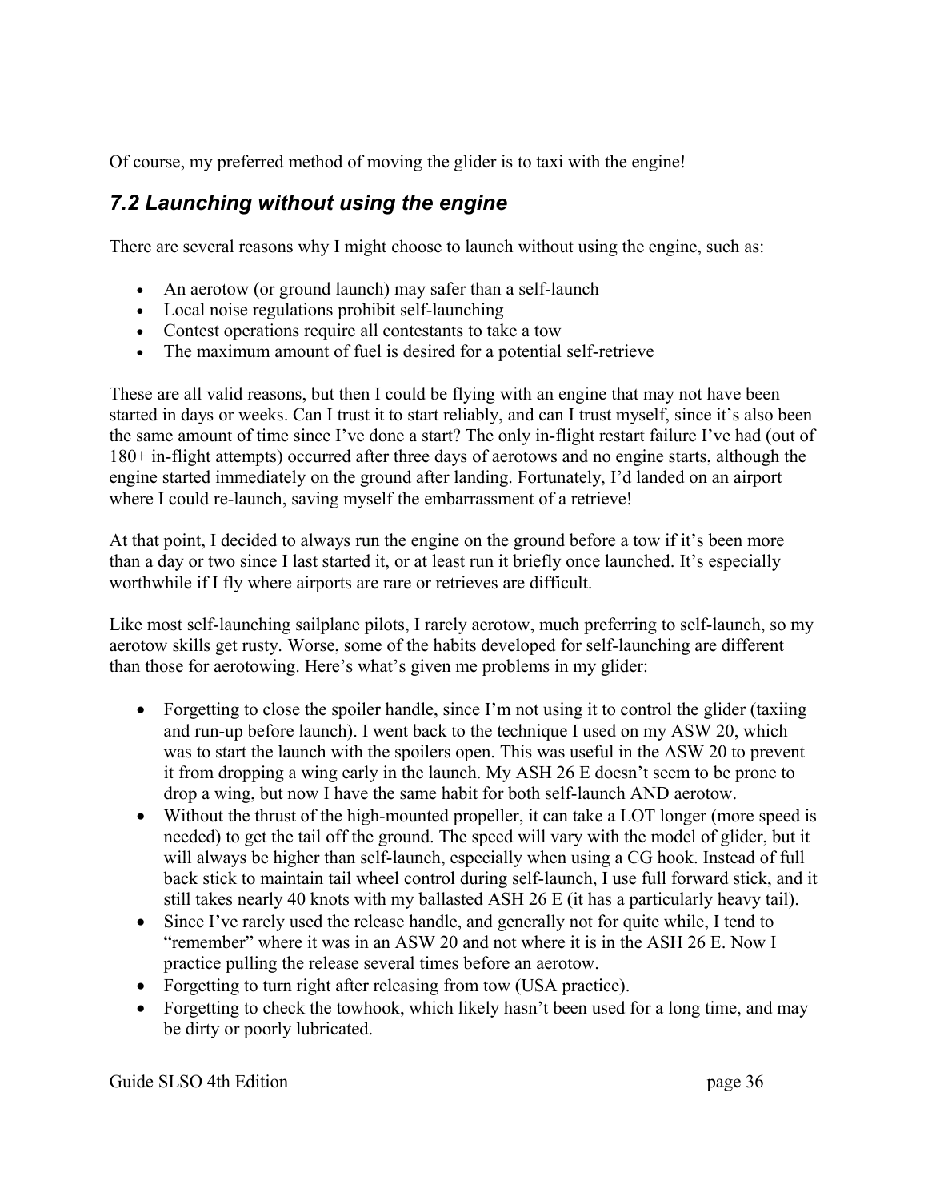Of course, my preferred method of moving the glider is to taxi with the engine!

## *7.2 Launching without using the engine*

There are several reasons why I might choose to launch without using the engine, such as:

- An aerotow (or ground launch) may safer than a self-launch
- Local noise regulations prohibit self-launching
- Contest operations require all contestants to take a tow
- The maximum amount of fuel is desired for a potential self-retrieve

These are all valid reasons, but then I could be flying with an engine that may not have been started in days or weeks. Can I trust it to start reliably, and can I trust myself, since it's also been the same amount of time since I've done a start? The only in-flight restart failure I've had (out of 180+ in-flight attempts) occurred after three days of aerotows and no engine starts, although the engine started immediately on the ground after landing. Fortunately, I'd landed on an airport where I could re-launch, saving myself the embarrassment of a retrieve!

At that point, I decided to always run the engine on the ground before a tow if it's been more than a day or two since I last started it, or at least run it briefly once launched. It's especially worthwhile if I fly where airports are rare or retrieves are difficult.

Like most self-launching sailplane pilots, I rarely aerotow, much preferring to self-launch, so my aerotow skills get rusty. Worse, some of the habits developed for self-launching are different than those for aerotowing. Here's what's given me problems in my glider:

- Forgetting to close the spoiler handle, since I'm not using it to control the glider (taxiing and run-up before launch). I went back to the technique I used on my ASW 20, which was to start the launch with the spoilers open. This was useful in the ASW 20 to prevent it from dropping a wing early in the launch. My ASH 26 E doesn't seem to be prone to drop a wing, but now I have the same habit for both self-launch AND aerotow.
- Without the thrust of the high-mounted propeller, it can take a LOT longer (more speed is needed) to get the tail off the ground. The speed will vary with the model of glider, but it will always be higher than self-launch, especially when using a CG hook. Instead of full back stick to maintain tail wheel control during self-launch, I use full forward stick, and it still takes nearly 40 knots with my ballasted ASH 26 E (it has a particularly heavy tail).
- Since I've rarely used the release handle, and generally not for quite while, I tend to "remember" where it was in an ASW 20 and not where it is in the ASH 26 E. Now I practice pulling the release several times before an aerotow.
- Forgetting to turn right after releasing from tow (USA practice).
- Forgetting to check the towhook, which likely hasn't been used for a long time, and may be dirty or poorly lubricated.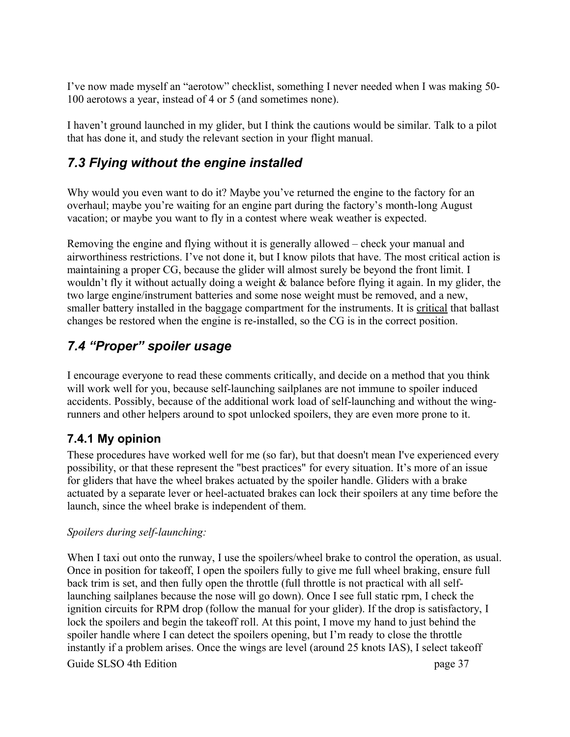I've now made myself an "aerotow" checklist, something I never needed when I was making 50-100 aerotows a year, instead of 4 or 5 (and sometimes none).

I haven't ground launched in my glider, but I think the cautions would be similar. Talk to a pilot that has done it, and study the relevant section in your flight manual.

## *7.3 Flying without the engine installed*

Why would you even want to do it? Maybe you've returned the engine to the factory for an overhaul; maybe you're waiting for an engine part during the factory's month-long August vacation; or maybe you want to fly in a contest where weak weather is expected.

Removing the engine and flying without it is generally allowed – check your manual and airworthiness restrictions. I've not done it, but I know pilots that have. The most critical action is maintaining a proper CG, because the glider will almost surely be beyond the front limit. I wouldn't fly it without actually doing a weight & balance before flying it again. In my glider, the two large engine/instrument batteries and some nose weight must be removed, and a new, smaller battery installed in the baggage compartment for the instruments. It is <u>critical</u> that ballast changes be restored when the engine is re-installed, so the CG is in the correct position.

## *7.4 "Proper" spoiler usage*

I encourage everyone to read these comments critically, and decide on a method that you think will work well for you, because self-launching sailplanes are not immune to spoiler induced accidents. Possibly, because of the additional work load of self-launching and without the wing-runners and other helpers around to spot unlocked spoilers, they are even more prone to it.

### 7.4.1 My opinion

These procedures have worked well for me (so far), but that doesn't mean I've experienced every possibility, or that these represent the "best practices" for every situation. It's more of an issue for gliders that have the wheel brakes actuated by the spoiler handle. Gliders with a brake actuated by a separate lever or heel-actuated brakes can lock their spoilers at any time before the launch, since the wheel brake is independent of them.

*Spoilers during self-launching:*

When I taxi out onto the runway, I use the spoilers/wheel brake to control the operation, as usual. Once in position for takeoff, I open the spoilers fully to give me full wheel braking, ensure full back trim is set, and then fully open the throttle (full throttle is not practical with all self-launching sailplanes because the nose will go down). Once I see full static rpm, I check the ignition circuits for RPM drop (follow the manual for your glider). If the drop is satisfactory, I lock the spoilers and begin the takeoff roll. At this point, I move my hand to just behind the spoiler handle where I can detect the spoilers opening, but I'm ready to close the throttle instantly if a problem arises. Once the wings are level (around 25 knots IAS), I select takeoff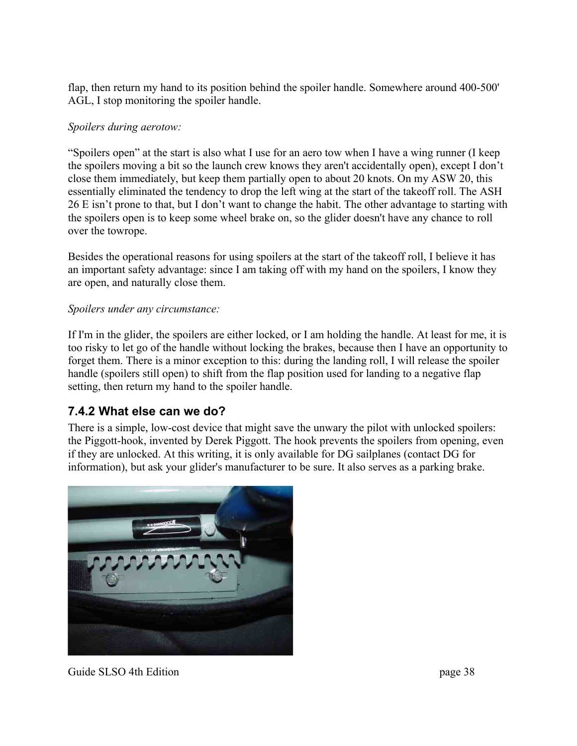flap, then return my hand to its position behind the spoiler handle. Somewhere around 400-500' AGL, I stop monitoring the spoiler handle.

*Spoilers during aerotow:*

“Spoilers open” at the start is also what I use for an aero tow when I have a wing runner (I keep the spoilers moving a bit so the launch crew knows they aren't accidentally open), except I don’t close them immediately, but keep them partially open to about 20 knots. On my ASW 20, this essentially eliminated the tendency to drop the left wing at the start of the takeoff roll. The ASH 26 E isn’t prone to that, but I don’t want to change the habit. The other advantage to starting with the spoilers open is to keep some wheel brake on, so the glider doesn't have any chance to roll over the towrope.

Besides the operational reasons for using spoilers at the start of the takeoff roll, I believe it has an important safety advantage: since I am taking off with my hand on the spoilers, I know they are open, and naturally close them.

*Spoilers under any circumstance:*

If I'm in the glider, the spoilers are either locked, or I am holding the handle. At least for me, it is too risky to let go of the handle without locking the brakes, because then I have an opportunity to forget them. There is a minor exception to this: during the landing roll, I will release the spoiler handle (spoilers still open) to shift from the flap position used for landing to a negative flap setting, then return my hand to the spoiler handle.

### 7.4.2 What else can we do?

There is a simple, low-cost device that might save the unwary the pilot with unlocked spoilers: the Piggott-hook, invented by Derek Piggott. The hook prevents the spoilers from opening, even if they are unlocked. At this writing, it is only available for DG sailplanes (contact DG for information), but ask your glider's manufacturer to be sure. It also serves as a parking brake.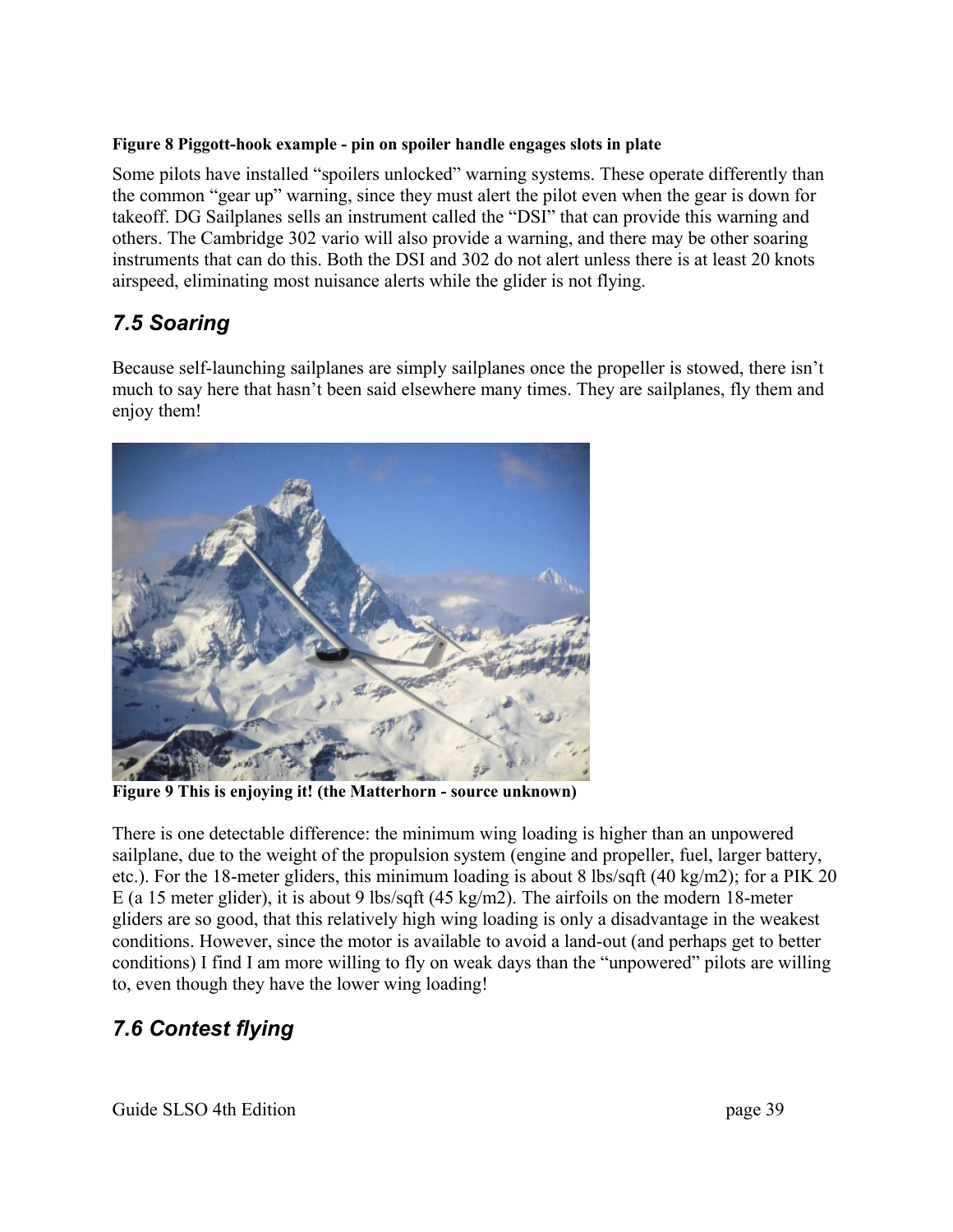**Figure 8 Piggott-hook example - pin on spoiler handle engages slots in plate**

Some pilots have installed "spoilers unlocked" warning systems. These operate differently than the common "gear up" warning, since they must alert the pilot even when the gear is down for takeoff. DG Sailplanes sells an instrument called the "DSI" that can provide this warning and others. The Cambridge 302 vario will also provide a warning, and there may be other soaring instruments that can do this. Both the DSI and 302 do not alert unless there is at least 20 knots airspeed, eliminating most nuisance alerts while the glider is not flying.

## *7.5 Soaring*

Because self-launching sailplanes are simply sailplanes once the propeller is stowed, there isn't much to say here that hasn't been said elsewhere many times. They are sailplanes, fly them and enjoy them!

**Figure 9 This is enjoying it! (the Matterhorn - source unknown)**

There is one detectable difference: the minimum wing loading is higher than an unpowered sailplane, due to the weight of the propulsion system (engine and propeller, fuel, larger battery, etc.). For the 18-meter gliders, this minimum loading is about 8 lbs/sqft (40 kg/m2); for a PIK 20 E (a 15 meter glider), it is about 9 lbs/sqft (45 kg/m2). The airfoils on the modern 18-meter gliders are so good, that this relatively high wing loading is only a disadvantage in the weakest conditions. However, since the motor is available to avoid a land-out (and perhaps get to better conditions) I find I am more willing to fly on weak days than the "unpowered" pilots are willing to, even though they have the lower wing loading!

## *7.6 Contest flying*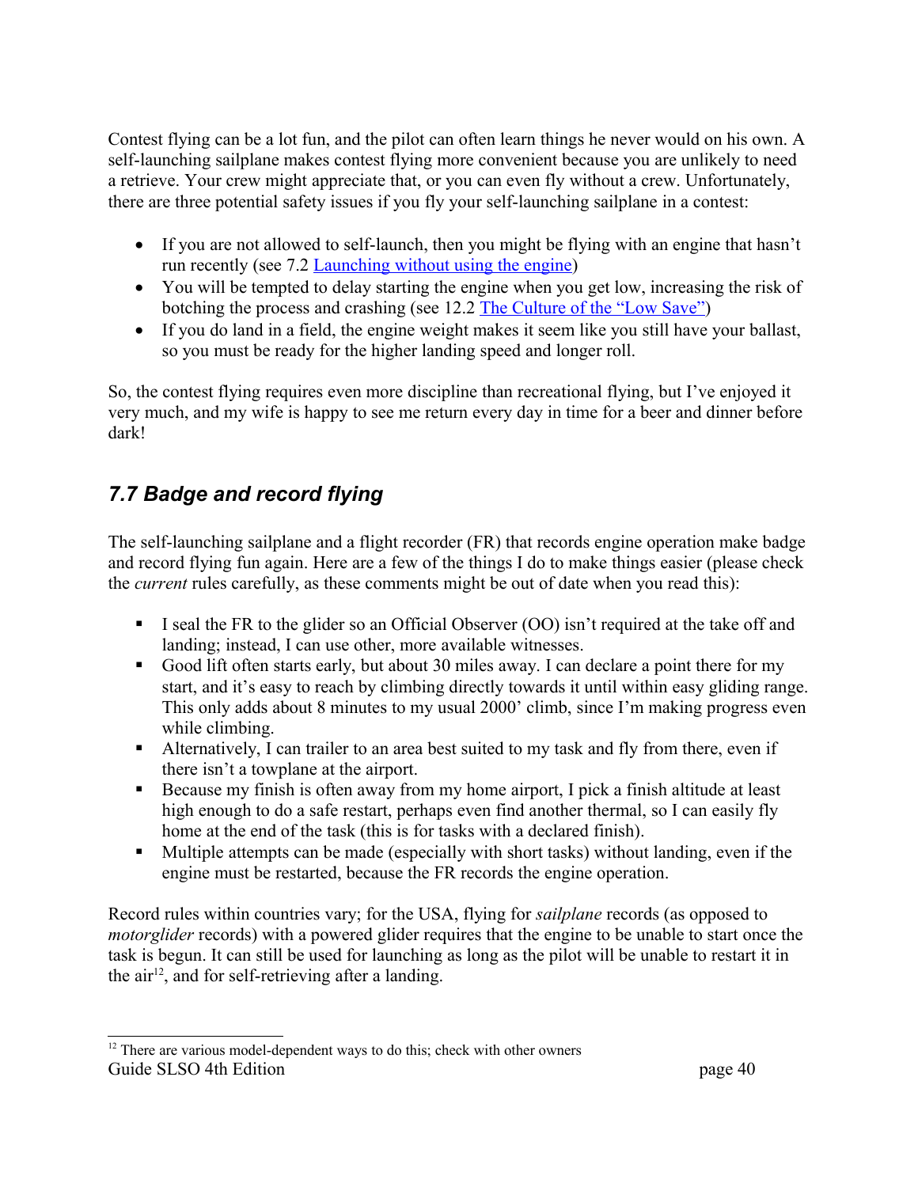Contest flying can be a lot fun, and the pilot can often learn things he never would on his own. A self-launching sailplane makes contest flying more convenient because you are unlikely to need a retrieve. Your crew might appreciate that, or you can even fly without a crew. Unfortunately, there are three potential safety issues if you fly your self-launching sailplane in a contest:

- If you are not allowed to self-launch, then you might be flying with an engine that hasn't run recently (see 7.2 Launching without using the engine)
- You will be tempted to delay starting the engine when you get low, increasing the risk of botching the process and crashing (see 12.2 The Culture of the "Low Save")
- If you do land in a field, the engine weight makes it seem like you still have your ballast, so you must be ready for the higher landing speed and longer roll.

So, the contest flying requires even more discipline than recreational flying, but I've enjoyed it very much, and my wife is happy to see me return every day in time for a beer and dinner before dark!

## *7.7 Badge and record flying*

The self-launching sailplane and a flight recorder (FR) that records engine operation make badge and record flying fun again. Here are a few of the things I do to make things easier (please check the *current* rules carefully, as these comments might be out of date when you read this):

- I seal the FR to the glider so an Official Observer (OO) isn't required at the take off and landing; instead, I can use other, more available witnesses.
- Good lift often starts early, but about 30 miles away. I can declare a point there for my start, and it's easy to reach by climbing directly towards it until within easy gliding range. This only adds about 8 minutes to my usual 2000' climb, since I'm making progress even while climbing.
- Alternatively, I can trailer to an area best suited to my task and fly from there, even if there isn't a towplane at the airport.
- Because my finish is often away from my home airport, I pick a finish altitude at least high enough to do a safe restart, perhaps even find another thermal, so I can easily fly home at the end of the task (this is for tasks with a declared finish).
- Multiple attempts can be made (especially with short tasks) without landing, even if the engine must be restarted, because the FR records the engine operation.

Record rules within countries vary; for the USA, flying for *sailplane* records (as opposed to *motorglider* records) with a powered glider requires that the engine to be unable to start once the task is begun. It can still be used for launching as long as the pilot will be unable to restart it in the air[12], and for self-retrieving after a landing.

[12] There are various model-dependent ways to do this; check with other owners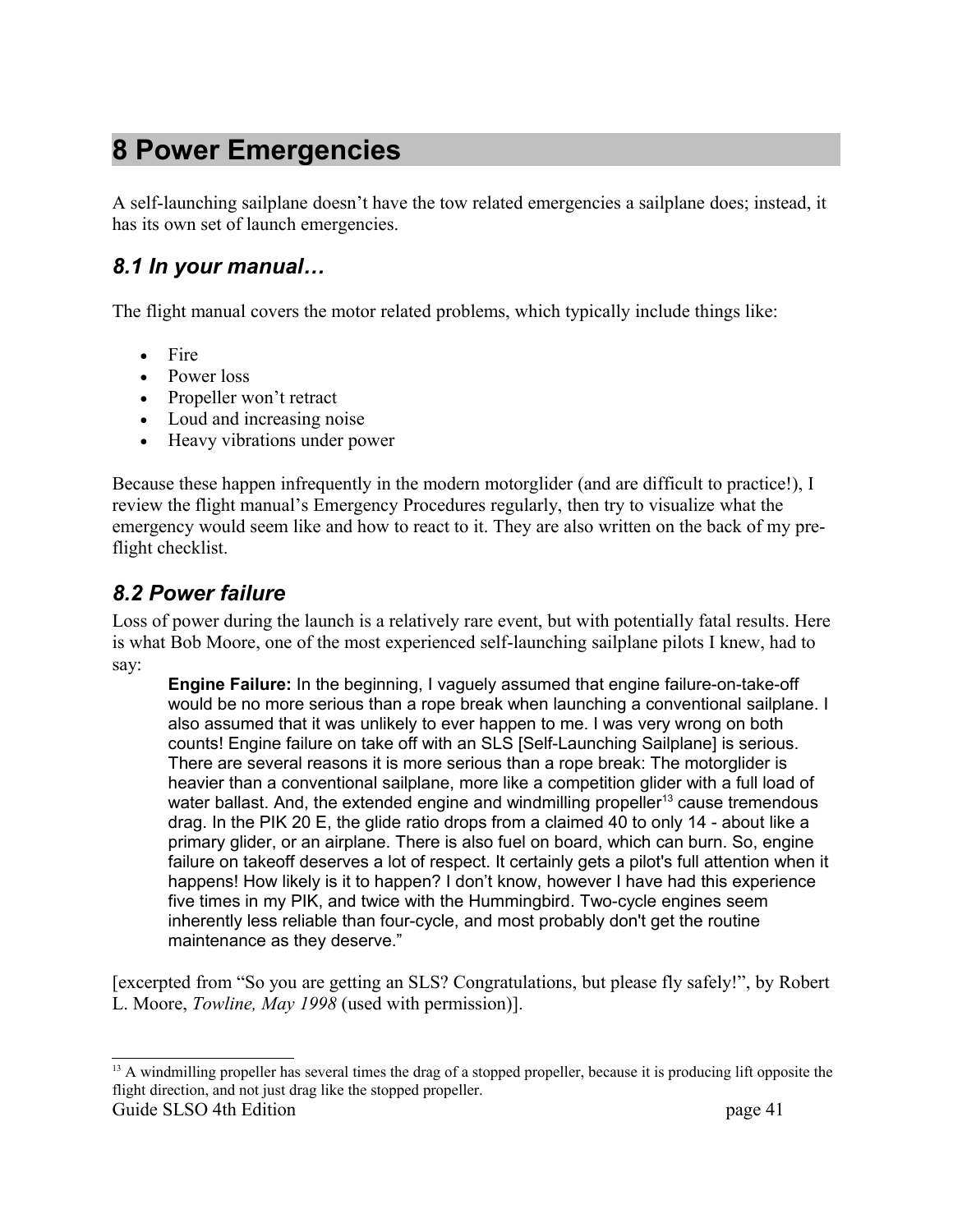# 8 Power Emergencies

A self-launching sailplane doesn't have the tow related emergencies a sailplane does; instead, it has its own set of launch emergencies.

## *8.1 In your manual…*

The flight manual covers the motor related problems, which typically include things like:

- Fire
- Power loss
- Propeller won't retract
- Loud and increasing noise
- Heavy vibrations under power

Because these happen infrequently in the modern motorglider (and are difficult to practice!), I review the flight manual's Emergency Procedures regularly, then try to visualize what the emergency would seem like and how to react to it. They are also written on the back of my pre-flight checklist.

## *8.2 Power failure*

Loss of power during the launch is a relatively rare event, but with potentially fatal results. Here is what Bob Moore, one of the most experienced self-launching sailplane pilots I knew, had to say:

> **Engine Failure:** In the beginning, I vaguely assumed that engine failure-on-take-off would be no more serious than a rope break when launching a conventional sailplane. I also assumed that it was unlikely to ever happen to me. I was very wrong on both counts! Engine failure on take off with an SLS [Self-Launching Sailplane] is serious. There are several reasons it is more serious than a rope break: The motorglider is heavier than a conventional sailplane, more like a competition glider with a full load of water ballast. And, the extended engine and windmilling propeller[13] cause tremendous drag. In the PIK 20 E, the glide ratio drops from a claimed 40 to only 14 - about like a primary glider, or an airplane. There is also fuel on board, which can burn. So, engine failure on takeoff deserves a lot of respect. It certainly gets a pilot's full attention when it happens! How likely is it to happen? I don't know, however I have had this experience five times in my PIK, and twice with the Hummingbird. Two-cycle engines seem inherently less reliable than four-cycle, and most probably don't get the routine maintenance as they deserve."

[excerpted from "So you are getting an SLS? Congratulations, but please fly safely!", by Robert L. Moore, *Towline, May 1998* (used with permission)].

[13] A windmilling propeller has several times the drag of a stopped propeller, because it is producing lift opposite the flight direction, and not just drag like the stopped propeller.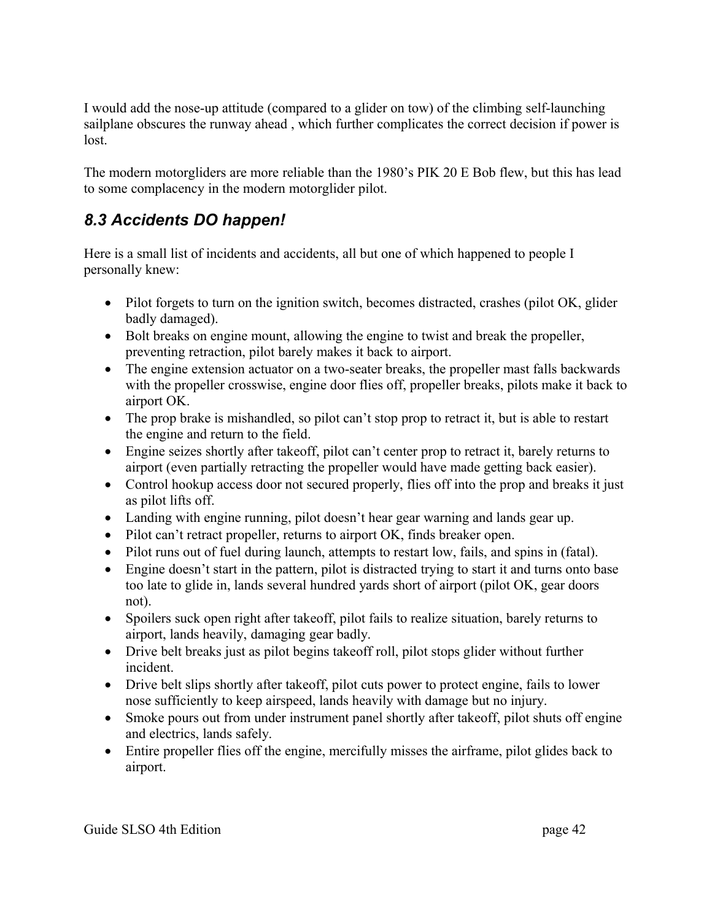I would add the nose-up attitude (compared to a glider on tow) of the climbing self-launching sailplane obscures the runway ahead , which further complicates the correct decision if power is lost.

The modern motorgliders are more reliable than the 1980's PIK 20 E Bob flew, but this has lead to some complacency in the modern motorglider pilot.

## *8.3 Accidents DO happen!*

Here is a small list of incidents and accidents, all but one of which happened to people I personally knew:

- Pilot forgets to turn on the ignition switch, becomes distracted, crashes (pilot OK, glider badly damaged).
- Bolt breaks on engine mount, allowing the engine to twist and break the propeller, preventing retraction, pilot barely makes it back to airport.
- The engine extension actuator on a two-seater breaks, the propeller mast falls backwards with the propeller crosswise, engine door flies off, propeller breaks, pilots make it back to airport OK.
- The prop brake is mishandled, so pilot can't stop prop to retract it, but is able to restart the engine and return to the field.
- Engine seizes shortly after takeoff, pilot can't center prop to retract it, barely returns to airport (even partially retracting the propeller would have made getting back easier).
- Control hookup access door not secured properly, flies off into the prop and breaks it just as pilot lifts off.
- Landing with engine running, pilot doesn't hear gear warning and lands gear up.
- Pilot can't retract propeller, returns to airport OK, finds breaker open.
- Pilot runs out of fuel during launch, attempts to restart low, fails, and spins in (fatal).
- Engine doesn't start in the pattern, pilot is distracted trying to start it and turns onto base too late to glide in, lands several hundred yards short of airport (pilot OK, gear doors not).
- Spoilers suck open right after takeoff, pilot fails to realize situation, barely returns to airport, lands heavily, damaging gear badly.
- Drive belt breaks just as pilot begins takeoff roll, pilot stops glider without further incident.
- Drive belt slips shortly after takeoff, pilot cuts power to protect engine, fails to lower nose sufficiently to keep airspeed, lands heavily with damage but no injury.
- Smoke pours out from under instrument panel shortly after takeoff, pilot shuts off engine and electrics, lands safely.
- Entire propeller flies off the engine, mercifully misses the airframe, pilot glides back to airport.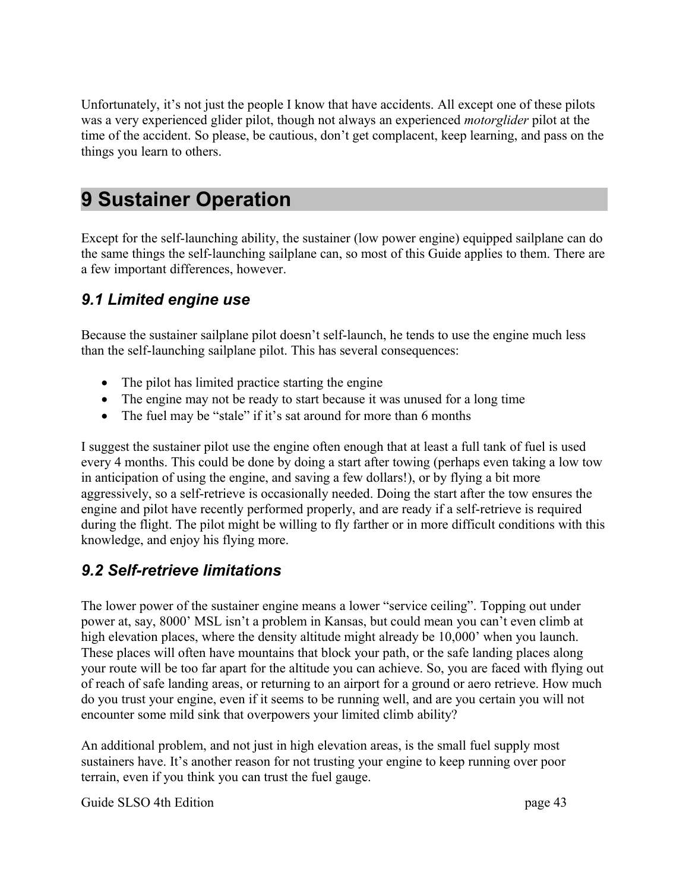Unfortunately, it's not just the people I know that have accidents. All except one of these pilots was a very experienced glider pilot, though not always an experienced *motorglider* pilot at the time of the accident. So please, be cautious, don't get complacent, keep learning, and pass on the things you learn to others.

# 9 Sustainer Operation

Except for the self-launching ability, the sustainer (low power engine) equipped sailplane can do the same things the self-launching sailplane can, so most of this Guide applies to them. There are a few important differences, however.

## *9.1 Limited engine use*

Because the sustainer sailplane pilot doesn't self-launch, he tends to use the engine much less than the self-launching sailplane pilot. This has several consequences:

- The pilot has limited practice starting the engine
- The engine may not be ready to start because it was unused for a long time
- The fuel may be "stale" if it's sat around for more than 6 months

I suggest the sustainer pilot use the engine often enough that at least a full tank of fuel is used every 4 months. This could be done by doing a start after towing (perhaps even taking a low tow in anticipation of using the engine, and saving a few dollars!), or by flying a bit more aggressively, so a self-retrieve is occasionally needed. Doing the start after the tow ensures the engine and pilot have recently performed properly, and are ready if a self-retrieve is required during the flight. The pilot might be willing to fly farther or in more difficult conditions with this knowledge, and enjoy his flying more.

## *9.2 Self-retrieve limitations*

The lower power of the sustainer engine means a lower "service ceiling". Topping out under power at, say, 8000' MSL isn't a problem in Kansas, but could mean you can't even climb at high elevation places, where the density altitude might already be 10,000' when you launch. These places will often have mountains that block your path, or the safe landing places along your route will be too far apart for the altitude you can achieve. So, you are faced with flying out of reach of safe landing areas, or returning to an airport for a ground or aero retrieve. How much do you trust your engine, even if it seems to be running well, and are you certain you will not encounter some mild sink that overpowers your limited climb ability?

An additional problem, and not just in high elevation areas, is the small fuel supply most sustainers have. It's another reason for not trusting your engine to keep running over poor terrain, even if you think you can trust the fuel gauge.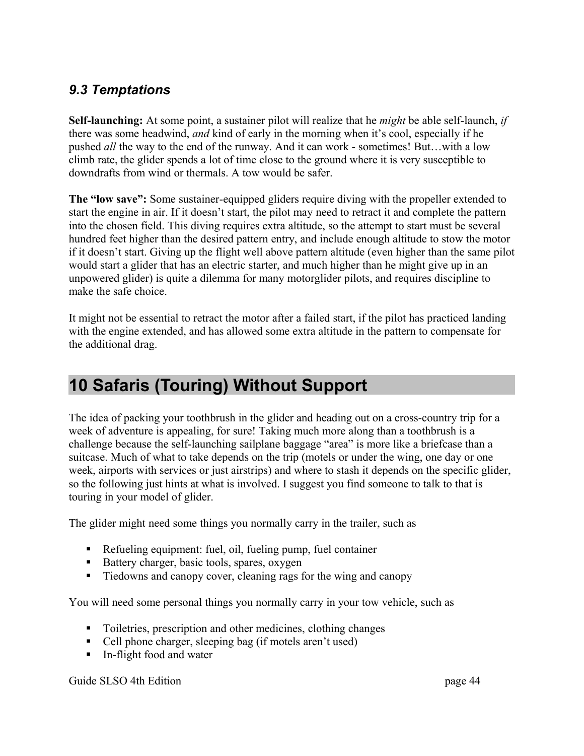### *9.3 Temptations*

**Self-launching:** At some point, a sustainer pilot will realize that he *might* be able self-launch, *if* there was some headwind, *and* kind of early in the morning when it's cool, especially if he pushed *all* the way to the end of the runway. And it can work - sometimes! But…with a low climb rate, the glider spends a lot of time close to the ground where it is very susceptible to downdrafts from wind or thermals. A tow would be safer.

**The "low save":** Some sustainer-equipped gliders require diving with the propeller extended to start the engine in air. If it doesn't start, the pilot may need to retract it and complete the pattern into the chosen field. This diving requires extra altitude, so the attempt to start must be several hundred feet higher than the desired pattern entry, and include enough altitude to stow the motor if it doesn't start. Giving up the flight well above pattern altitude (even higher than the same pilot would start a glider that has an electric starter, and much higher than he might give up in an unpowered glider) is quite a dilemma for many motorglider pilots, and requires discipline to make the safe choice.

It might not be essential to retract the motor after a failed start, if the pilot has practiced landing with the engine extended, and has allowed some extra altitude in the pattern to compensate for the additional drag.

# 10 Safaris (Touring) Without Support

The idea of packing your toothbrush in the glider and heading out on a cross-country trip for a week of adventure is appealing, for sure! Taking much more along than a toothbrush is a challenge because the self-launching sailplane baggage "area" is more like a briefcase than a suitcase. Much of what to take depends on the trip (motels or under the wing, one day or one week, airports with services or just airstrips) and where to stash it depends on the specific glider, so the following just hints at what is involved. I suggest you find someone to talk to that is touring in your model of glider.

The glider might need some things you normally carry in the trailer, such as

- Refueling equipment: fuel, oil, fueling pump, fuel container
- Battery charger, basic tools, spares, oxygen
- Tiedowns and canopy cover, cleaning rags for the wing and canopy

You will need some personal things you normally carry in your tow vehicle, such as

- Toiletries, prescription and other medicines, clothing changes
- Cell phone charger, sleeping bag (if motels aren't used)
- In-flight food and water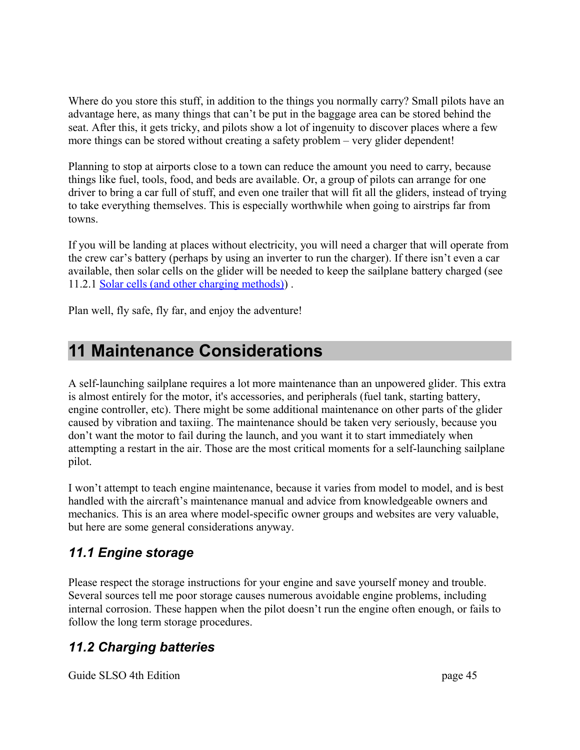Where do you store this stuff, in addition to the things you normally carry? Small pilots have an advantage here, as many things that can't be put in the baggage area can be stored behind the seat. After this, it gets tricky, and pilots show a lot of ingenuity to discover places where a few more things can be stored without creating a safety problem – very glider dependent!

Planning to stop at airports close to a town can reduce the amount you need to carry, because things like fuel, tools, food, and beds are available. Or, a group of pilots can arrange for one driver to bring a car full of stuff, and even one trailer that will fit all the gliders, instead of trying to take everything themselves. This is especially worthwhile when going to airstrips far from towns.

If you will be landing at places without electricity, you will need a charger that will operate from the crew car's battery (perhaps by using an inverter to run the charger). If there isn't even a car available, then solar cells on the glider will be needed to keep the sailplane battery charged (see 11.2.1 Solar cells (and other charging methods)) .

Plan well, fly safe, fly far, and enjoy the adventure!

# 11 Maintenance Considerations

A self-launching sailplane requires a lot more maintenance than an unpowered glider. This extra is almost entirely for the motor, it's accessories, and peripherals (fuel tank, starting battery, engine controller, etc). There might be some additional maintenance on other parts of the glider caused by vibration and taxiing. The maintenance should be taken very seriously, because you don't want the motor to fail during the launch, and you want it to start immediately when attempting a restart in the air. Those are the most critical moments for a self-launching sailplane pilot.

I won't attempt to teach engine maintenance, because it varies from model to model, and is best handled with the aircraft's maintenance manual and advice from knowledgeable owners and mechanics. This is an area where model-specific owner groups and websites are very valuable, but here are some general considerations anyway.

## *11.1 Engine storage*

Please respect the storage instructions for your engine and save yourself money and trouble. Several sources tell me poor storage causes numerous avoidable engine problems, including internal corrosion. These happen when the pilot doesn't run the engine often enough, or fails to follow the long term storage procedures.

## *11.2 Charging batteries*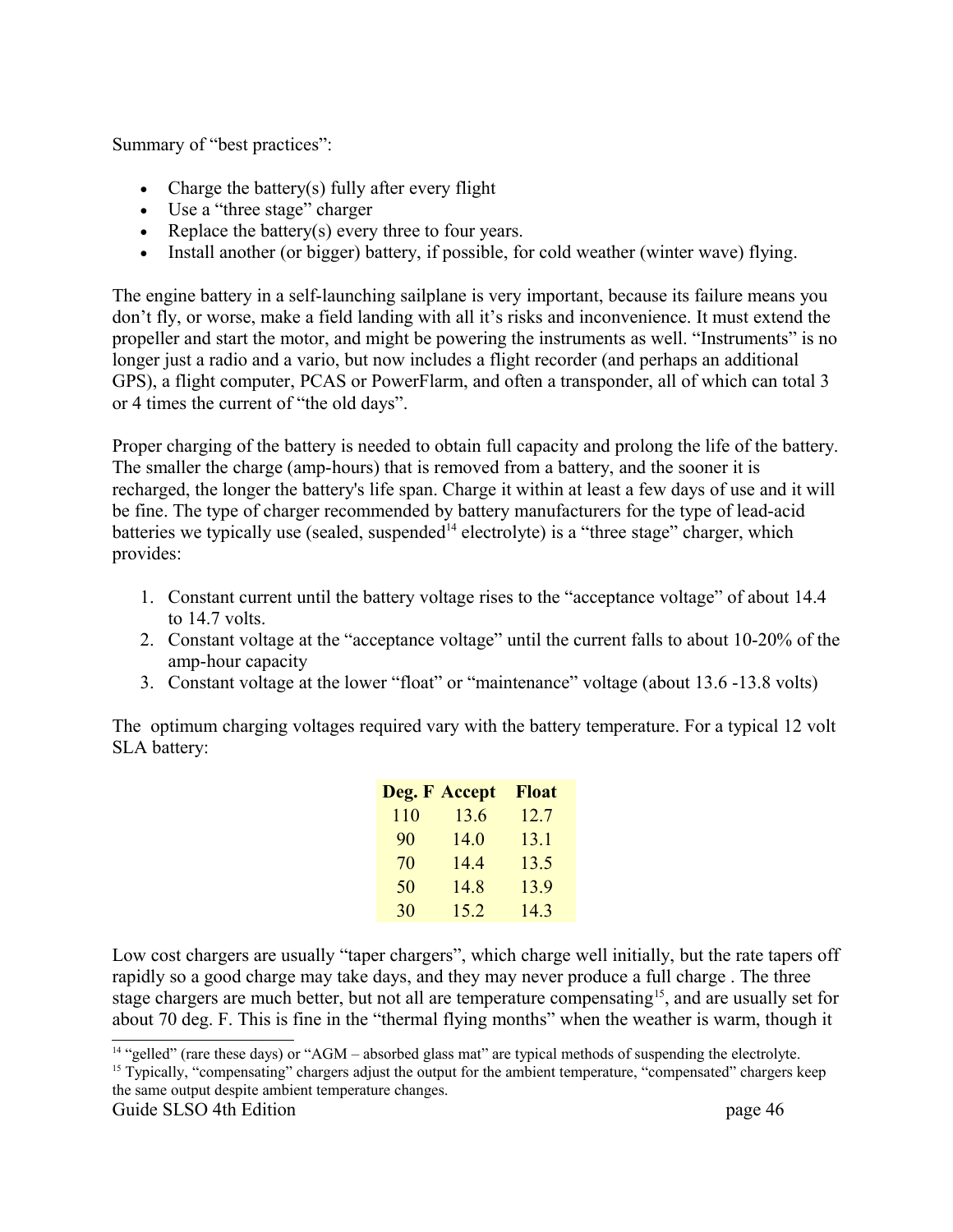Summary of "best practices":

- Charge the battery(s) fully after every flight
- Use a "three stage" charger
- Replace the battery(s) every three to four years.
- Install another (or bigger) battery, if possible, for cold weather (winter wave) flying.

The engine battery in a self-launching sailplane is very important, because its failure means you don't fly, or worse, make a field landing with all it's risks and inconvenience. It must extend the propeller and start the motor, and might be powering the instruments as well. "Instruments" is no longer just a radio and a vario, but now includes a flight recorder (and perhaps an additional GPS), a flight computer, PCAS or PowerFlarm, and often a transponder, all of which can total 3 or 4 times the current of "the old days".

Proper charging of the battery is needed to obtain full capacity and prolong the life of the battery. The smaller the charge (amp-hours) that is removed from a battery, and the sooner it is recharged, the longer the battery's life span. Charge it within at least a few days of use and it will be fine. The type of charger recommended by battery manufacturers for the type of lead-acid batteries we typically use (sealed, suspended[14] electrolyte) is a "three stage" charger, which provides:

1. Constant current until the battery voltage rises to the "acceptance voltage" of about 14.4 to 14.7 volts.
2. Constant voltage at the "acceptance voltage" until the current falls to about 10-20% of the amp-hour capacity
3. Constant voltage at the lower "float" or "maintenance" voltage (about 13.6 -13.8 volts)

The optimum charging voltages required vary with the battery temperature. For a typical 12 volt SLA battery:

| Deg. F | Accept | Float |
|---|---|---|
| 110 | 13.6 | 12.7 |
| 90 | 14.0 | 13.1 |
| 70 | 14.4 | 13.5 |
| 50 | 14.8 | 13.9 |
| 30 | 15.2 | 14.3 |

Low cost chargers are usually "taper chargers", which charge well initially, but the rate tapers off rapidly so a good charge may take days, and they may never produce a full charge . The three stage chargers are much better, but not all are temperature compensating[15], and are usually set for about 70 deg. F. This is fine in the "thermal flying months" when the weather is warm, though it

[14] "gelled" (rare these days) or "AGM – absorbed glass mat" are typical methods of suspending the electrolyte.

[15] Typically, "compensating" chargers adjust the output for the ambient temperature, "compensated" chargers keep the same output despite ambient temperature changes.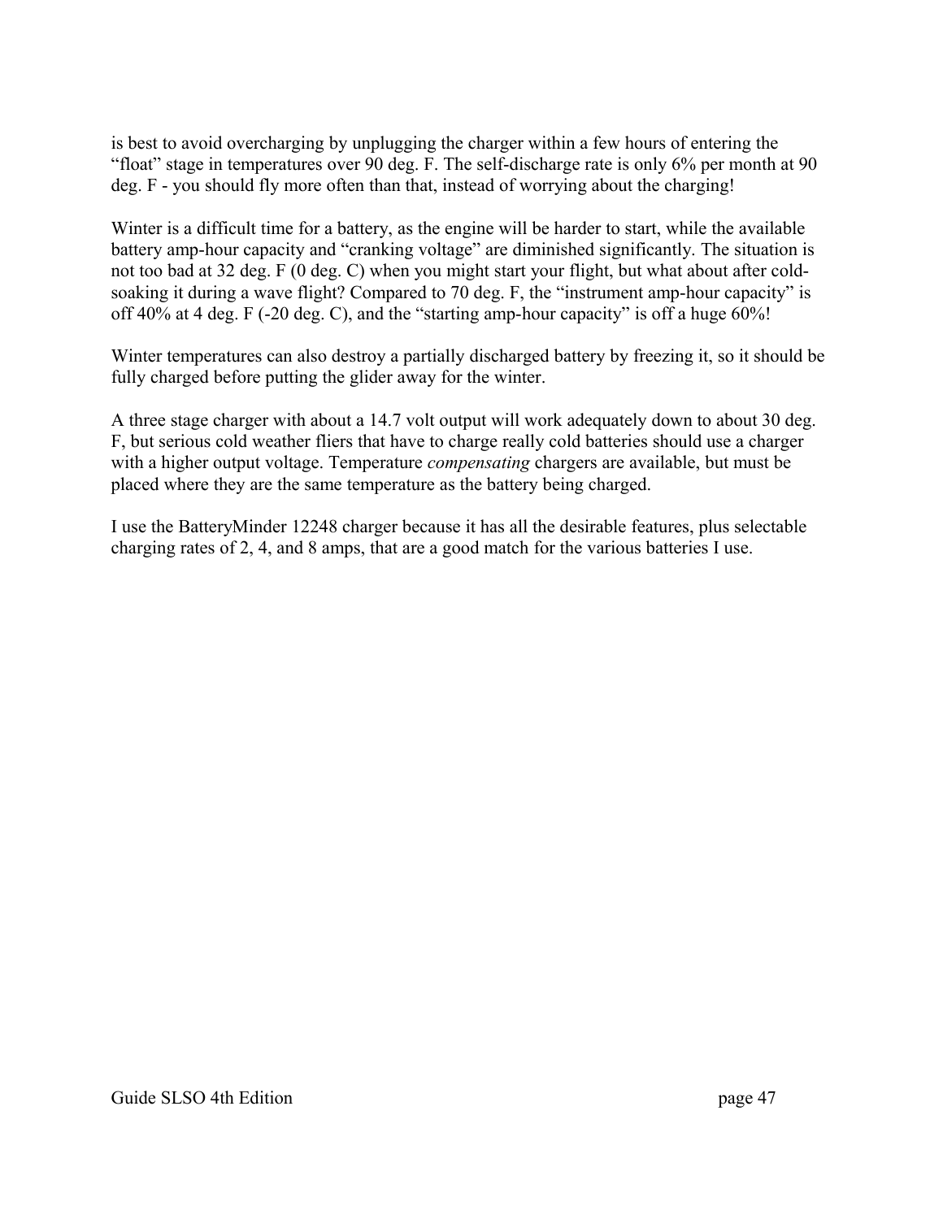is best to avoid overcharging by unplugging the charger within a few hours of entering the "float" stage in temperatures over 90 deg. F. The self-discharge rate is only 6% per month at 90 deg. F - you should fly more often than that, instead of worrying about the charging!

Winter is a difficult time for a battery, as the engine will be harder to start, while the available battery amp-hour capacity and "cranking voltage" are diminished significantly. The situation is not too bad at 32 deg. F (0 deg. C) when you might start your flight, but what about after cold-soaking it during a wave flight? Compared to 70 deg. F, the "instrument amp-hour capacity" is off 40% at 4 deg. F (-20 deg. C), and the "starting amp-hour capacity" is off a huge 60%!

Winter temperatures can also destroy a partially discharged battery by freezing it, so it should be fully charged before putting the glider away for the winter.

A three stage charger with about a 14.7 volt output will work adequately down to about 30 deg. F, but serious cold weather fliers that have to charge really cold batteries should use a charger with a higher output voltage. Temperature *compensating* chargers are available, but must be placed where they are the same temperature as the battery being charged.

I use the BatteryMinder 12248 charger because it has all the desirable features, plus selectable charging rates of 2, 4, and 8 amps, that are a good match for the various batteries I use.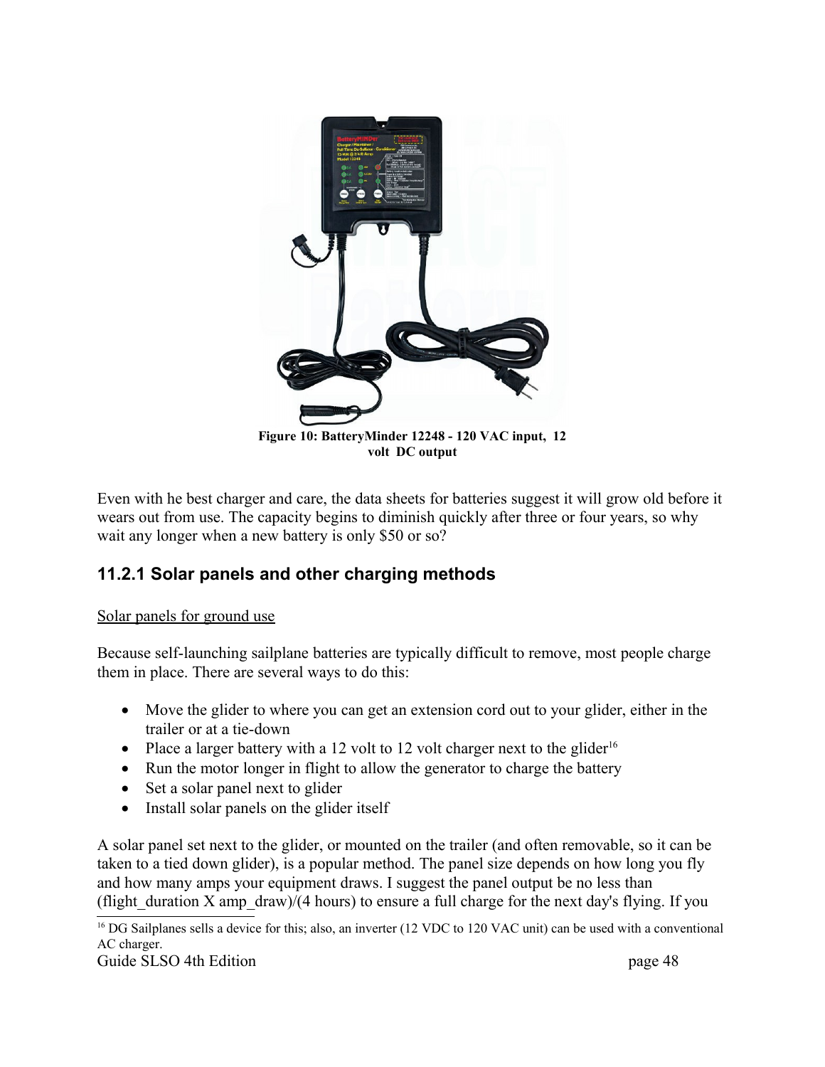Figure 10: BatteryMinder 12248 - 120 VAC input, 12 volt DC output

Even with he best charger and care, the data sheets for batteries suggest it will grow old before it wears out from use. The capacity begins to diminish quickly after three or four years, so why wait any longer when a new battery is only $50 or so?

### 11.2.1 Solar panels and other charging methods

Solar panels for ground use

Because self-launching sailplane batteries are typically difficult to remove, most people charge them in place. There are several ways to do this:

- Move the glider to where you can get an extension cord out to your glider, either in the trailer or at a tie-down
- Place a larger battery with a 12 volt to 12 volt charger next to the glider[16]
- Run the motor longer in flight to allow the generator to charge the battery
- Set a solar panel next to glider
- Install solar panels on the glider itself

A solar panel set next to the glider, or mounted on the trailer (and often removable, so it can be taken to a tied down glider), is a popular method. The panel size depends on how long you fly and how many amps your equipment draws. I suggest the panel output be no less than (flight_duration X amp_draw)/(4 hours) to ensure a full charge for the next day's flying. If you

[16] DG Sailplanes sells a device for this; also, an inverter (12 VDC to 120 VAC unit) can be used with a conventional AC charger.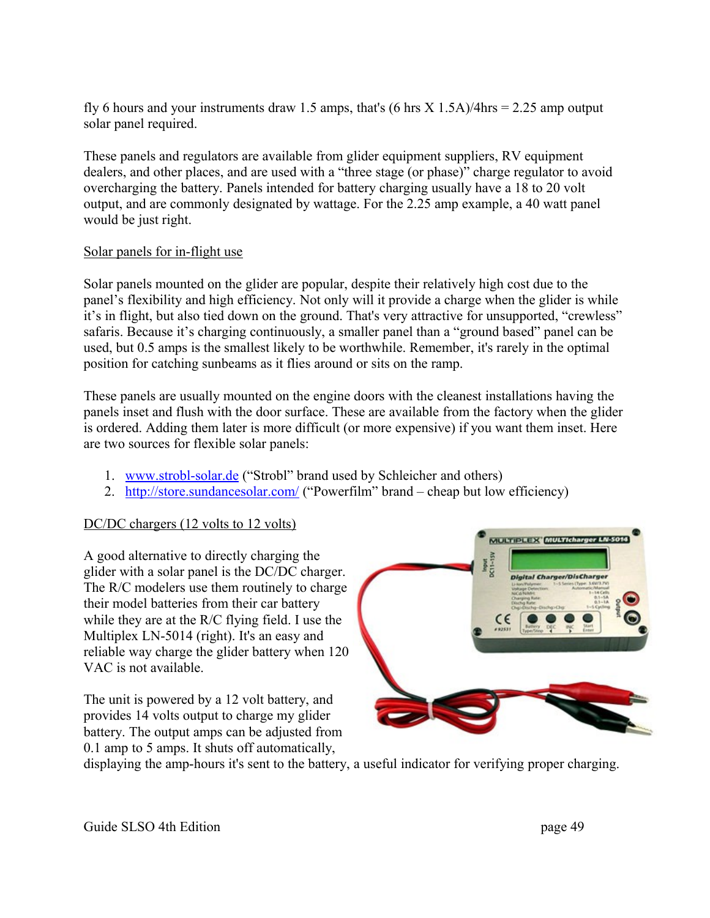fly 6 hours and your instruments draw 1.5 amps, that's (6 hrs X 1.5A)/4hrs = 2.25 amp output solar panel required.

These panels and regulators are available from glider equipment suppliers, RV equipment dealers, and other places, and are used with a "three stage (or phase)" charge regulator to avoid overcharging the battery. Panels intended for battery charging usually have a 18 to 20 volt output, and are commonly designated by wattage. For the 2.25 amp example, a 40 watt panel would be just right.

## Solar panels for in-flight use

Solar panels mounted on the glider are popular, despite their relatively high cost due to the panel's flexibility and high efficiency. Not only will it provide a charge when the glider is while it's in flight, but also tied down on the ground. That's very attractive for unsupported, "crewless" safaris. Because it's charging continuously, a smaller panel than a "ground based" panel can be used, but 0.5 amps is the smallest likely to be worthwhile. Remember, it's rarely in the optimal position for catching sunbeams as it flies around or sits on the ramp.

These panels are usually mounted on the engine doors with the cleanest installations having the panels inset and flush with the door surface. These are available from the factory when the glider is ordered. Adding them later is more difficult (or more expensive) if you want them inset. Here are two sources for flexible solar panels:

1. www.strobl-solar.de ("Strobl" brand used by Schleicher and others)
2. http://store.sundancesolar.com/ ("Powerfilm" brand – cheap but low efficiency)

## DC/DC chargers (12 volts to 12 volts)

A good alternative to directly charging the glider with a solar panel is the DC/DC charger. The R/C modelers use them routinely to charge their model batteries from their car battery while they are at the R/C flying field. I use the Multiplex LN-5014 (right). It's an easy and reliable way charge the glider battery when 120 VAC is not available.

The unit is powered by a 12 volt battery, and provides 14 volts output to charge my glider battery. The output amps can be adjusted from 0.1 amp to 5 amps. It shuts off automatically, displaying the amp-hours it's sent to the battery, a useful indicator for verifying proper charging.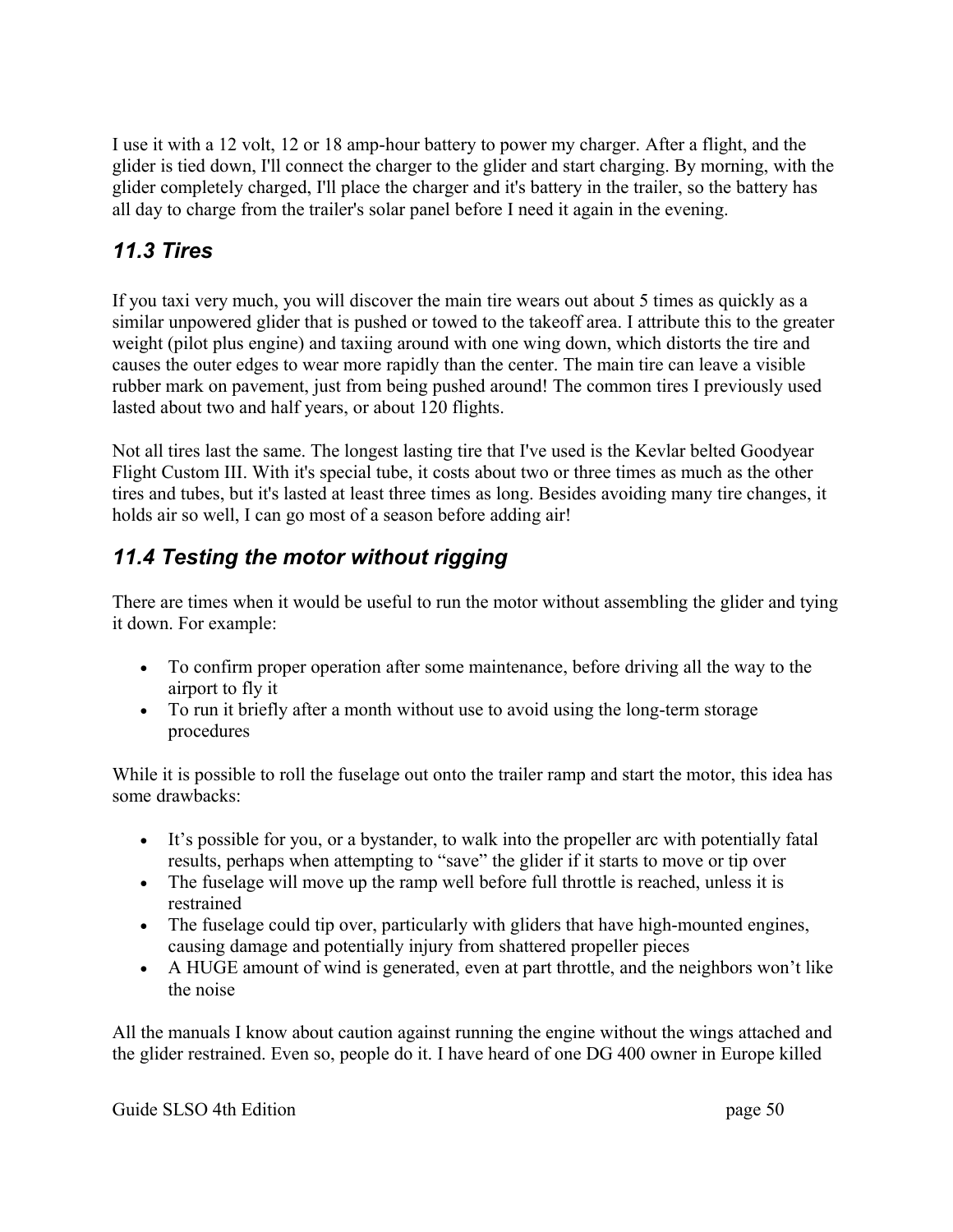I use it with a 12 volt, 12 or 18 amp-hour battery to power my charger. After a flight, and the glider is tied down, I'll connect the charger to the glider and start charging. By morning, with the glider completely charged, I'll place the charger and it's battery in the trailer, so the battery has all day to charge from the trailer's solar panel before I need it again in the evening.

### *11.3 Tires*

If you taxi very much, you will discover the main tire wears out about 5 times as quickly as a similar unpowered glider that is pushed or towed to the takeoff area. I attribute this to the greater weight (pilot plus engine) and taxiing around with one wing down, which distorts the tire and causes the outer edges to wear more rapidly than the center. The main tire can leave a visible rubber mark on pavement, just from being pushed around! The common tires I previously used lasted about two and half years, or about 120 flights.

Not all tires last the same. The longest lasting tire that I've used is the Kevlar belted Goodyear Flight Custom III. With it's special tube, it costs about two or three times as much as the other tires and tubes, but it's lasted at least three times as long. Besides avoiding many tire changes, it holds air so well, I can go most of a season before adding air!

### *11.4 Testing the motor without rigging*

There are times when it would be useful to run the motor without assembling the glider and tying it down. For example:

- To confirm proper operation after some maintenance, before driving all the way to the airport to fly it
- To run it briefly after a month without use to avoid using the long-term storage procedures

While it is possible to roll the fuselage out onto the trailer ramp and start the motor, this idea has some drawbacks:

- It's possible for you, or a bystander, to walk into the propeller arc with potentially fatal results, perhaps when attempting to "save" the glider if it starts to move or tip over
- The fuselage will move up the ramp well before full throttle is reached, unless it is restrained
- The fuselage could tip over, particularly with gliders that have high-mounted engines, causing damage and potentially injury from shattered propeller pieces
- A HUGE amount of wind is generated, even at part throttle, and the neighbors won't like the noise

All the manuals I know about caution against running the engine without the wings attached and the glider restrained. Even so, people do it. I have heard of one DG 400 owner in Europe killed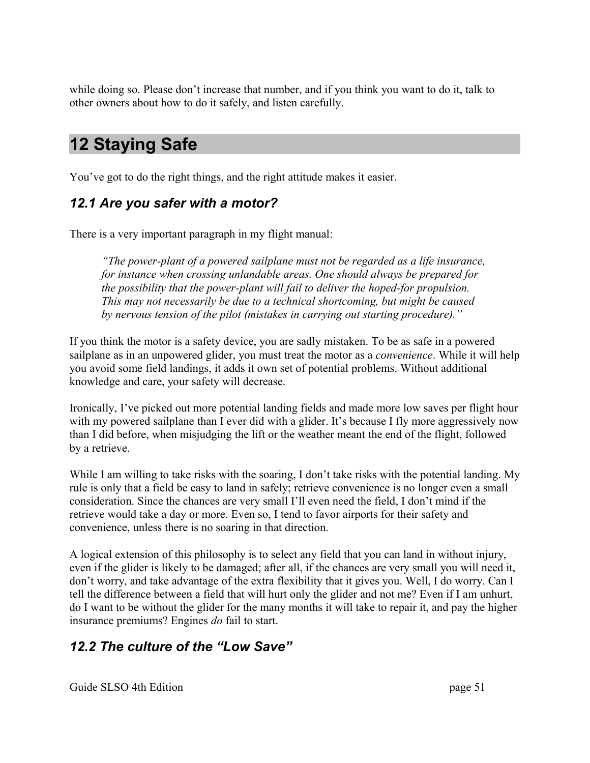while doing so. Please don’t increase that number, and if you think you want to do it, talk to other owners about how to do it safely, and listen carefully.

# 12 Staying Safe

You’ve got to do the right things, and the right attitude makes it easier.

## *12.1 Are you safer with a motor?*

There is a very important paragraph in my flight manual:

> *“The power-plant of a powered sailplane must not be regarded as a life insurance, for instance when crossing unlandable areas. One should always be prepared for the possibility that the power-plant will fail to deliver the hoped-for propulsion. This may not necessarily be due to a technical shortcoming, but might be caused by nervous tension of the pilot (mistakes in carrying out starting procedure).”*

If you think the motor is a safety device, you are sadly mistaken. To be as safe in a powered sailplane as in an unpowered glider, you must treat the motor as a *convenience*. While it will help you avoid some field landings, it adds it own set of potential problems. Without additional knowledge and care, your safety will decrease.

Ironically, I’ve picked out more potential landing fields and made more low saves per flight hour with my powered sailplane than I ever did with a glider. It’s because I fly more aggressively now than I did before, when misjudging the lift or the weather meant the end of the flight, followed by a retrieve.

While I am willing to take risks with the soaring, I don’t take risks with the potential landing. My rule is only that a field be easy to land in safely; retrieve convenience is no longer even a small consideration. Since the chances are very small I’ll even need the field, I don’t mind if the retrieve would take a day or more. Even so, I tend to favor airports for their safety and convenience, unless there is no soaring in that direction.

A logical extension of this philosophy is to select any field that you can land in without injury, even if the glider is likely to be damaged; after all, if the chances are very small you will need it, don’t worry, and take advantage of the extra flexibility that it gives you. Well, I do worry. Can I tell the difference between a field that will hurt only the glider and not me? Even if I am unhurt, do I want to be without the glider for the many months it will take to repair it, and pay the higher insurance premiums? Engines *do* fail to start.

## *12.2 The culture of the “Low Save”*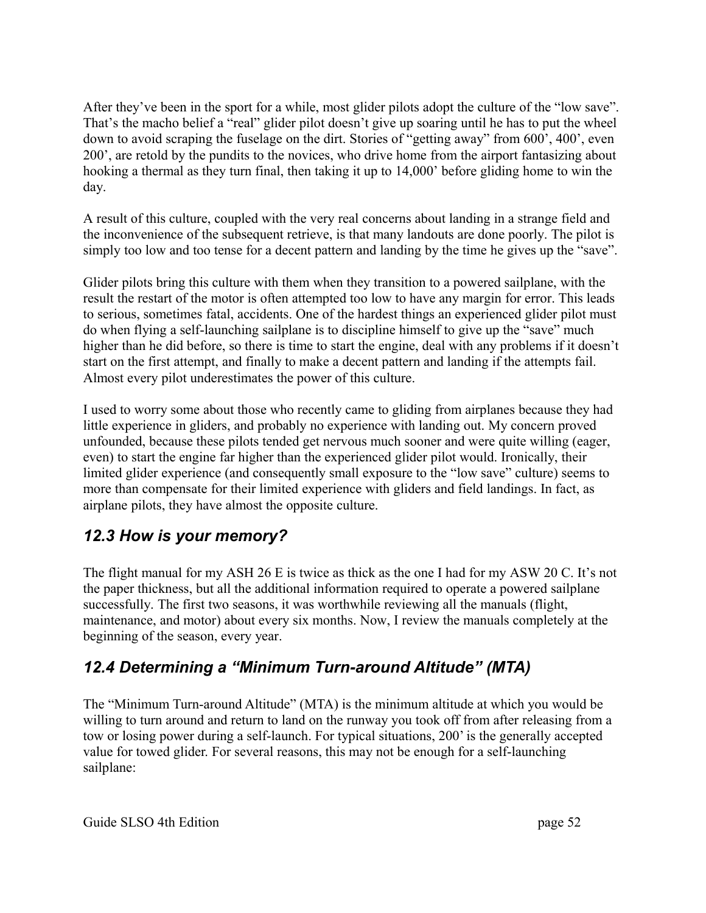After they've been in the sport for a while, most glider pilots adopt the culture of the "low save". That's the macho belief a "real" glider pilot doesn't give up soaring until he has to put the wheel down to avoid scraping the fuselage on the dirt. Stories of "getting away" from 600', 400', even 200', are retold by the pundits to the novices, who drive home from the airport fantasizing about hooking a thermal as they turn final, then taking it up to 14,000' before gliding home to win the day.

A result of this culture, coupled with the very real concerns about landing in a strange field and the inconvenience of the subsequent retrieve, is that many landouts are done poorly. The pilot is simply too low and too tense for a decent pattern and landing by the time he gives up the "save".

Glider pilots bring this culture with them when they transition to a powered sailplane, with the result the restart of the motor is often attempted too low to have any margin for error. This leads to serious, sometimes fatal, accidents. One of the hardest things an experienced glider pilot must do when flying a self-launching sailplane is to discipline himself to give up the "save" much higher than he did before, so there is time to start the engine, deal with any problems if it doesn't start on the first attempt, and finally to make a decent pattern and landing if the attempts fail. Almost every pilot underestimates the power of this culture.

I used to worry some about those who recently came to gliding from airplanes because they had little experience in gliders, and probably no experience with landing out. My concern proved unfounded, because these pilots tended get nervous much sooner and were quite willing (eager, even) to start the engine far higher than the experienced glider pilot would. Ironically, their limited glider experience (and consequently small exposure to the "low save" culture) seems to more than compensate for their limited experience with gliders and field landings. In fact, as airplane pilots, they have almost the opposite culture.

## *12.3 How is your memory?*

The flight manual for my ASH 26 E is twice as thick as the one I had for my ASW 20 C. It's not the paper thickness, but all the additional information required to operate a powered sailplane successfully. The first two seasons, it was worthwhile reviewing all the manuals (flight, maintenance, and motor) about every six months. Now, I review the manuals completely at the beginning of the season, every year.

## *12.4 Determining a "Minimum Turn-around Altitude" (MTA)*

The "Minimum Turn-around Altitude" (MTA) is the minimum altitude at which you would be willing to turn around and return to land on the runway you took off from after releasing from a tow or losing power during a self-launch. For typical situations, 200' is the generally accepted value for towed glider. For several reasons, this may not be enough for a self-launching sailplane: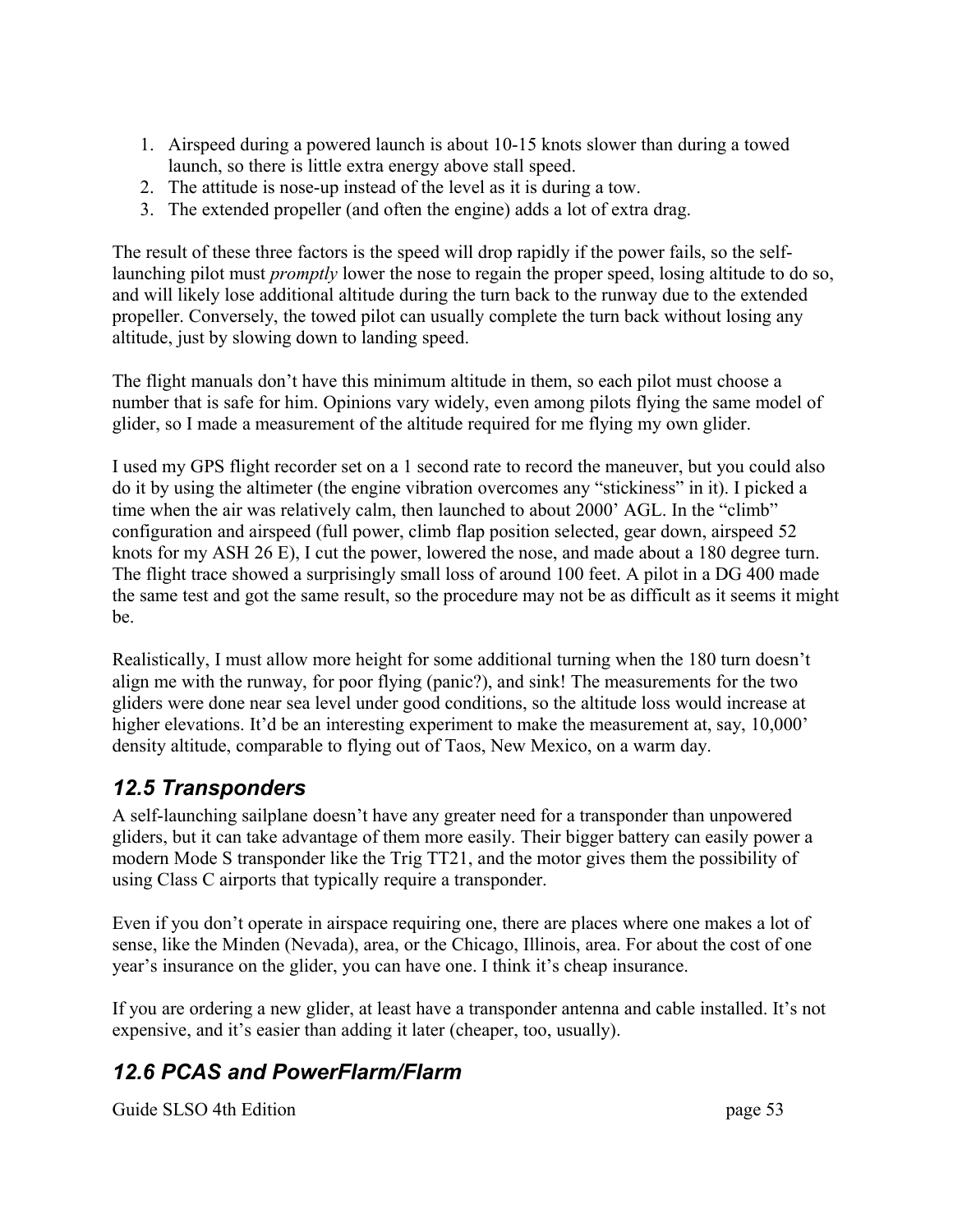1. Airspeed during a powered launch is about 10-15 knots slower than during a towed launch, so there is little extra energy above stall speed.
2. The attitude is nose-up instead of the level as it is during a tow.
3. The extended propeller (and often the engine) adds a lot of extra drag.

The result of these three factors is the speed will drop rapidly if the power fails, so the self-launching pilot must *promptly* lower the nose to regain the proper speed, losing altitude to do so, and will likely lose additional altitude during the turn back to the runway due to the extended propeller. Conversely, the towed pilot can usually complete the turn back without losing any altitude, just by slowing down to landing speed.

The flight manuals don't have this minimum altitude in them, so each pilot must choose a number that is safe for him. Opinions vary widely, even among pilots flying the same model of glider, so I made a measurement of the altitude required for me flying my own glider.

I used my GPS flight recorder set on a 1 second rate to record the maneuver, but you could also do it by using the altimeter (the engine vibration overcomes any "stickiness" in it). I picked a time when the air was relatively calm, then launched to about 2000' AGL. In the "climb" configuration and airspeed (full power, climb flap position selected, gear down, airspeed 52 knots for my ASH 26 E), I cut the power, lowered the nose, and made about a 180 degree turn. The flight trace showed a surprisingly small loss of around 100 feet. A pilot in a DG 400 made the same test and got the same result, so the procedure may not be as difficult as it seems it might be.

Realistically, I must allow more height for some additional turning when the 180 turn doesn't align me with the runway, for poor flying (panic?), and sink! The measurements for the two gliders were done near sea level under good conditions, so the altitude loss would increase at higher elevations. It'd be an interesting experiment to make the measurement at, say, 10,000' density altitude, comparable to flying out of Taos, New Mexico, on a warm day.

## *12.5 Transponders*

A self-launching sailplane doesn't have any greater need for a transponder than unpowered gliders, but it can take advantage of them more easily. Their bigger battery can easily power a modern Mode S transponder like the Trig TT21, and the motor gives them the possibility of using Class C airports that typically require a transponder.

Even if you don't operate in airspace requiring one, there are places where one makes a lot of sense, like the Minden (Nevada), area, or the Chicago, Illinois, area. For about the cost of one year's insurance on the glider, you can have one. I think it's cheap insurance.

If you are ordering a new glider, at least have a transponder antenna and cable installed. It's not expensive, and it's easier than adding it later (cheaper, too, usually).

## *12.6 PCAS and PowerFlarm/Flarm*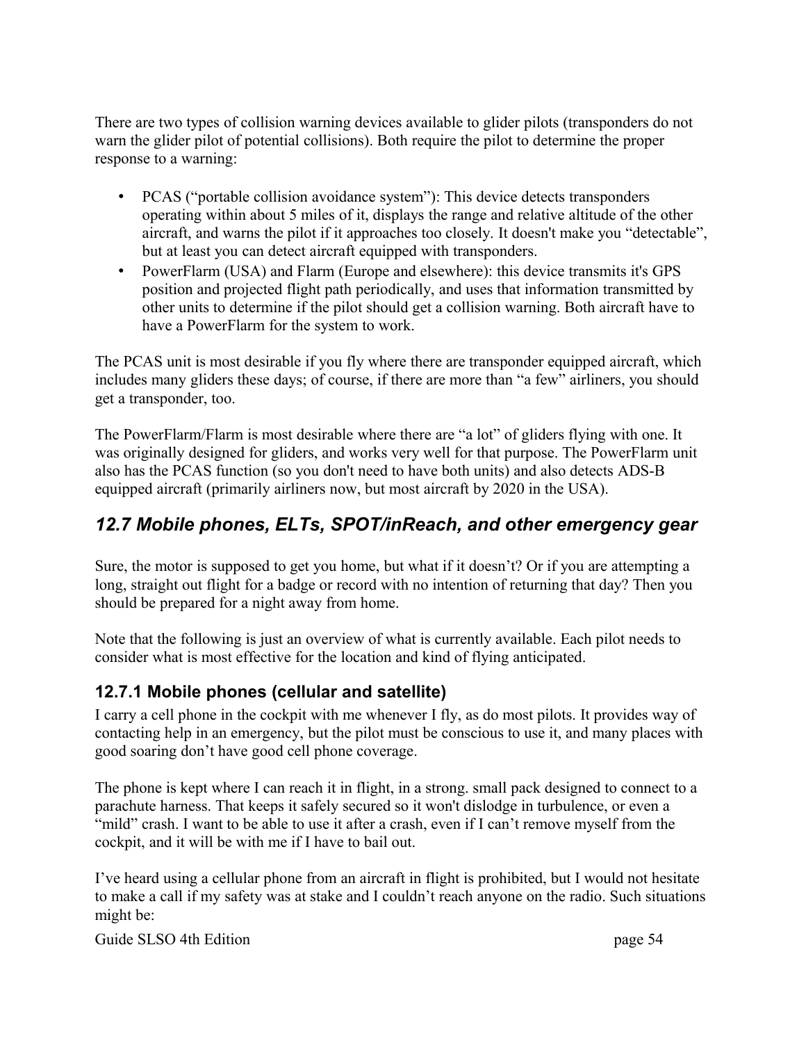There are two types of collision warning devices available to glider pilots (transponders do not warn the glider pilot of potential collisions). Both require the pilot to determine the proper response to a warning:

- PCAS ("portable collision avoidance system"): This device detects transponders operating within about 5 miles of it, displays the range and relative altitude of the other aircraft, and warns the pilot if it approaches too closely. It doesn't make you "detectable", but at least you can detect aircraft equipped with transponders.
- PowerFlarm (USA) and Flarm (Europe and elsewhere): this device transmits it's GPS position and projected flight path periodically, and uses that information transmitted by other units to determine if the pilot should get a collision warning. Both aircraft have to have a PowerFlarm for the system to work.

The PCAS unit is most desirable if you fly where there are transponder equipped aircraft, which includes many gliders these days; of course, if there are more than "a few" airliners, you should get a transponder, too.

The PowerFlarm/Flarm is most desirable where there are "a lot" of gliders flying with one. It was originally designed for gliders, and works very well for that purpose. The PowerFlarm unit also has the PCAS function (so you don't need to have both units) and also detects ADS-B equipped aircraft (primarily airliners now, but most aircraft by 2020 in the USA).

## *12.7 Mobile phones, ELTs, SPOT/inReach, and other emergency gear*

Sure, the motor is supposed to get you home, but what if it doesn't? Or if you are attempting a long, straight out flight for a badge or record with no intention of returning that day? Then you should be prepared for a night away from home.

Note that the following is just an overview of what is currently available. Each pilot needs to consider what is most effective for the location and kind of flying anticipated.

### 12.7.1 Mobile phones (cellular and satellite)

I carry a cell phone in the cockpit with me whenever I fly, as do most pilots. It provides way of contacting help in an emergency, but the pilot must be conscious to use it, and many places with good soaring don't have good cell phone coverage.

The phone is kept where I can reach it in flight, in a strong. small pack designed to connect to a parachute harness. That keeps it safely secured so it won't dislodge in turbulence, or even a "mild" crash. I want to be able to use it after a crash, even if I can't remove myself from the cockpit, and it will be with me if I have to bail out.

I've heard using a cellular phone from an aircraft in flight is prohibited, but I would not hesitate to make a call if my safety was at stake and I couldn't reach anyone on the radio. Such situations might be: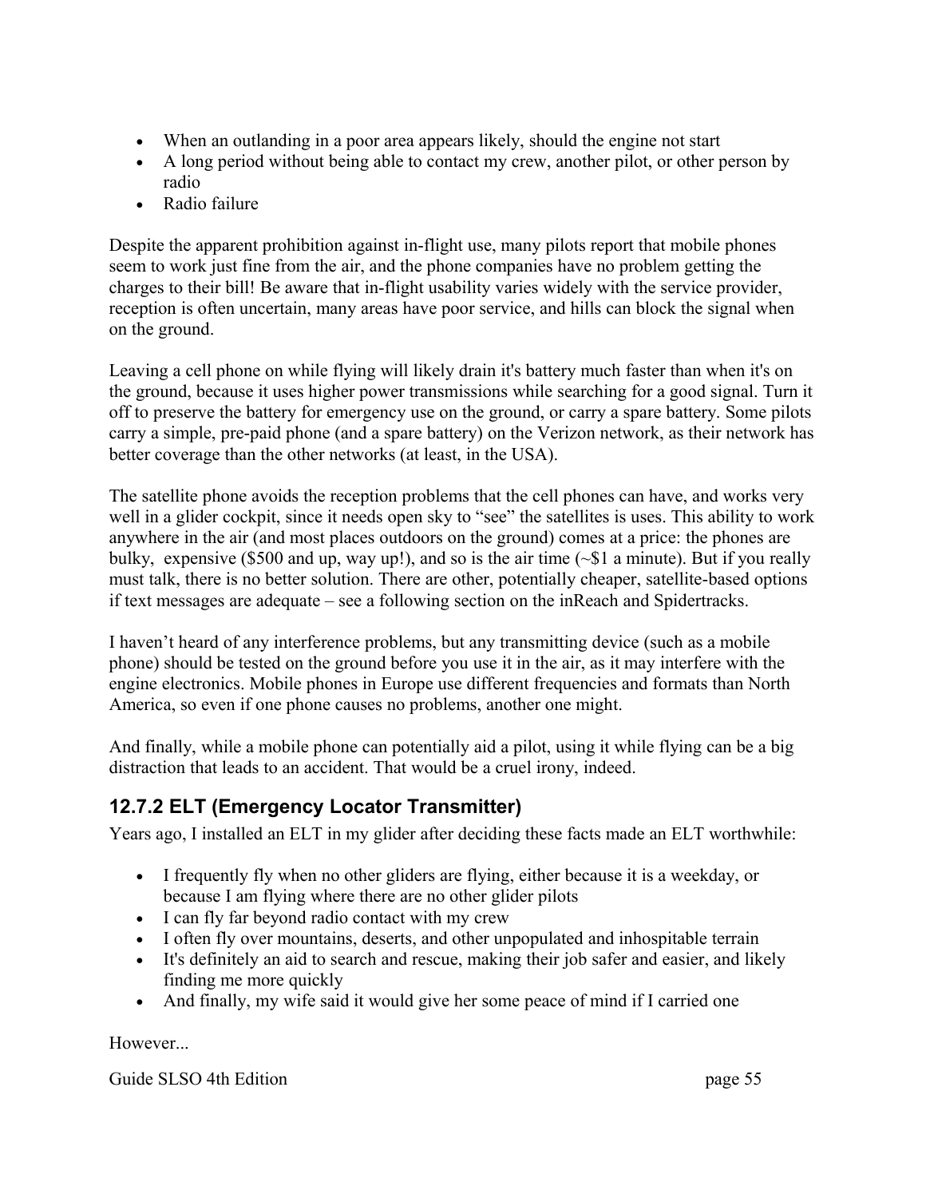- When an outlanding in a poor area appears likely, should the engine not start
- A long period without being able to contact my crew, another pilot, or other person by radio
- Radio failure

Despite the apparent prohibition against in-flight use, many pilots report that mobile phones seem to work just fine from the air, and the phone companies have no problem getting the charges to their bill! Be aware that in-flight usability varies widely with the service provider, reception is often uncertain, many areas have poor service, and hills can block the signal when on the ground.

Leaving a cell phone on while flying will likely drain it's battery much faster than when it's on the ground, because it uses higher power transmissions while searching for a good signal. Turn it off to preserve the battery for emergency use on the ground, or carry a spare battery. Some pilots carry a simple, pre-paid phone (and a spare battery) on the Verizon network, as their network has better coverage than the other networks (at least, in the USA).

The satellite phone avoids the reception problems that the cell phones can have, and works very well in a glider cockpit, since it needs open sky to "see" the satellites is uses. This ability to work anywhere in the air (and most places outdoors on the ground) comes at a price: the phones are bulky, expensive ($500 and up, way up!), and so is the air time (~$1 a minute). But if you really must talk, there is no better solution. There are other, potentially cheaper, satellite-based options if text messages are adequate – see a following section on the inReach and Spidertracks.

I haven't heard of any interference problems, but any transmitting device (such as a mobile phone) should be tested on the ground before you use it in the air, as it may interfere with the engine electronics. Mobile phones in Europe use different frequencies and formats than North America, so even if one phone causes no problems, another one might.

And finally, while a mobile phone can potentially aid a pilot, using it while flying can be a big distraction that leads to an accident. That would be a cruel irony, indeed.

### 12.7.2 ELT (Emergency Locator Transmitter)

Years ago, I installed an ELT in my glider after deciding these facts made an ELT worthwhile:

- I frequently fly when no other gliders are flying, either because it is a weekday, or because I am flying where there are no other glider pilots
- I can fly far beyond radio contact with my crew
- I often fly over mountains, deserts, and other unpopulated and inhospitable terrain
- It's definitely an aid to search and rescue, making their job safer and easier, and likely finding me more quickly
- And finally, my wife said it would give her some peace of mind if I carried one

However...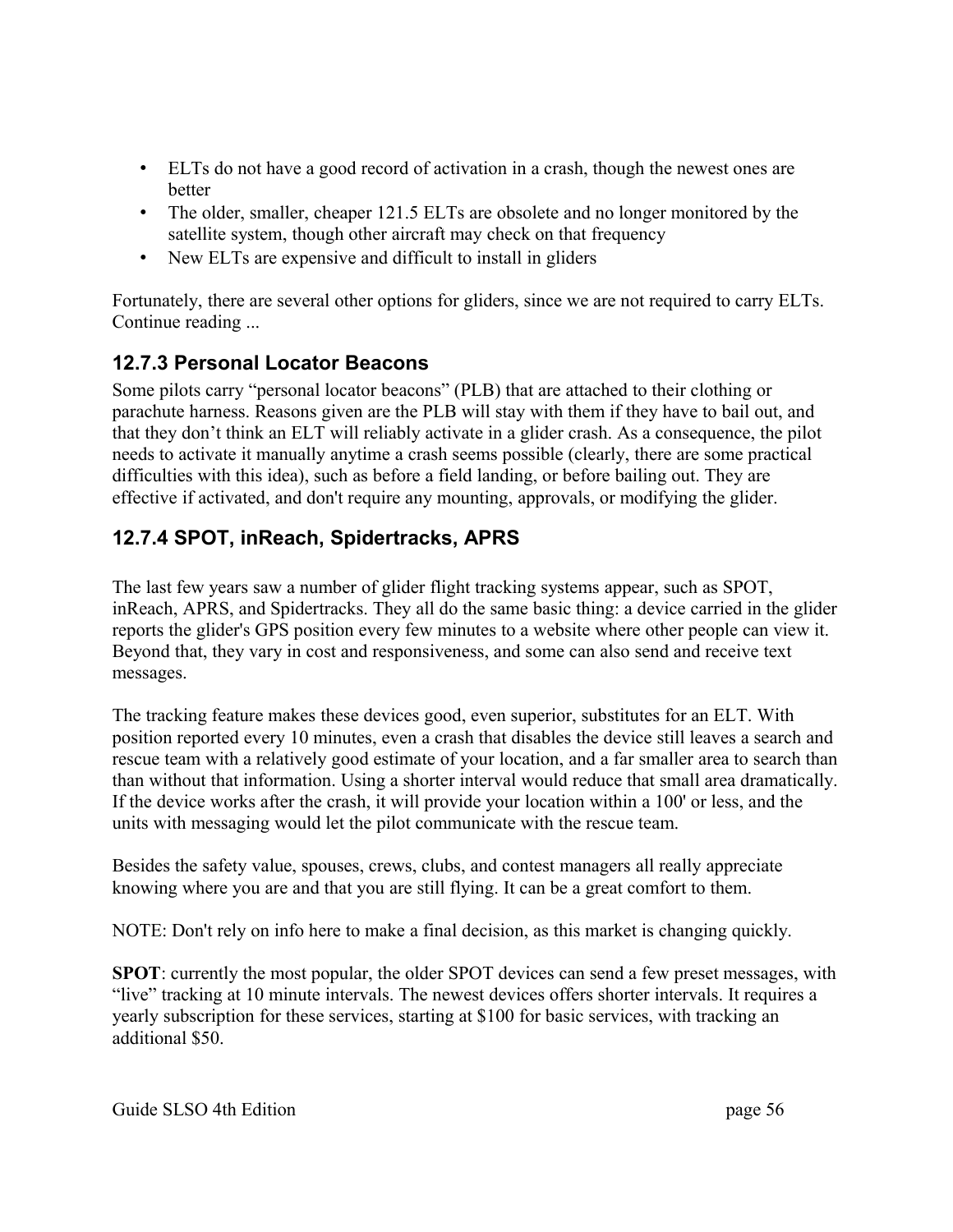- ELTs do not have a good record of activation in a crash, though the newest ones are better
- The older, smaller, cheaper 121.5 ELTs are obsolete and no longer monitored by the satellite system, though other aircraft may check on that frequency
- New ELTs are expensive and difficult to install in gliders

Fortunately, there are several other options for gliders, since we are not required to carry ELTs. Continue reading ...

### 12.7.3 Personal Locator Beacons

Some pilots carry “personal locator beacons” (PLB) that are attached to their clothing or parachute harness. Reasons given are the PLB will stay with them if they have to bail out, and that they don’t think an ELT will reliably activate in a glider crash. As a consequence, the pilot needs to activate it manually anytime a crash seems possible (clearly, there are some practical difficulties with this idea), such as before a field landing, or before bailing out. They are effective if activated, and don't require any mounting, approvals, or modifying the glider.

### 12.7.4 SPOT, inReach, Spidertracks, APRS

The last few years saw a number of glider flight tracking systems appear, such as SPOT, inReach, APRS, and Spidertracks. They all do the same basic thing: a device carried in the glider reports the glider's GPS position every few minutes to a website where other people can view it. Beyond that, they vary in cost and responsiveness, and some can also send and receive text messages.

The tracking feature makes these devices good, even superior, substitutes for an ELT. With position reported every 10 minutes, even a crash that disables the device still leaves a search and rescue team with a relatively good estimate of your location, and a far smaller area to search than than without that information. Using a shorter interval would reduce that small area dramatically. If the device works after the crash, it will provide your location within a 100' or less, and the units with messaging would let the pilot communicate with the rescue team.

Besides the safety value, spouses, crews, clubs, and contest managers all really appreciate knowing where you are and that you are still flying. It can be a great comfort to them.

NOTE: Don't rely on info here to make a final decision, as this market is changing quickly.

**SPOT**: currently the most popular, the older SPOT devices can send a few preset messages, with “live” tracking at 10 minute intervals. The newest devices offers shorter intervals. It requires a yearly subscription for these services, starting at $100 for basic services, with tracking an additional $50.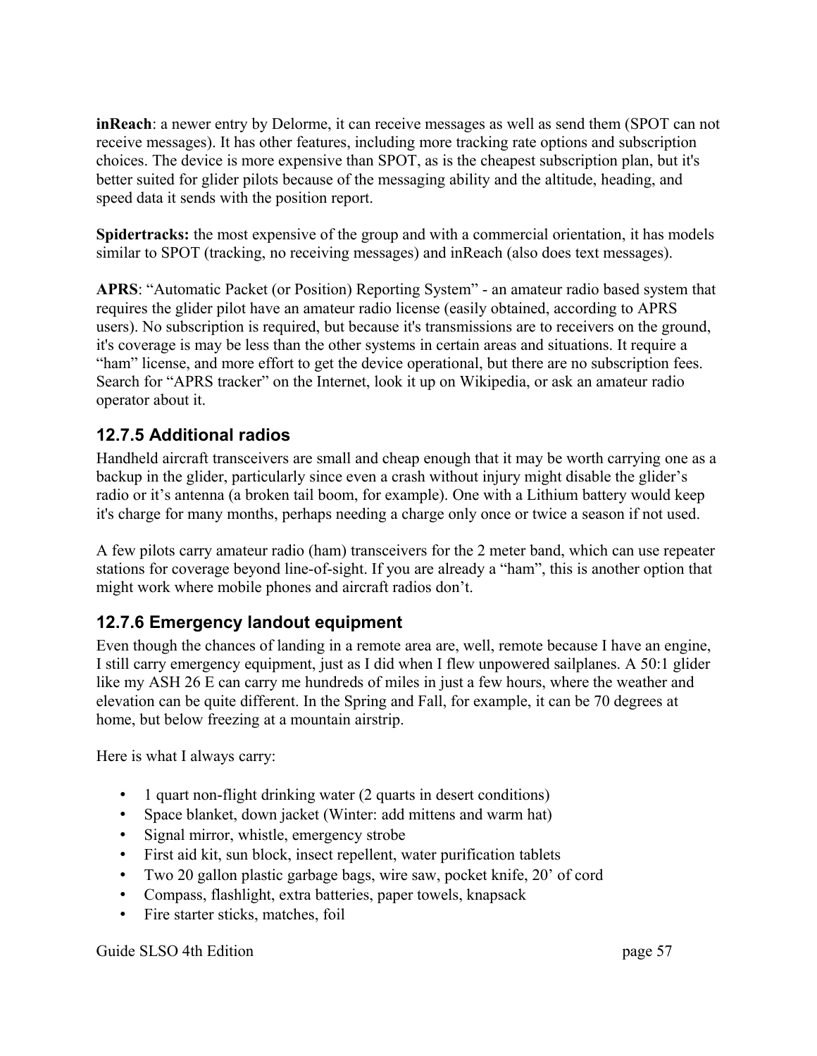**inReach**: a newer entry by Delorme, it can receive messages as well as send them (SPOT can not receive messages). It has other features, including more tracking rate options and subscription choices. The device is more expensive than SPOT, as is the cheapest subscription plan, but it's better suited for glider pilots because of the messaging ability and the altitude, heading, and speed data it sends with the position report.

**Spidertracks:** the most expensive of the group and with a commercial orientation, it has models similar to SPOT (tracking, no receiving messages) and inReach (also does text messages).

**APRS**: "Automatic Packet (or Position) Reporting System" - an amateur radio based system that requires the glider pilot have an amateur radio license (easily obtained, according to APRS users). No subscription is required, but because it's transmissions are to receivers on the ground, it's coverage is may be less than the other systems in certain areas and situations. It require a "ham" license, and more effort to get the device operational, but there are no subscription fees. Search for "APRS tracker" on the Internet, look it up on Wikipedia, or ask an amateur radio operator about it.

### 12.7.5 Additional radios

Handheld aircraft transceivers are small and cheap enough that it may be worth carrying one as a backup in the glider, particularly since even a crash without injury might disable the glider's radio or it's antenna (a broken tail boom, for example). One with a Lithium battery would keep it's charge for many months, perhaps needing a charge only once or twice a season if not used.

A few pilots carry amateur radio (ham) transceivers for the 2 meter band, which can use repeater stations for coverage beyond line-of-sight. If you are already a "ham", this is another option that might work where mobile phones and aircraft radios don't.

### 12.7.6 Emergency landout equipment

Even though the chances of landing in a remote area are, well, remote because I have an engine, I still carry emergency equipment, just as I did when I flew unpowered sailplanes. A 50:1 glider like my ASH 26 E can carry me hundreds of miles in just a few hours, where the weather and elevation can be quite different. In the Spring and Fall, for example, it can be 70 degrees at home, but below freezing at a mountain airstrip.

Here is what I always carry:

- 1 quart non-flight drinking water (2 quarts in desert conditions)
- Space blanket, down jacket (Winter: add mittens and warm hat)
- Signal mirror, whistle, emergency strobe
- First aid kit, sun block, insect repellent, water purification tablets
- Two 20 gallon plastic garbage bags, wire saw, pocket knife, 20' of cord
- Compass, flashlight, extra batteries, paper towels, knapsack
- Fire starter sticks, matches, foil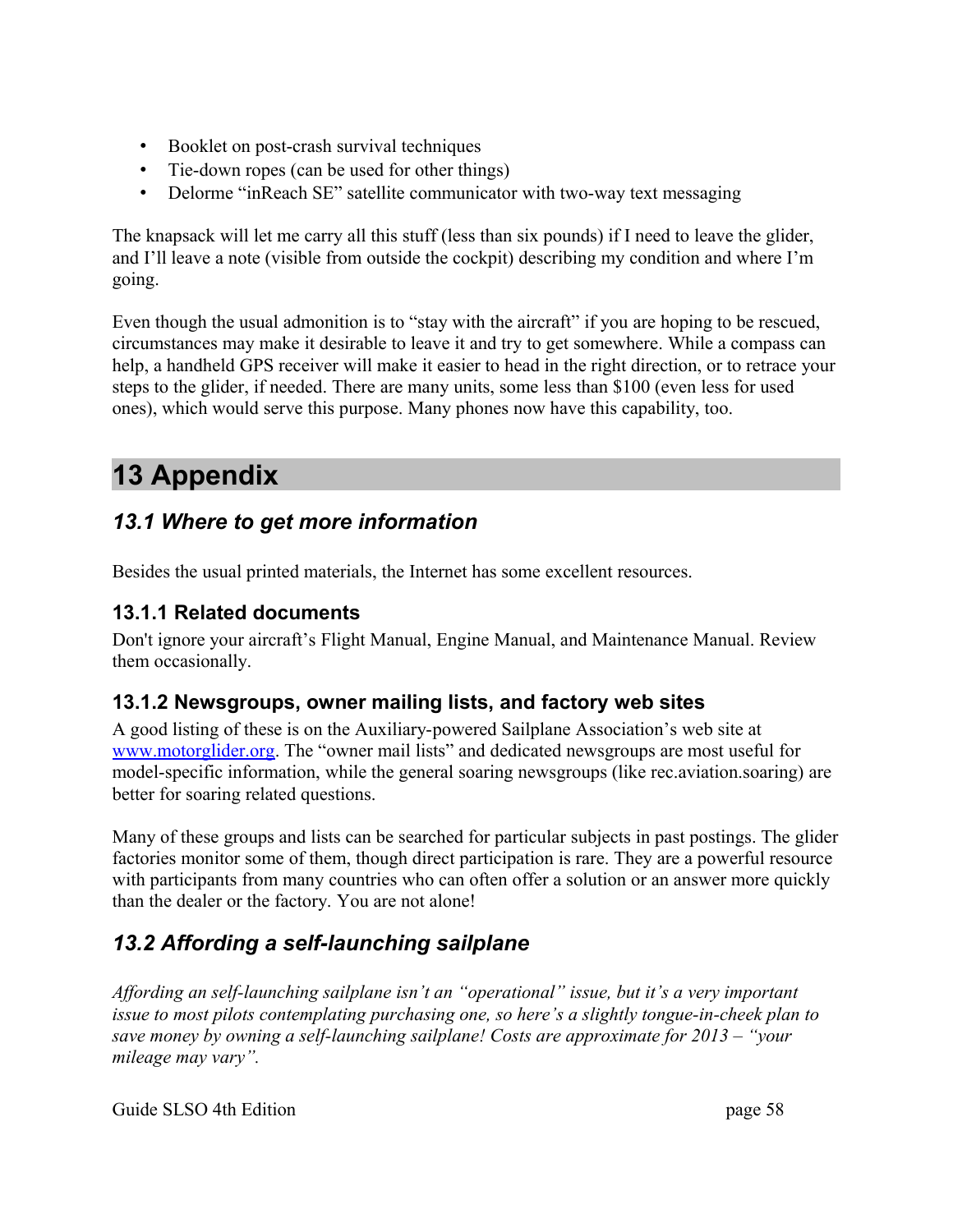- Booklet on post-crash survival techniques
- Tie-down ropes (can be used for other things)
- Delorme "inReach SE" satellite communicator with two-way text messaging

The knapsack will let me carry all this stuff (less than six pounds) if I need to leave the glider, and I'll leave a note (visible from outside the cockpit) describing my condition and where I'm going.

Even though the usual admonition is to "stay with the aircraft" if you are hoping to be rescued, circumstances may make it desirable to leave it and try to get somewhere. While a compass can help, a handheld GPS receiver will make it easier to head in the right direction, or to retrace your steps to the glider, if needed. There are many units, some less than $100 (even less for used ones), which would serve this purpose. Many phones now have this capability, too.

# 13 Appendix

## 13.1 Where to get more information

Besides the usual printed materials, the Internet has some excellent resources.

### 13.1.1 Related documents

Don't ignore your aircraft's Flight Manual, Engine Manual, and Maintenance Manual. Review them occasionally.

### 13.1.2 Newsgroups, owner mailing lists, and factory web sites

A good listing of these is on the Auxiliary-powered Sailplane Association's web site at [www.motorglider.org](www.motorglider.org). The "owner mail lists" and dedicated newsgroups are most useful for model-specific information, while the general soaring newsgroups (like rec.aviation.soaring) are better for soaring related questions.

Many of these groups and lists can be searched for particular subjects in past postings. The glider factories monitor some of them, though direct participation is rare. They are a powerful resource with participants from many countries who can often offer a solution or an answer more quickly than the dealer or the factory. You are not alone!

## 13.2 Affording a self-launching sailplane

*Affording an self-launching sailplane isn't an "operational" issue, but it's a very important issue to most pilots contemplating purchasing one, so here's a slightly tongue-in-cheek plan to save money by owning a self-launching sailplane! Costs are approximate for 2013 – "your mileage may vary".*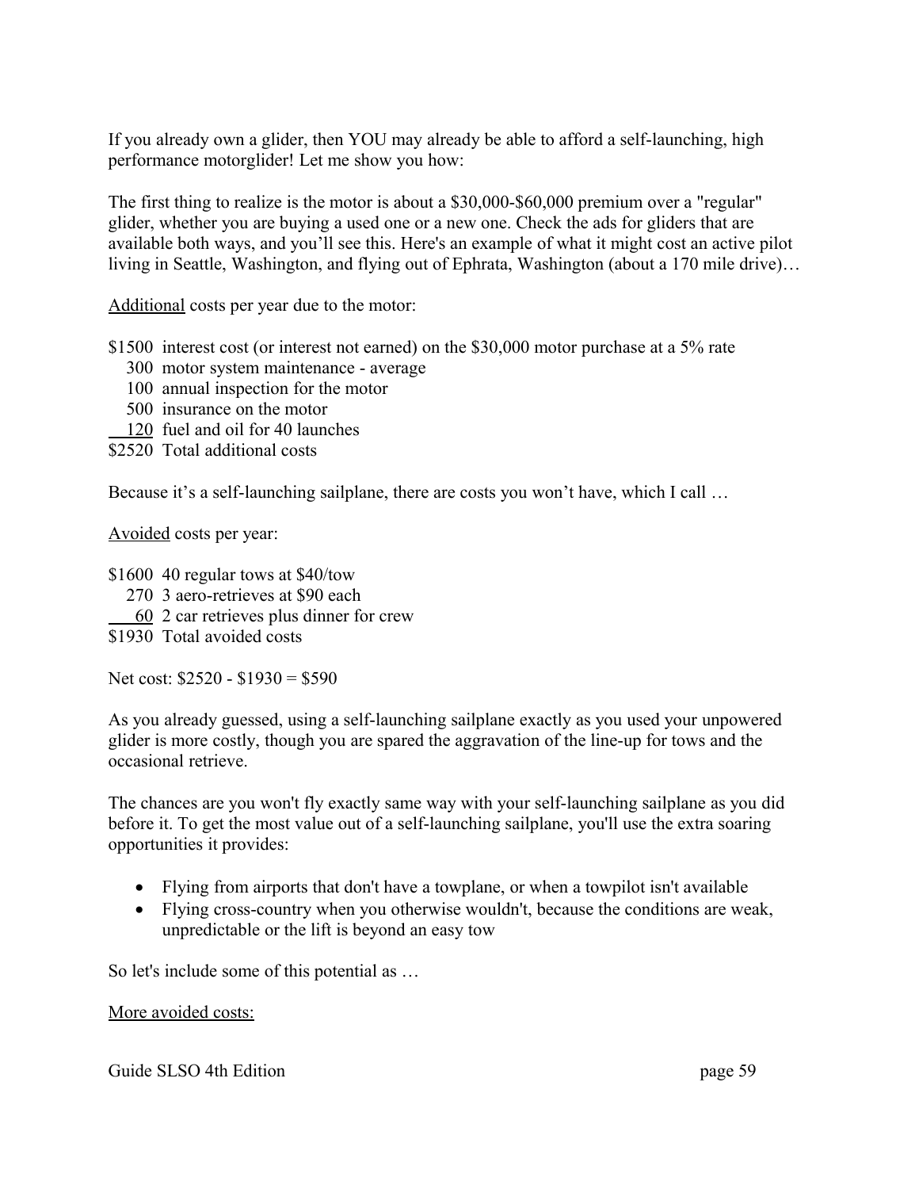If you already own a glider, then YOU may already be able to afford a self-launching, high performance motorglider! Let me show you how:

The first thing to realize is the motor is about a $30,000-$60,000 premium over a "regular" glider, whether you are buying a used one or a new one. Check the ads for gliders that are available both ways, and you'll see this. Here's an example of what it might cost an active pilot living in Seattle, Washington, and flying out of Ephrata, Washington (about a 170 mile drive)…

Additional costs per year due to the motor:

| | |
|---|---|
| $1500 | interest cost (or interest not earned) on the $30,000 motor purchase at a 5% rate |
| 300 | motor system maintenance - average |
| 100 | annual inspection for the motor |
| 500 | insurance on the motor |
| 120 | fuel and oil for 40 launches |
| $2520 | Total additional costs |

Because it's a self-launching sailplane, there are costs you won't have, which I call …

Avoided costs per year:

| | |
|---|---|
| $1600 | 40 regular tows at $40/tow |
| 270 | 3 aero-retrieves at $90 each |
| 60 | 2 car retrieves plus dinner for crew |
| $1930 | Total avoided costs |

Net cost: $2520 - $1930 = $590

As you already guessed, using a self-launching sailplane exactly as you used your unpowered glider is more costly, though you are spared the aggravation of the line-up for tows and the occasional retrieve.

The chances are you won't fly exactly same way with your self-launching sailplane as you did before it. To get the most value out of a self-launching sailplane, you'll use the extra soaring opportunities it provides:

- Flying from airports that don't have a towplane, or when a towpilot isn't available
- Flying cross-country when you otherwise wouldn't, because the conditions are weak, unpredictable or the lift is beyond an easy tow

So let's include some of this potential as …

More avoided costs: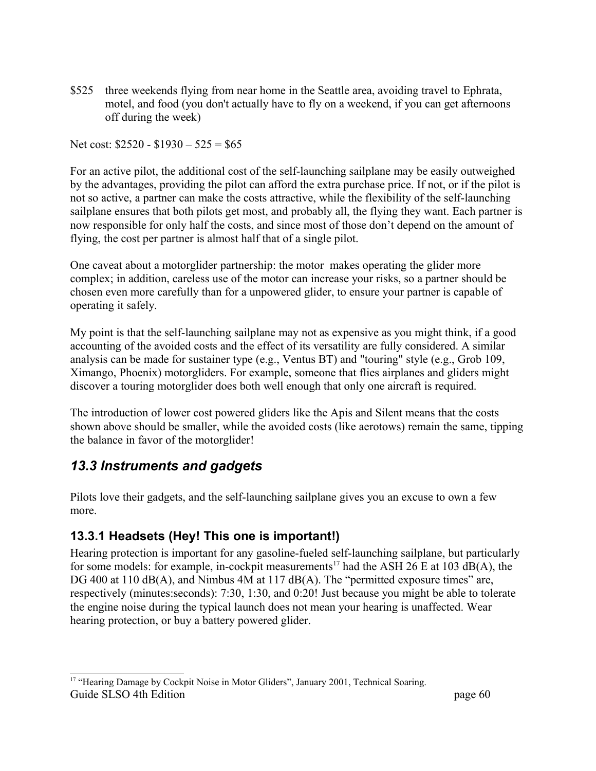\$525 three weekends flying from near home in the Seattle area, avoiding travel to Ephrata, motel, and food (you don't actually have to fly on a weekend, if you can get afternoons off during the week)

Net cost: \$2520 - \$1930 – 525 = \$65

For an active pilot, the additional cost of the self-launching sailplane may be easily outweighed by the advantages, providing the pilot can afford the extra purchase price. If not, or if the pilot is not so active, a partner can make the costs attractive, while the flexibility of the self-launching sailplane ensures that both pilots get most, and probably all, the flying they want. Each partner is now responsible for only half the costs, and since most of those don't depend on the amount of flying, the cost per partner is almost half that of a single pilot.

One caveat about a motorglider partnership: the motor makes operating the glider more complex; in addition, careless use of the motor can increase your risks, so a partner should be chosen even more carefully than for a unpowered glider, to ensure your partner is capable of operating it safely.

My point is that the self-launching sailplane may not as expensive as you might think, if a good accounting of the avoided costs and the effect of its versatility are fully considered. A similar analysis can be made for sustainer type (e.g., Ventus BT) and "touring" style (e.g., Grob 109, Ximango, Phoenix) motorgliders. For example, someone that flies airplanes and gliders might discover a touring motorglider does both well enough that only one aircraft is required.

The introduction of lower cost powered gliders like the Apis and Silent means that the costs shown above should be smaller, while the avoided costs (like aerotows) remain the same, tipping the balance in favor of the motorglider!

## *13.3 Instruments and gadgets*

Pilots love their gadgets, and the self-launching sailplane gives you an excuse to own a few more.

### 13.3.1 Headsets (Hey! This one is important!)

Hearing protection is important for any gasoline-fueled self-launching sailplane, but particularly for some models: for example, in-cockpit measurements[17] had the ASH 26 E at 103 dB(A), the DG 400 at 110 dB(A), and Nimbus 4M at 117 dB(A). The "permitted exposure times" are, respectively (minutes:seconds): 7:30, 1:30, and 0:20! Just because you might be able to tolerate the engine noise during the typical launch does not mean your hearing is unaffected. Wear hearing protection, or buy a battery powered glider.

[17] "Hearing Damage by Cockpit Noise in Motor Gliders", January 2001, Technical Soaring.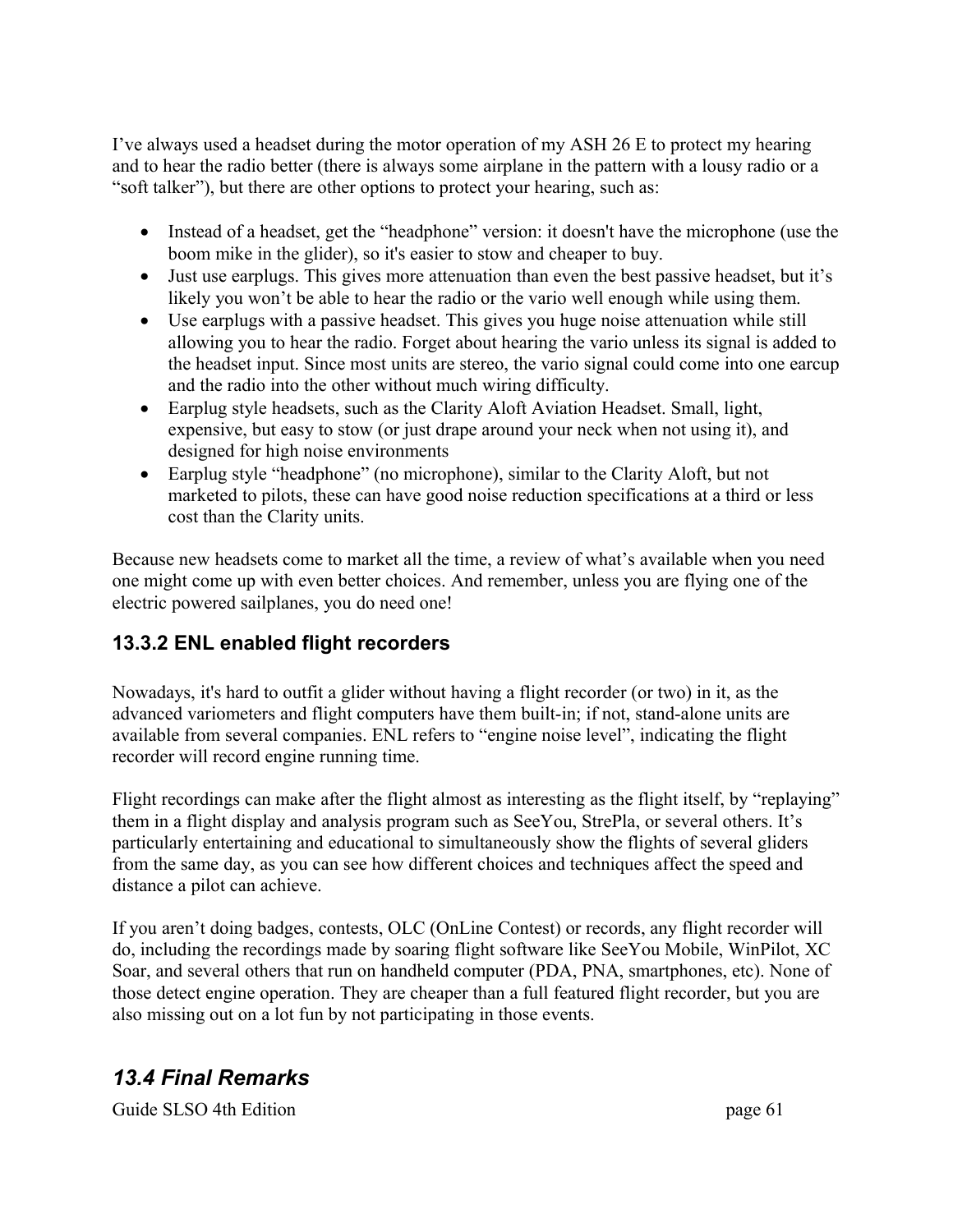I've always used a headset during the motor operation of my ASH 26 E to protect my hearing and to hear the radio better (there is always some airplane in the pattern with a lousy radio or a "soft talker"), but there are other options to protect your hearing, such as:

- Instead of a headset, get the "headphone" version: it doesn't have the microphone (use the boom mike in the glider), so it's easier to stow and cheaper to buy.
- Just use earplugs. This gives more attenuation than even the best passive headset, but it's likely you won't be able to hear the radio or the vario well enough while using them.
- Use earplugs with a passive headset. This gives you huge noise attenuation while still allowing you to hear the radio. Forget about hearing the vario unless its signal is added to the headset input. Since most units are stereo, the vario signal could come into one earcup and the radio into the other without much wiring difficulty.
- Earplug style headsets, such as the Clarity Aloft Aviation Headset. Small, light, expensive, but easy to stow (or just drape around your neck when not using it), and designed for high noise environments
- Earplug style "headphone" (no microphone), similar to the Clarity Aloft, but not marketed to pilots, these can have good noise reduction specifications at a third or less cost than the Clarity units.

Because new headsets come to market all the time, a review of what's available when you need one might come up with even better choices. And remember, unless you are flying one of the electric powered sailplanes, you do need one!

### 13.3.2 ENL enabled flight recorders

Nowadays, it's hard to outfit a glider without having a flight recorder (or two) in it, as the advanced variometers and flight computers have them built-in; if not, stand-alone units are available from several companies. ENL refers to "engine noise level", indicating the flight recorder will record engine running time.

Flight recordings can make after the flight almost as interesting as the flight itself, by "replaying" them in a flight display and analysis program such as SeeYou, StrePla, or several others. It's particularly entertaining and educational to simultaneously show the flights of several gliders from the same day, as you can see how different choices and techniques affect the speed and distance a pilot can achieve.

If you aren't doing badges, contests, OLC (OnLine Contest) or records, any flight recorder will do, including the recordings made by soaring flight software like SeeYou Mobile, WinPilot, XC Soar, and several others that run on handheld computer (PDA, PNA, smartphones, etc). None of those detect engine operation. They are cheaper than a full featured flight recorder, but you are also missing out on a lot fun by not participating in those events.

## *13.4 Final Remarks*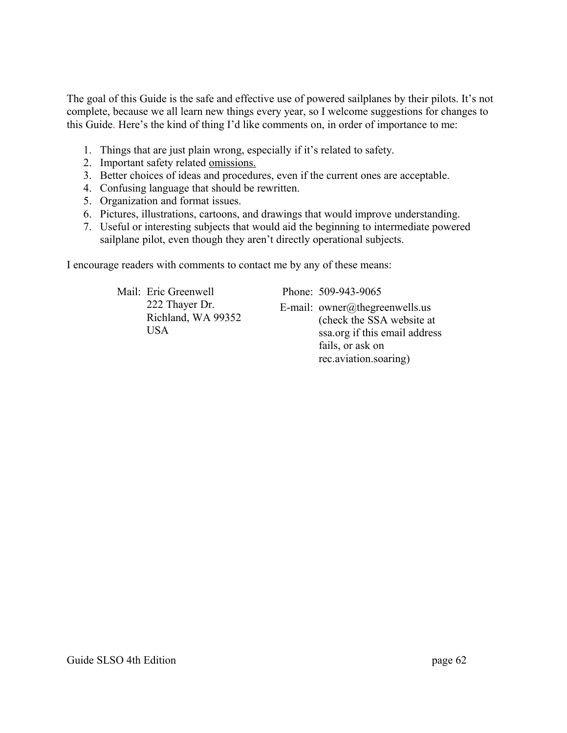The goal of this Guide is the safe and effective use of powered sailplanes by their pilots. It's not complete, because we all learn new things every year, so I welcome suggestions for changes to this Guide. Here's the kind of thing I'd like comments on, in order of importance to me:

1. Things that are just plain wrong, especially if it's related to safety.
2. Important safety related omissions.
3. Better choices of ideas and procedures, even if the current ones are acceptable.
4. Confusing language that should be rewritten.
5. Organization and format issues.
6. Pictures, illustrations, cartoons, and drawings that would improve understanding.
7. Useful or interesting subjects that would aid the beginning to intermediate powered sailplane pilot, even though they aren't directly operational subjects.

I encourage readers with comments to contact me by any of these means:

Mail: Eric Greenwell
222 Thayer Dr.
Richland, WA 99352
USA

Phone: 509-943-9065

E-mail: owner@thegreenwells.us (check the SSA website at ssa.org if this email address fails, or ask on rec.aviation.soaring)